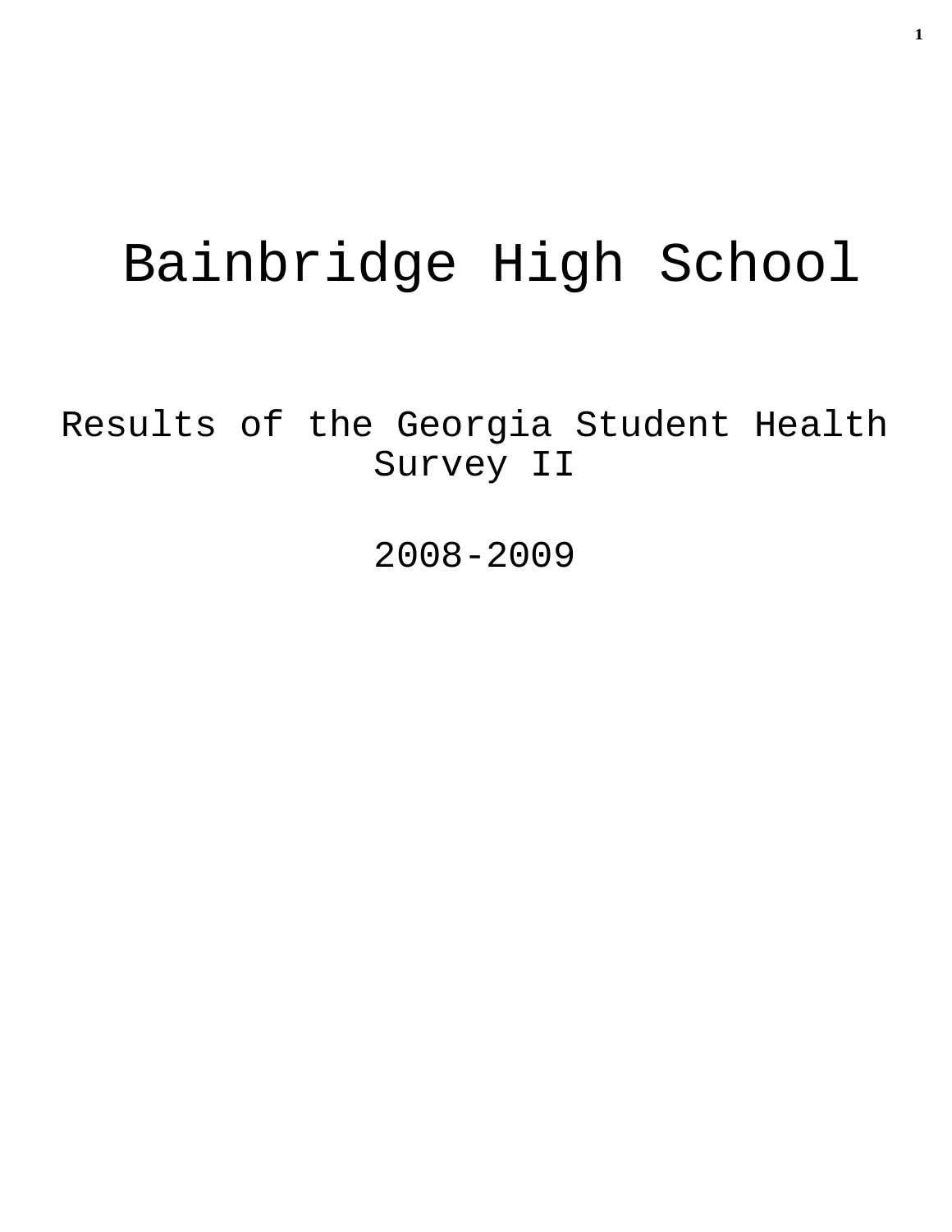# Bainbridge High School

Results of the Georgia Student Health Survey II

2008-2009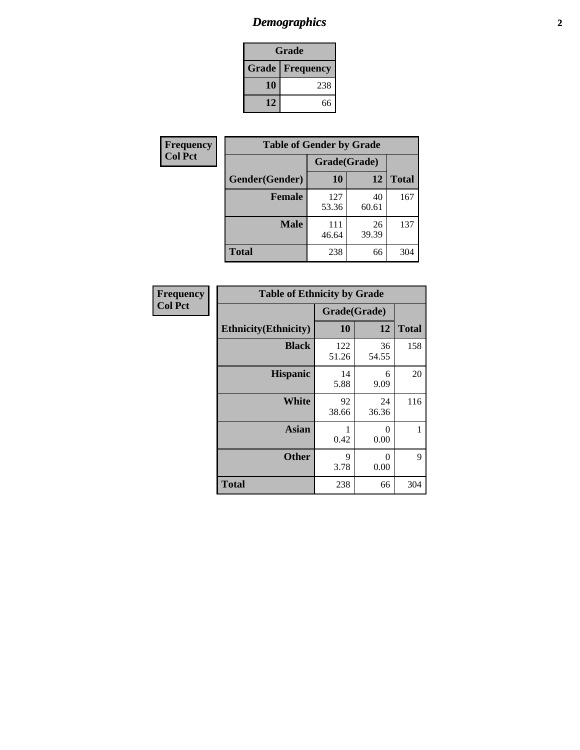# *Demographics*

| Grade | |
|---|---|
| **Grade** | **Frequency** |
| **10** | 238 |
| **12** | 66 |

**Frequency**
**Col Pct**

| Table of Gender by Grade | | | |
|---|---|---|---|
| | Grade(Grade) | | |
| **Gender(Gender)** | **10** | **12** | **Total** |
| **Female** | 127<br>53.36 | 40<br>60.61 | 167 |
| **Male** | 111<br>46.64 | 26<br>39.39 | 137 |
| **Total** | 238 | 66 | 304 |

**Frequency**
**Col Pct**

| Table of Ethnicity by Grade | | | |
|---|---|---|---|
| | Grade(Grade) | | |
| **Ethnicity(Ethnicity)** | **10** | **12** | **Total** |
| **Black** | 122<br>51.26 | 36<br>54.55 | 158 |
| **Hispanic** | 14<br>5.88 | 6<br>9.09 | 20 |
| **White** | 92<br>38.66 | 24<br>36.36 | 116 |
| **Asian** | 1<br>0.42 | 0<br>0.00 | 1 |
| **Other** | 9<br>3.78 | 0<br>0.00 | 9 |
| **Total** | 238 | 66 | 304 |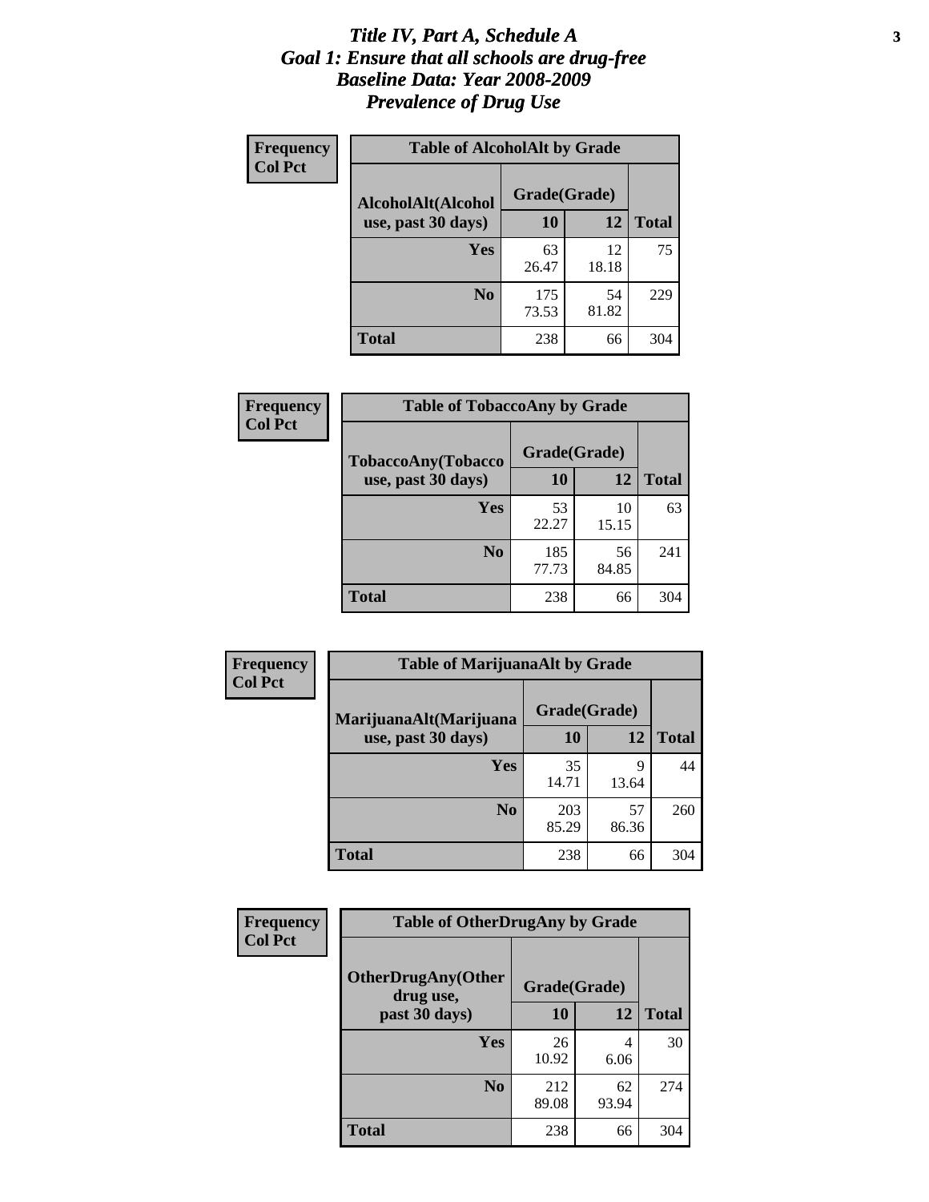# *Title IV, Part A, Schedule A*
# *Goal 1: Ensure that all schools are drug-free*
# *Baseline Data: Year 2008-2009*
# *Prevalence of Drug Use*

**Frequency**
**Col Pct**

**Table of AlcoholAlt by Grade**

| AlcoholAlt(Alcohol use, past 30 days) | Grade(Grade) | | Total |
|---|---|---|---|
| | 10 | 12 | |
| Yes | 63<br>26.47 | 12<br>18.18 | 75 |
| No | 175<br>73.53 | 54<br>81.82 | 229 |
| Total | 238 | 66 | 304 |

**Frequency**
**Col Pct**

**Table of TobaccoAny by Grade**

| TobaccoAny(Tobacco use, past 30 days) | Grade(Grade) | | Total |
|---|---|---|---|
| | 10 | 12 | |
| Yes | 53<br>22.27 | 10<br>15.15 | 63 |
| No | 185<br>77.73 | 56<br>84.85 | 241 |
| Total | 238 | 66 | 304 |

**Frequency**
**Col Pct**

**Table of MarijuanaAlt by Grade**

| MarijuanaAlt(Marijuana use, past 30 days) | Grade(Grade) | | Total |
|---|---|---|---|
| | 10 | 12 | |
| Yes | 35<br>14.71 | 9<br>13.64 | 44 |
| No | 203<br>85.29 | 57<br>86.36 | 260 |
| Total | 238 | 66 | 304 |

**Frequency**
**Col Pct**

**Table of OtherDrugAny by Grade**

| OtherDrugAny(Other drug use, past 30 days) | Grade(Grade) | | Total |
|---|---|---|---|
| | 10 | 12 | |
| Yes | 26<br>10.92 | 4<br>6.06 | 30 |
| No | 212<br>89.08 | 62<br>93.94 | 274 |
| Total | 238 | 66 | 304 |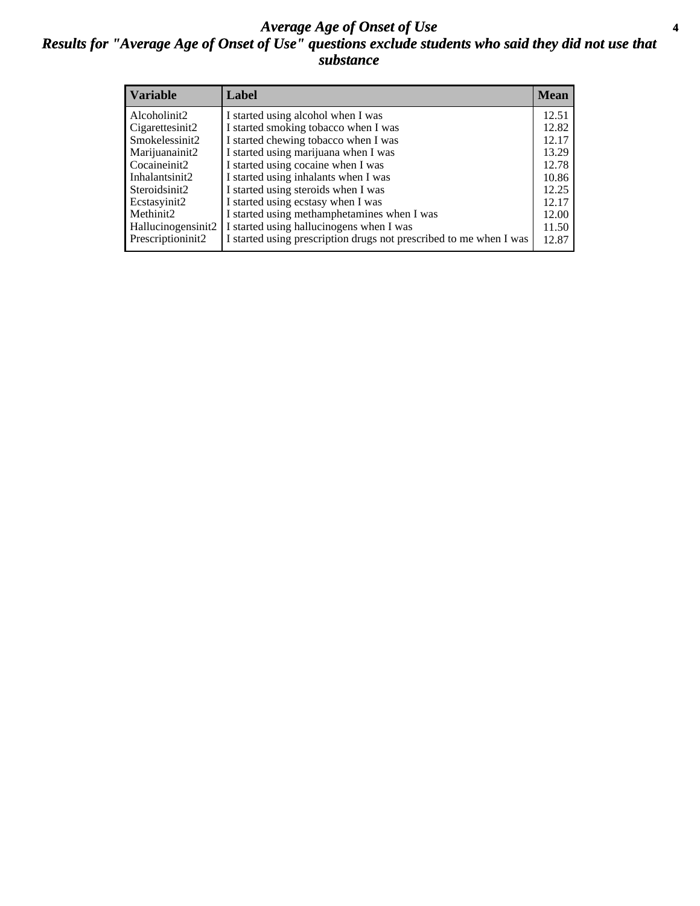# *Average Age of Onset of Use*

## *Results for "Average Age of Onset of Use" questions exclude students who said they did not use that substance*

| Variable | Label | Mean |
|---|---|---|
| Alcoholinit2 | I started using alcohol when I was | 12.51 |
| Cigarettesinit2 | I started smoking tobacco when I was | 12.82 |
| Smokelessinit2 | I started chewing tobacco when I was | 12.17 |
| Marijuanainit2 | I started using marijuana when I was | 13.29 |
| Cocaineinit2 | I started using cocaine when I was | 12.78 |
| Inhalantsinit2 | I started using inhalants when I was | 10.86 |
| Steroidsinit2 | I started using steroids when I was | 12.25 |
| Ecstasyinit2 | I started using ecstasy when I was | 12.17 |
| Methinit2 | I started using methamphetamines when I was | 12.00 |
| Hallucinogensinit2 | I started using hallucinogens when I was | 11.50 |
| Prescriptioninit2 | I started using prescription drugs not prescribed to me when I was | 12.87 |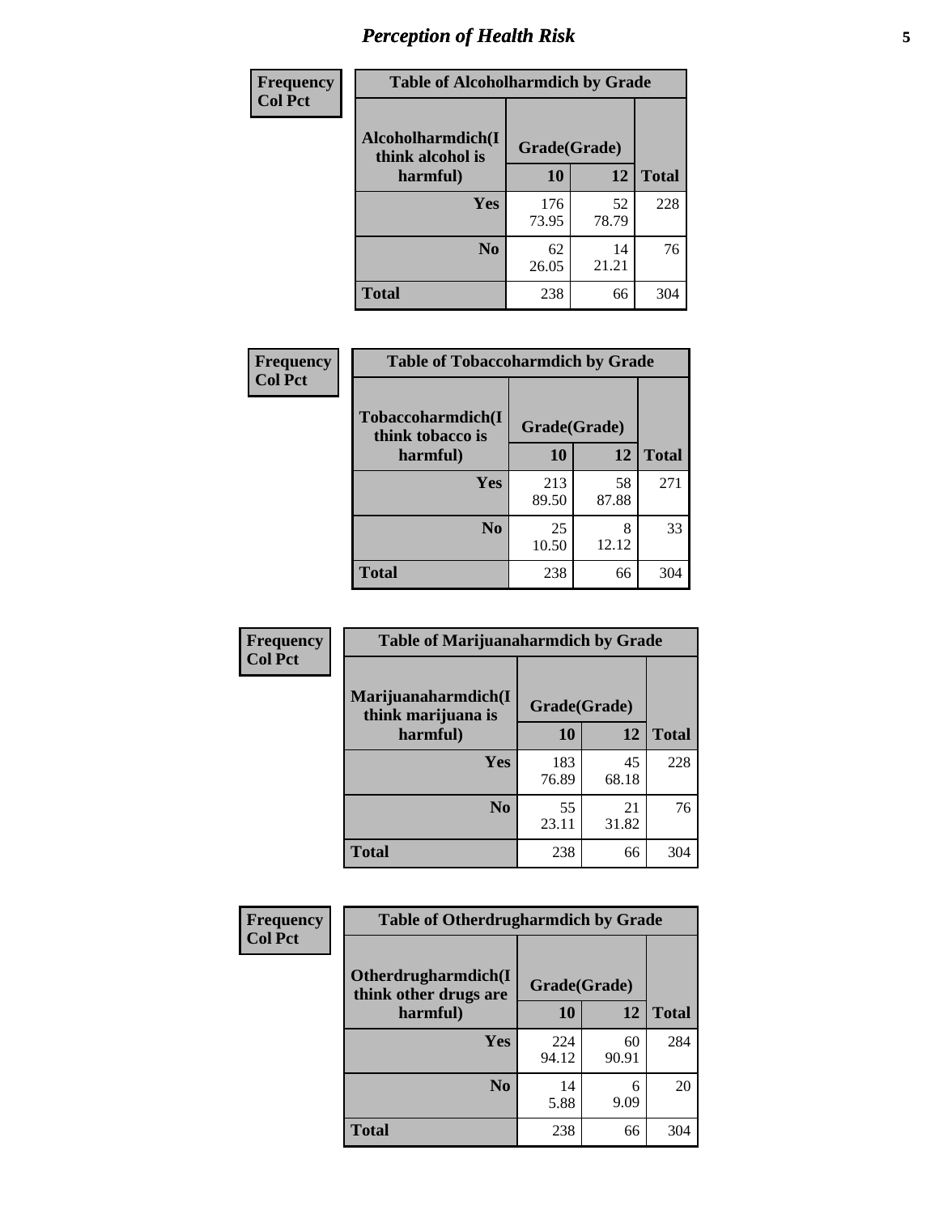# Perception of Health Risk

**Frequency**
**Col Pct**

| Table of Alcoholharmdich by Grade | | | |
|---|---|---|---|
| **Alcoholharmdich(I think alcohol is harmful)** | **Grade(Grade)** | | **Total** |
| | **10** | **12** | |
| **Yes** | 176<br>73.95 | 52<br>78.79 | 228 |
| **No** | 62<br>26.05 | 14<br>21.21 | 76 |
| **Total** | 238 | 66 | 304 |

**Frequency**
**Col Pct**

| Table of Tobaccoharmdich by Grade | | | |
|---|---|---|---|
| **Tobaccoharmdich(I think tobacco is harmful)** | **Grade(Grade)** | | **Total** |
| | **10** | **12** | |
| **Yes** | 213<br>89.50 | 58<br>87.88 | 271 |
| **No** | 25<br>10.50 | 8<br>12.12 | 33 |
| **Total** | 238 | 66 | 304 |

**Frequency**
**Col Pct**

| Table of Marijuanaharmdich by Grade | | | |
|---|---|---|---|
| **Marijuanaharmdich(I think marijuana is harmful)** | **Grade(Grade)** | | **Total** |
| | **10** | **12** | |
| **Yes** | 183<br>76.89 | 45<br>68.18 | 228 |
| **No** | 55<br>23.11 | 21<br>31.82 | 76 |
| **Total** | 238 | 66 | 304 |

**Frequency**
**Col Pct**

| Table of Otherdrugharmdich by Grade | | | |
|---|---|---|---|
| **Otherdrugharmdich(I think other drugs are harmful)** | **Grade(Grade)** | | **Total** |
| | **10** | **12** | |
| **Yes** | 224<br>94.12 | 60<br>90.91 | 284 |
| **No** | 14<br>5.88 | 6<br>9.09 | 20 |
| **Total** | 238 | 66 | 304 |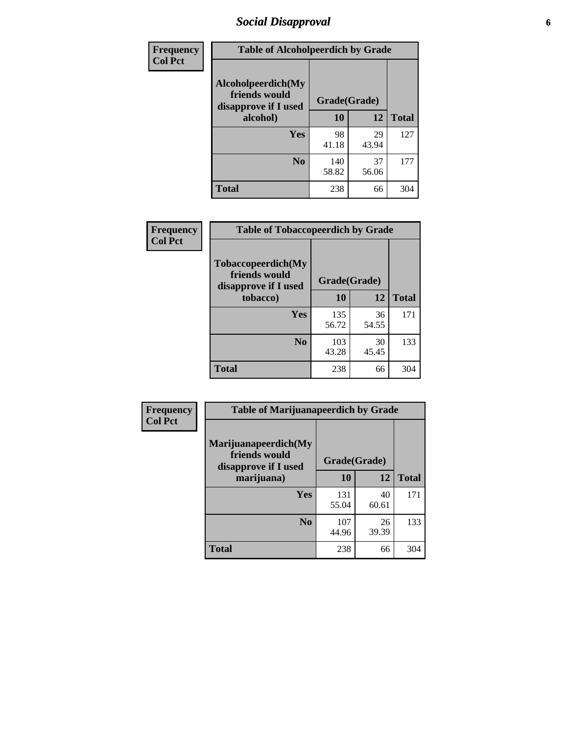## Social Disapproval

**Frequency**
**Col Pct**

**Table of Alcoholpeerdich by Grade**

| Alcoholpeerdich(My friends would disapprove if I used alcohol) | Grade(Grade) | | |
|---|---|---|---|
| | 10 | 12 | Total |
| Yes | 98<br>41.18 | 29<br>43.94 | 127 |
| No | 140<br>58.82 | 37<br>56.06 | 177 |
| Total | 238 | 66 | 304 |

**Frequency**
**Col Pct**

**Table of Tobaccopeerdich by Grade**

| Tobaccopeerdich(My friends would disapprove if I used tobacco) | Grade(Grade) | | |
|---|---|---|---|
| | 10 | 12 | Total |
| Yes | 135<br>56.72 | 36<br>54.55 | 171 |
| No | 103<br>43.28 | 30<br>45.45 | 133 |
| Total | 238 | 66 | 304 |

**Frequency**
**Col Pct**

**Table of Marijuanapeerdich by Grade**

| Marijuanapeerdich(My friends would disapprove if I used marijuana) | Grade(Grade) | | |
|---|---|---|---|
| | 10 | 12 | Total |
| Yes | 131<br>55.04 | 40<br>60.61 | 171 |
| No | 107<br>44.96 | 26<br>39.39 | 133 |
| Total | 238 | 66 | 304 |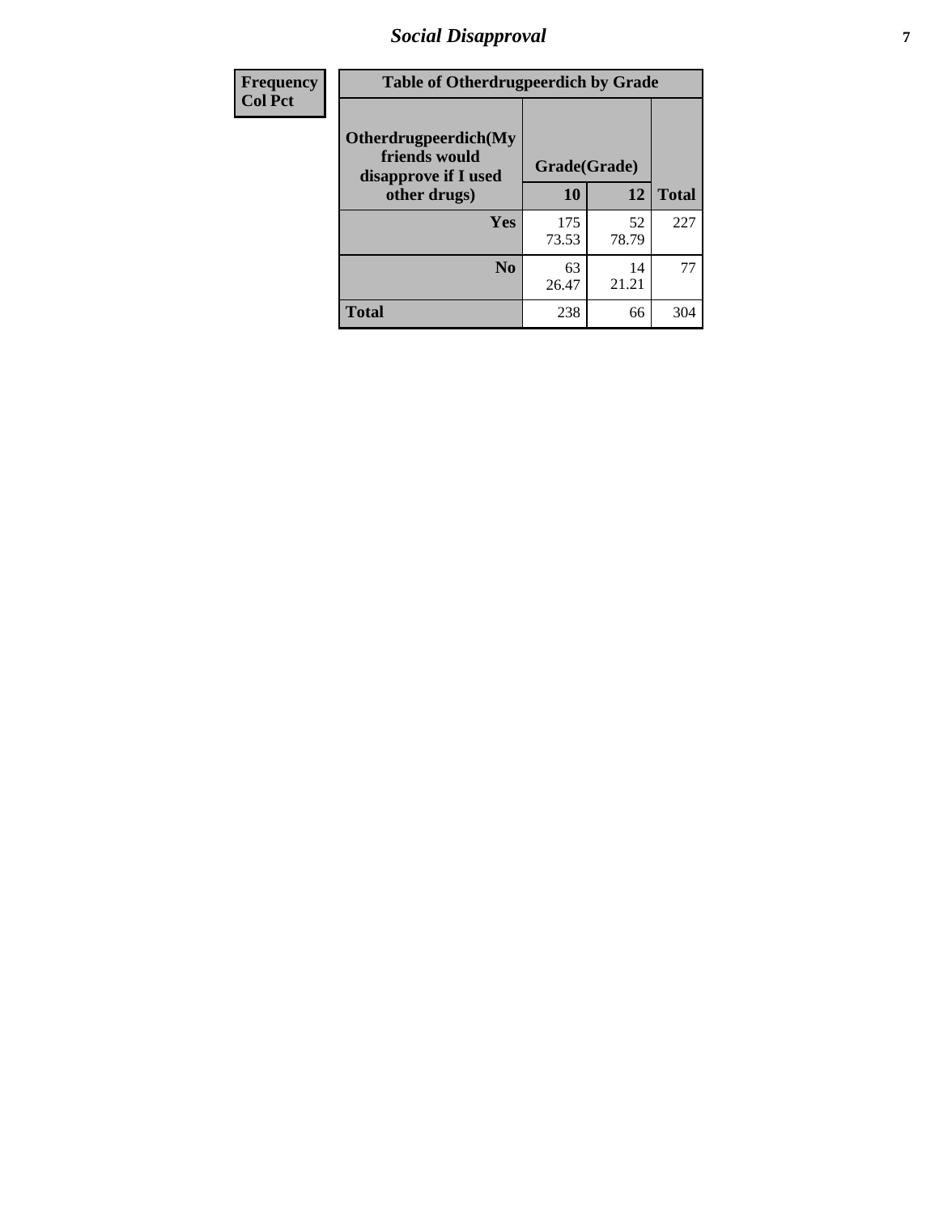| Frequency Col Pct | Table of Otherdrugpeerdich by Grade | | |
|---|---|---|---|
| Otherdrugpeerdich(My friends would disapprove if I used other drugs) | Grade(Grade) | | |
| | 10 | 12 | Total |
| Yes | 175 73.53 | 52 78.79 | 227 |
| No | 63 26.47 | 14 21.21 | 77 |
| Total | 238 | 66 | 304 |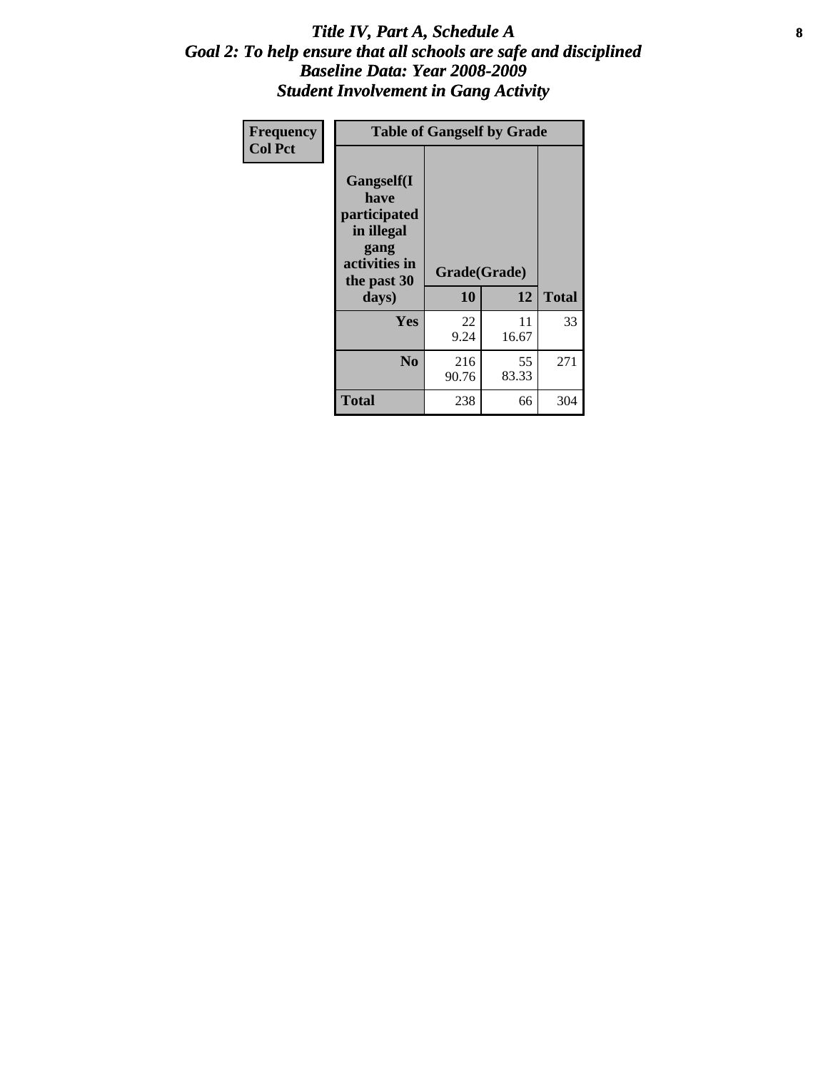# *Title IV, Part A, Schedule A*
## *Goal 2: To help ensure that all schools are safe and disciplined*
## *Baseline Data: Year 2008-2009*
## *Student Involvement in Gang Activity*

| Frequency<br>Col Pct | Table of Gangself by Grade | | |
|---|---|---|---|
| Gangself(I have participated in illegal gang activities in the past 30 days) | Grade(Grade) | | |
| | 10 | 12 | Total |
| Yes | 22<br>9.24 | 11<br>16.67 | 33 |
| No | 216<br>90.76 | 55<br>83.33 | 271 |
| Total | 238 | 66 | 304 |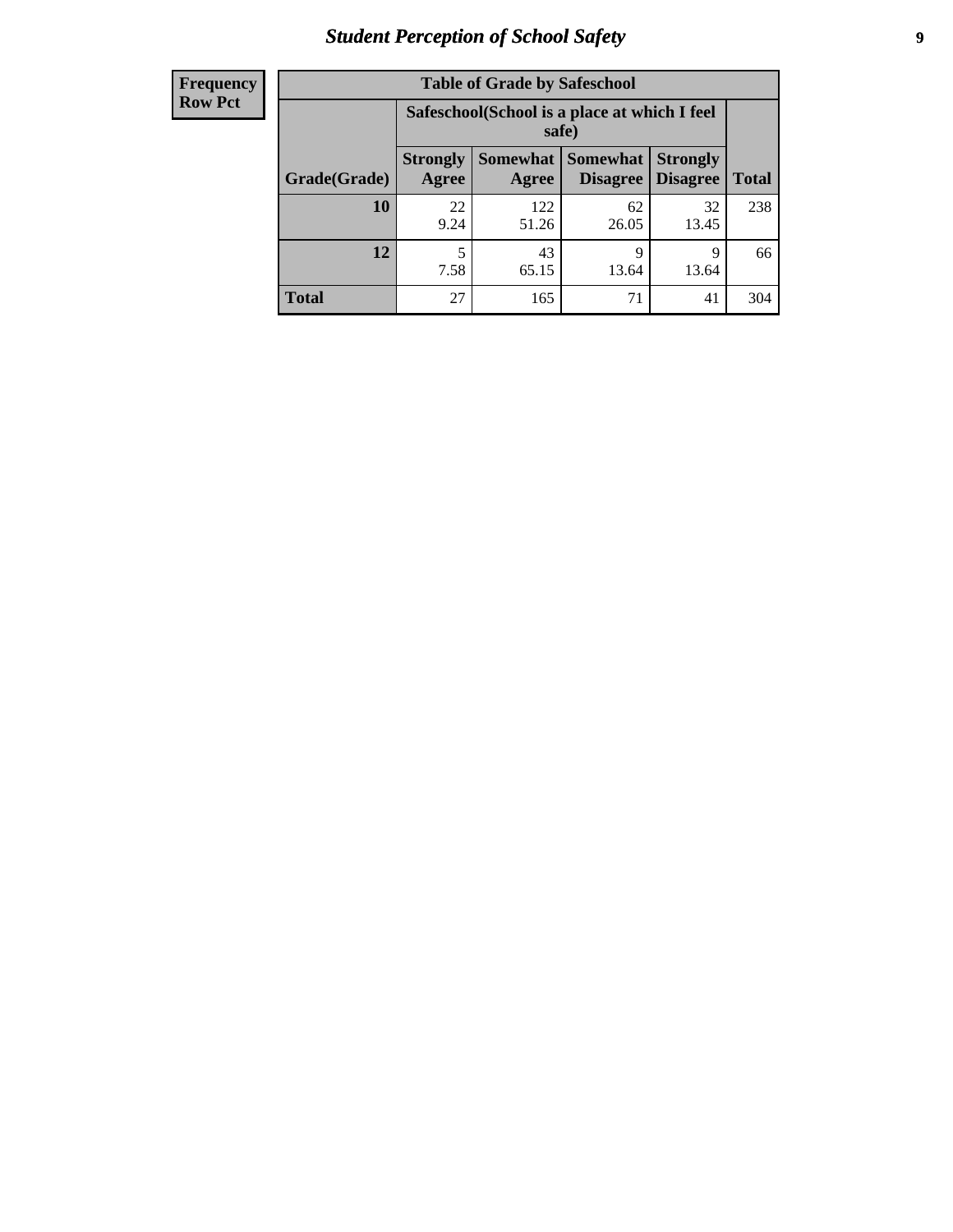| Frequency Row Pct |
|---|

**Table of Grade by Safeschool**

| Grade(Grade) | Safeschool(School is a place at which I feel safe) | | | | Total |
|---|---|---|---|---|---|
| | Strongly Agree | Somewhat Agree | Somewhat Disagree | Strongly Disagree | |
| **10** | 22<br>9.24 | 122<br>51.26 | 62<br>26.05 | 32<br>13.45 | 238 |
| **12** | 5<br>7.58 | 43<br>65.15 | 9<br>13.64 | 9<br>13.64 | 66 |
| **Total** | 27 | 165 | 71 | 41 | 304 |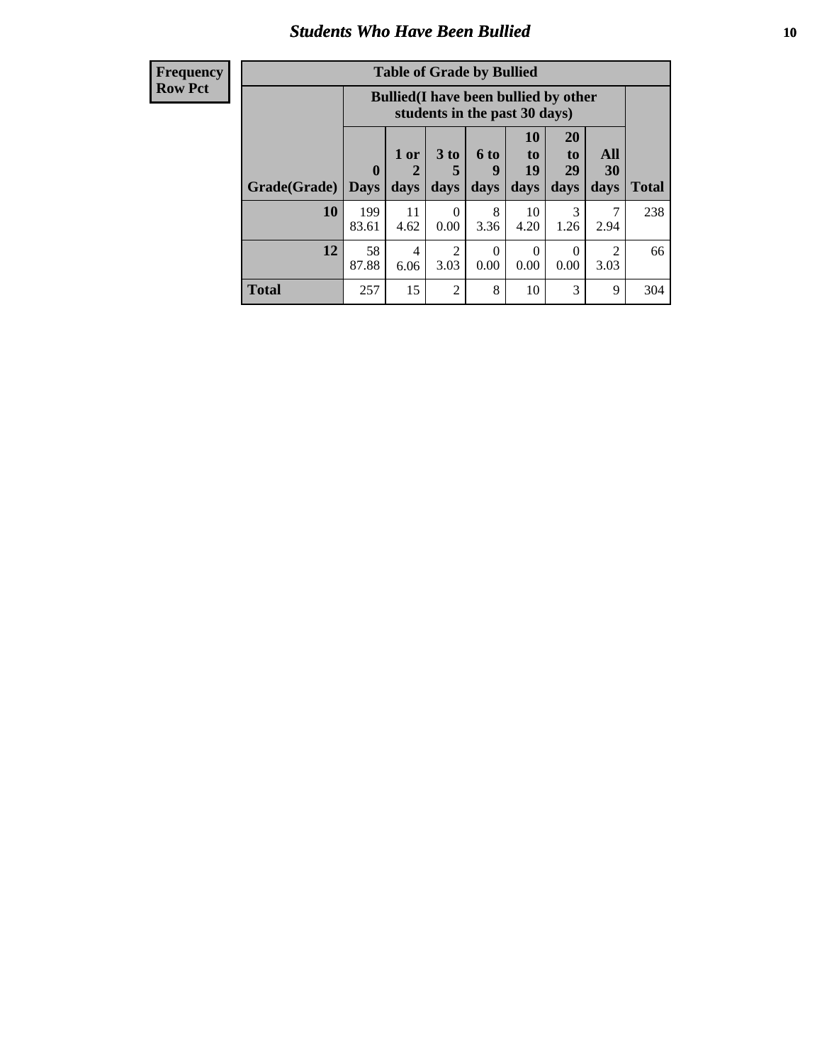## Students Who Have Been Bullied

| Frequency Row Pct |
|---|

**Table of Grade by Bullied**

| Grade(Grade) | Bullied(I have been bullied by other students in the past 30 days) | | | | | | | Total |
|---|---|---|---|---|---|---|---|---|
| | 0 Days | 1 or 2 days | 3 to 5 days | 6 to 9 days | 10 to 19 days | 20 to 29 days | All 30 days | |
| **10** | 199<br>83.61 | 11<br>4.62 | 0<br>0.00 | 8<br>3.36 | 10<br>4.20 | 3<br>1.26 | 7<br>2.94 | 238 |
| **12** | 58<br>87.88 | 4<br>6.06 | 2<br>3.03 | 0<br>0.00 | 0<br>0.00 | 0<br>0.00 | 2<br>3.03 | 66 |
| **Total** | 257 | 15 | 2 | 8 | 10 | 3 | 9 | 304 |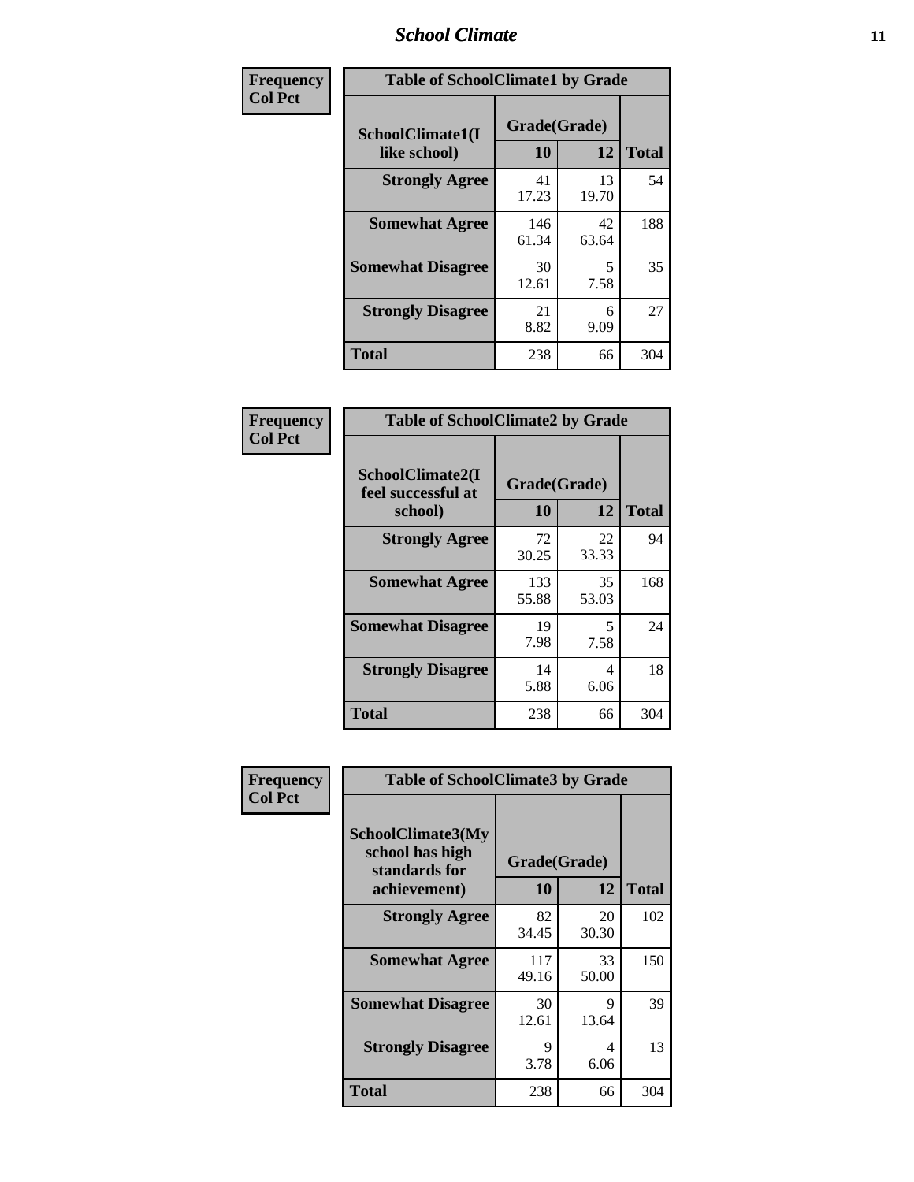| Frequency Col Pct | Table of SchoolClimate1 by Grade | | |
|---|---|---|---|
| SchoolClimate1(I like school) | Grade(Grade) | | |
| | 10 | 12 | Total |
| Strongly Agree | 41 17.23 | 13 19.70 | 54 |
| Somewhat Agree | 146 61.34 | 42 63.64 | 188 |
| Somewhat Disagree | 30 12.61 | 5 7.58 | 35 |
| Strongly Disagree | 21 8.82 | 6 9.09 | 27 |
| Total | 238 | 66 | 304 |

| Frequency Col Pct | Table of SchoolClimate2 by Grade | | |
|---|---|---|---|
| SchoolClimate2(I feel successful at school) | Grade(Grade) | | |
| | 10 | 12 | Total |
| Strongly Agree | 72 30.25 | 22 33.33 | 94 |
| Somewhat Agree | 133 55.88 | 35 53.03 | 168 |
| Somewhat Disagree | 19 7.98 | 5 7.58 | 24 |
| Strongly Disagree | 14 5.88 | 4 6.06 | 18 |
| Total | 238 | 66 | 304 |

| Frequency Col Pct | Table of SchoolClimate3 by Grade | | |
|---|---|---|---|
| SchoolClimate3(My school has high standards for achievement) | Grade(Grade) | | |
| | 10 | 12 | Total |
| Strongly Agree | 82 34.45 | 20 30.30 | 102 |
| Somewhat Agree | 117 49.16 | 33 50.00 | 150 |
| Somewhat Disagree | 30 12.61 | 9 13.64 | 39 |
| Strongly Disagree | 9 3.78 | 4 6.06 | 13 |
| Total | 238 | 66 | 304 |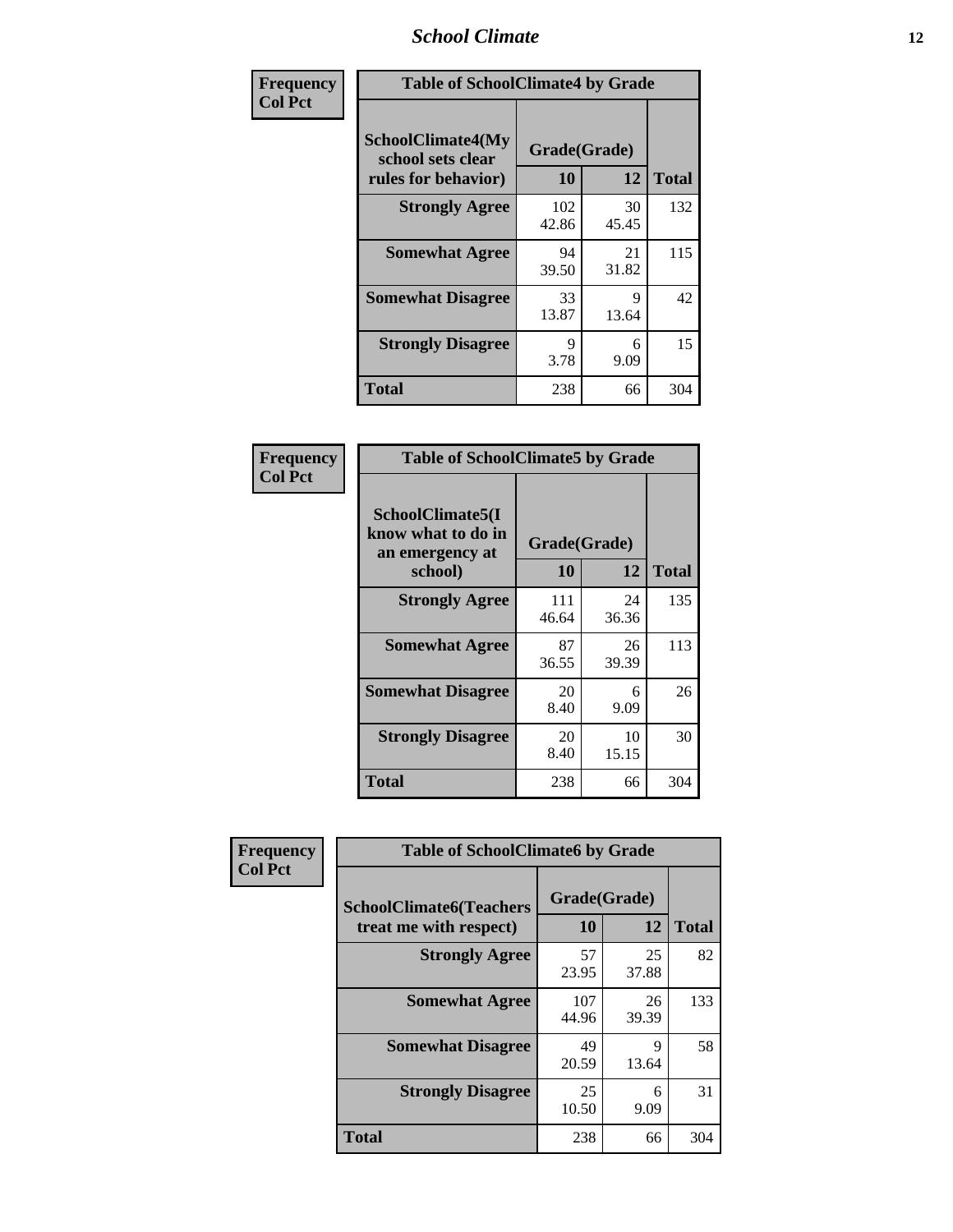| Frequency Col Pct | Table of SchoolClimate4 by Grade | | |
|---|---|---|---|
| SchoolClimate4(My school sets clear rules for behavior) | Grade(Grade) | | |
| | 10 | 12 | Total |
| Strongly Agree | 102<br>42.86 | 30<br>45.45 | 132 |
| Somewhat Agree | 94<br>39.50 | 21<br>31.82 | 115 |
| Somewhat Disagree | 33<br>13.87 | 9<br>13.64 | 42 |
| Strongly Disagree | 9<br>3.78 | 6<br>9.09 | 15 |
| Total | 238 | 66 | 304 |

| Frequency Col Pct | Table of SchoolClimate5 by Grade | | |
|---|---|---|---|
| SchoolClimate5(I know what to do in an emergency at school) | Grade(Grade) | | |
| | 10 | 12 | Total |
| Strongly Agree | 111<br>46.64 | 24<br>36.36 | 135 |
| Somewhat Agree | 87<br>36.55 | 26<br>39.39 | 113 |
| Somewhat Disagree | 20<br>8.40 | 6<br>9.09 | 26 |
| Strongly Disagree | 20<br>8.40 | 10<br>15.15 | 30 |
| Total | 238 | 66 | 304 |

| Frequency Col Pct | Table of SchoolClimate6 by Grade | | |
|---|---|---|---|
| SchoolClimate6(Teachers treat me with respect) | Grade(Grade) | | |
| | 10 | 12 | Total |
| Strongly Agree | 57<br>23.95 | 25<br>37.88 | 82 |
| Somewhat Agree | 107<br>44.96 | 26<br>39.39 | 133 |
| Somewhat Disagree | 49<br>20.59 | 9<br>13.64 | 58 |
| Strongly Disagree | 25<br>10.50 | 6<br>9.09 | 31 |
| Total | 238 | 66 | 304 |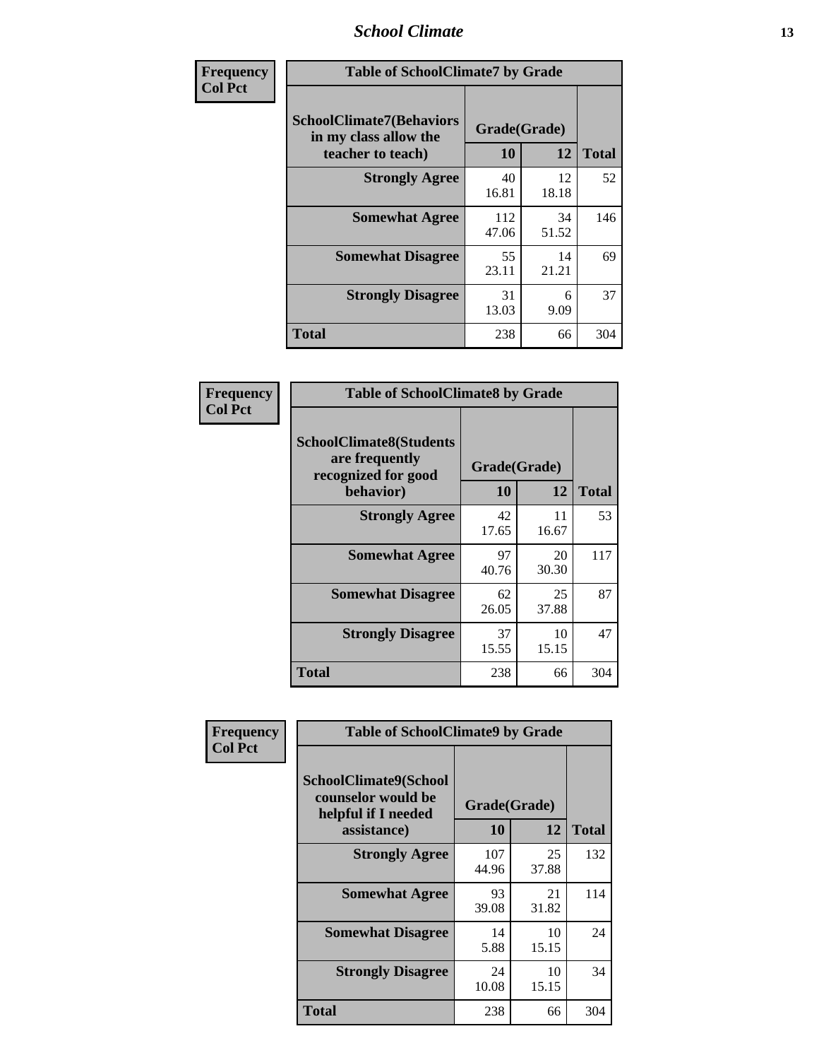| Frequency<br>Col Pct | Table of SchoolClimate7 by Grade | | |
|---|---|---|---|
| SchoolClimate7(Behaviors in my class allow the teacher to teach) | Grade(Grade) | | |
| | 10 | 12 | Total |
| Strongly Agree | 40<br>16.81 | 12<br>18.18 | 52 |
| Somewhat Agree | 112<br>47.06 | 34<br>51.52 | 146 |
| Somewhat Disagree | 55<br>23.11 | 14<br>21.21 | 69 |
| Strongly Disagree | 31<br>13.03 | 6<br>9.09 | 37 |
| Total | 238 | 66 | 304 |

| Frequency<br>Col Pct | Table of SchoolClimate8 by Grade | | |
|---|---|---|---|
| SchoolClimate8(Students are frequently recognized for good behavior) | Grade(Grade) | | |
| | 10 | 12 | Total |
| Strongly Agree | 42<br>17.65 | 11<br>16.67 | 53 |
| Somewhat Agree | 97<br>40.76 | 20<br>30.30 | 117 |
| Somewhat Disagree | 62<br>26.05 | 25<br>37.88 | 87 |
| Strongly Disagree | 37<br>15.55 | 10<br>15.15 | 47 |
| Total | 238 | 66 | 304 |

| Frequency<br>Col Pct | Table of SchoolClimate9 by Grade | | |
|---|---|---|---|
| SchoolClimate9(School counselor would be helpful if I needed assistance) | Grade(Grade) | | |
| | 10 | 12 | Total |
| Strongly Agree | 107<br>44.96 | 25<br>37.88 | 132 |
| Somewhat Agree | 93<br>39.08 | 21<br>31.82 | 114 |
| Somewhat Disagree | 14<br>5.88 | 10<br>15.15 | 24 |
| Strongly Disagree | 24<br>10.08 | 10<br>15.15 | 34 |
| Total | 238 | 66 | 304 |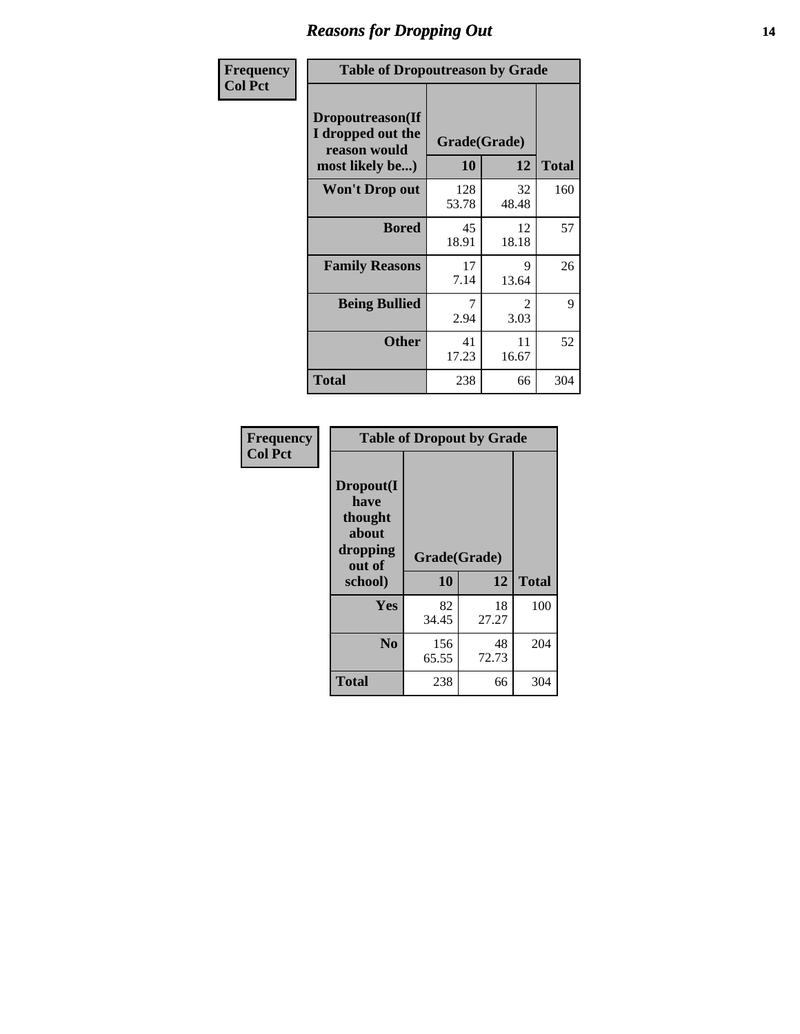## Reasons for Dropping Out

Frequency
Col Pct

| Table of Dropoutreason by Grade | | | |
|---|---|---|---|
| Dropoutreason(If I dropped out the reason would most likely be...) | Grade(Grade) | | |
| | 10 | 12 | Total |
| Won't Drop out | 128<br>53.78 | 32<br>48.48 | 160 |
| Bored | 45<br>18.91 | 12<br>18.18 | 57 |
| Family Reasons | 17<br>7.14 | 9<br>13.64 | 26 |
| Being Bullied | 7<br>2.94 | 2<br>3.03 | 9 |
| Other | 41<br>17.23 | 11<br>16.67 | 52 |
| Total | 238 | 66 | 304 |

Frequency
Col Pct

| Table of Dropout by Grade | | | |
|---|---|---|---|
| Dropout(I have thought about dropping out of school) | Grade(Grade) | | |
| | 10 | 12 | Total |
| Yes | 82<br>34.45 | 18<br>27.27 | 100 |
| No | 156<br>65.55 | 48<br>72.73 | 204 |
| Total | 238 | 66 | 304 |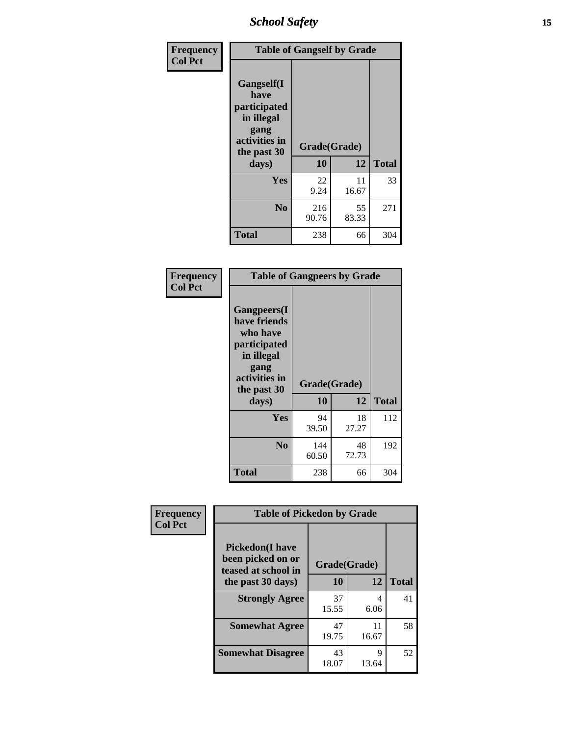**Frequency**
**Col Pct**

| Table of Gangself by Grade | | | |
|---|---|---|---|
| **Gangself(I have participated in illegal gang activities in the past 30 days)** | **Grade(Grade)** | | |
| | **10** | **12** | **Total** |
| **Yes** | 22<br>9.24 | 11<br>16.67 | 33 |
| **No** | 216<br>90.76 | 55<br>83.33 | 271 |
| **Total** | 238 | 66 | 304 |

**Frequency**
**Col Pct**

| Table of Gangpeers by Grade | | | |
|---|---|---|---|
| **Gangpeers(I have friends who have participated in illegal gang activities in the past 30 days)** | **Grade(Grade)** | | |
| | **10** | **12** | **Total** |
| **Yes** | 94<br>39.50 | 18<br>27.27 | 112 |
| **No** | 144<br>60.50 | 48<br>72.73 | 192 |
| **Total** | 238 | 66 | 304 |

**Frequency**
**Col Pct**

| Table of Pickedon by Grade | | | |
|---|---|---|---|
| **Pickedon(I have been picked on or teased at school in the past 30 days)** | **Grade(Grade)** | | |
| | **10** | **12** | **Total** |
| **Strongly Agree** | 37<br>15.55 | 4<br>6.06 | 41 |
| **Somewhat Agree** | 47<br>19.75 | 11<br>16.67 | 58 |
| **Somewhat Disagree** | 43<br>18.07 | 9<br>13.64 | 52 |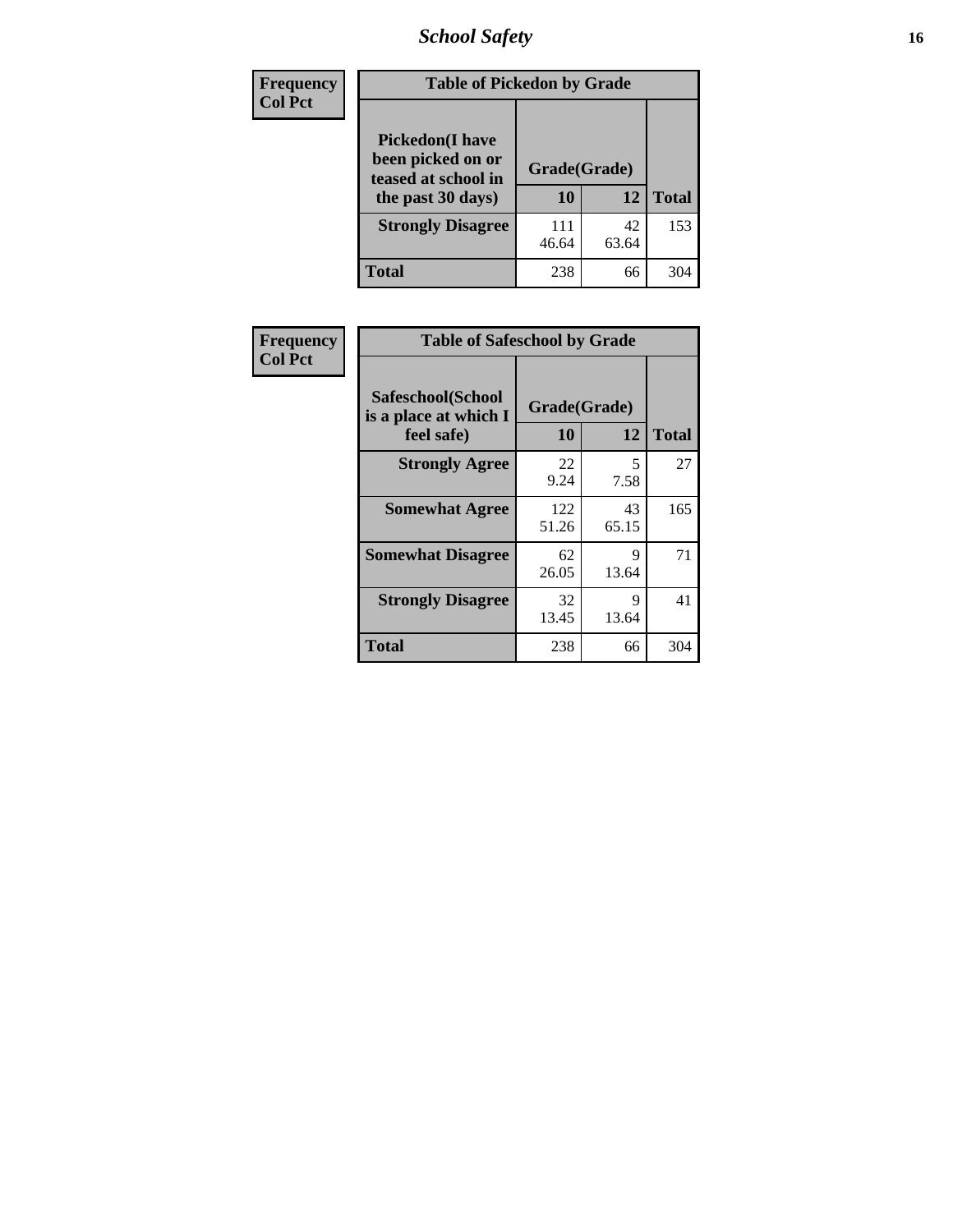| Frequency<br>Col Pct |
|---|

**Table of Pickedon by Grade**

| Pickedon(I have been picked on or teased at school in the past 30 days) | Grade(Grade) | | |
|---|---|---|---|
| | 10 | 12 | Total |
| Strongly Disagree | 111<br>46.64 | 42<br>63.64 | 153 |
| Total | 238 | 66 | 304 |

| Frequency<br>Col Pct |
|---|

**Table of Safeschool by Grade**

| Safeschool(School is a place at which I feel safe) | Grade(Grade) | | |
|---|---|---|---|
| | 10 | 12 | Total |
| Strongly Agree | 22<br>9.24 | 5<br>7.58 | 27 |
| Somewhat Agree | 122<br>51.26 | 43<br>65.15 | 165 |
| Somewhat Disagree | 62<br>26.05 | 9<br>13.64 | 71 |
| Strongly Disagree | 32<br>13.45 | 9<br>13.64 | 41 |
| Total | 238 | 66 | 304 |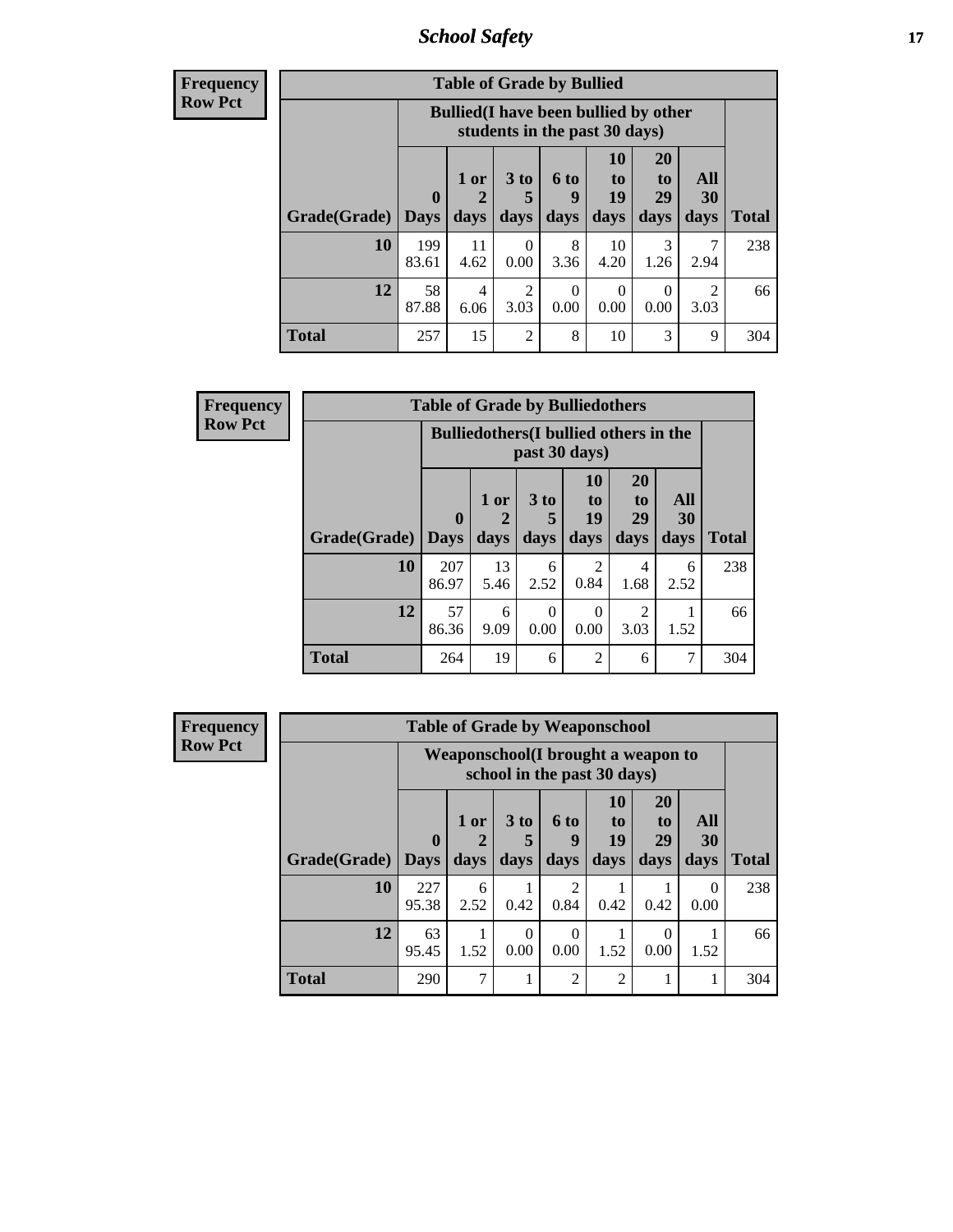| Frequency Row Pct | | | | | | | | |
|---|---|---|---|---|---|---|---|---|
| **Table of Grade by Bullied** | | | | | | | | |
| | **Bullied(I have been bullied by other students in the past 30 days)** | | | | | | | |
| **Grade(Grade)** | **0 Days** | **1 or 2 days** | **3 to 5 days** | **6 to 9 days** | **10 to 19 days** | **20 to 29 days** | **All 30 days** | **Total** |
| **10** | 199 83.61 | 11 4.62 | 0 0.00 | 8 3.36 | 10 4.20 | 3 1.26 | 7 2.94 | 238 |
| **12** | 58 87.88 | 4 6.06 | 2 3.03 | 0 0.00 | 0 0.00 | 0 0.00 | 2 3.03 | 66 |
| **Total** | 257 | 15 | 2 | 8 | 10 | 3 | 9 | 304 |

| Frequency Row Pct | | | | | | | |
|---|---|---|---|---|---|---|---|
| **Table of Grade by Bulliedothers** | | | | | | | |
| | **Bulliedothers(I bullied others in the past 30 days)** | | | | | | |
| **Grade(Grade)** | **0 Days** | **1 or 2 days** | **3 to 5 days** | **10 to 19 days** | **20 to 29 days** | **All 30 days** | **Total** |
| **10** | 207 86.97 | 13 5.46 | 6 2.52 | 2 0.84 | 4 1.68 | 6 2.52 | 238 |
| **12** | 57 86.36 | 6 9.09 | 0 0.00 | 0 0.00 | 2 3.03 | 1 1.52 | 66 |
| **Total** | 264 | 19 | 6 | 2 | 6 | 7 | 304 |

| Frequency Row Pct | | | | | | | | |
|---|---|---|---|---|---|---|---|---|
| **Table of Grade by Weaponschool** | | | | | | | | |
| | **Weaponschool(I brought a weapon to school in the past 30 days)** | | | | | | | |
| **Grade(Grade)** | **0 Days** | **1 or 2 days** | **3 to 5 days** | **6 to 9 days** | **10 to 19 days** | **20 to 29 days** | **All 30 days** | **Total** |
| **10** | 227 95.38 | 6 2.52 | 1 0.42 | 2 0.84 | 1 0.42 | 1 0.42 | 0 0.00 | 238 |
| **12** | 63 95.45 | 1 1.52 | 0 0.00 | 0 0.00 | 1 1.52 | 0 0.00 | 1 1.52 | 66 |
| **Total** | 290 | 7 | 1 | 2 | 2 | 1 | 1 | 304 |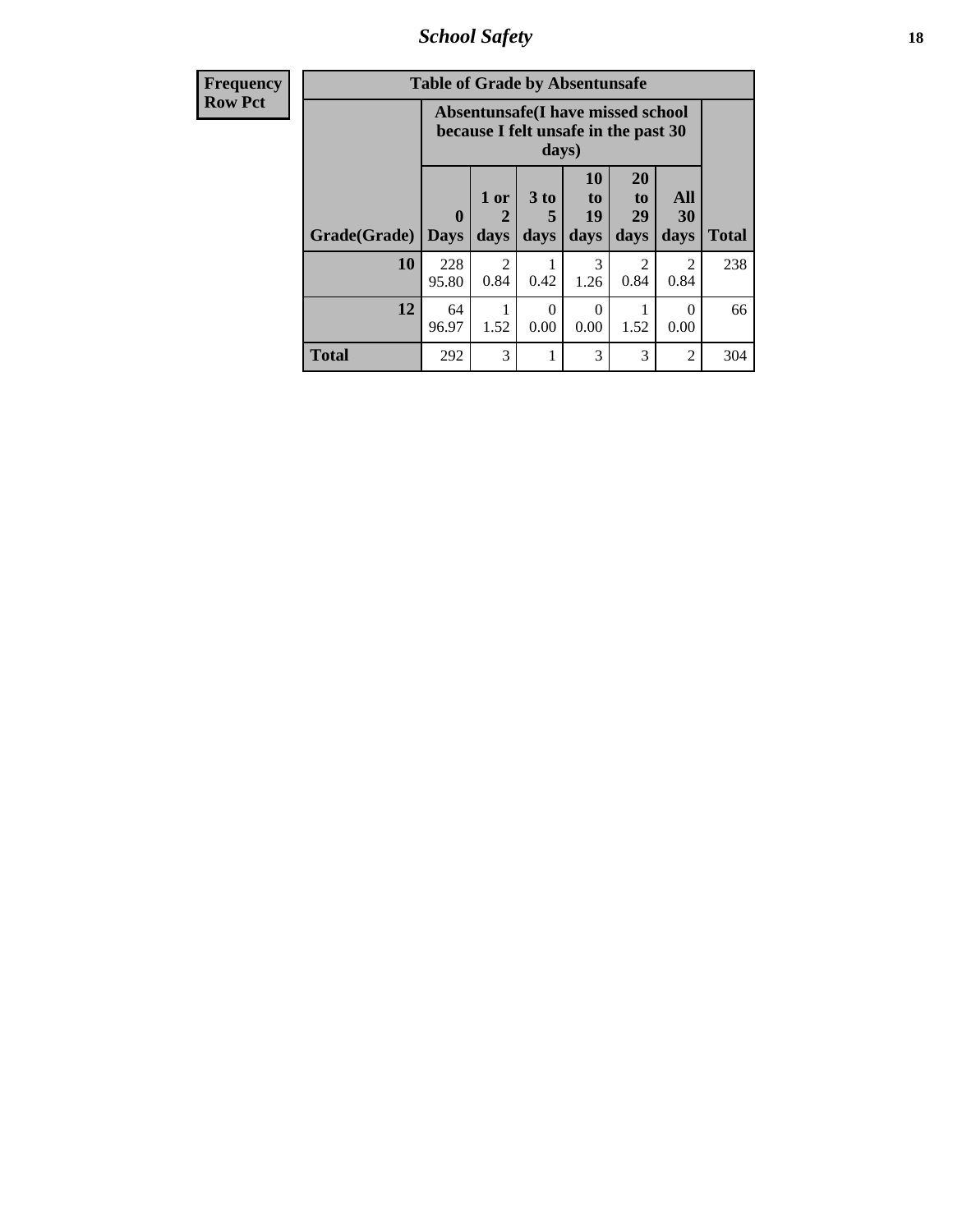| Frequency Row Pct |
|---|

**Table of Grade by Absentunsafe**

| Grade(Grade) | Absentunsafe(I have missed school because I felt unsafe in the past 30 days) | | | | | | Total |
|---|---|---|---|---|---|---|---|
| | 0 Days | 1 or 2 days | 3 to 5 days | 10 to 19 days | 20 to 29 days | All 30 days | |
| 10 | 228<br>95.80 | 2<br>0.84 | 1<br>0.42 | 3<br>1.26 | 2<br>0.84 | 2<br>0.84 | 238 |
| 12 | 64<br>96.97 | 1<br>1.52 | 0<br>0.00 | 0<br>0.00 | 1<br>1.52 | 0<br>0.00 | 66 |
| Total | 292 | 3 | 1 | 3 | 3 | 2 | 304 |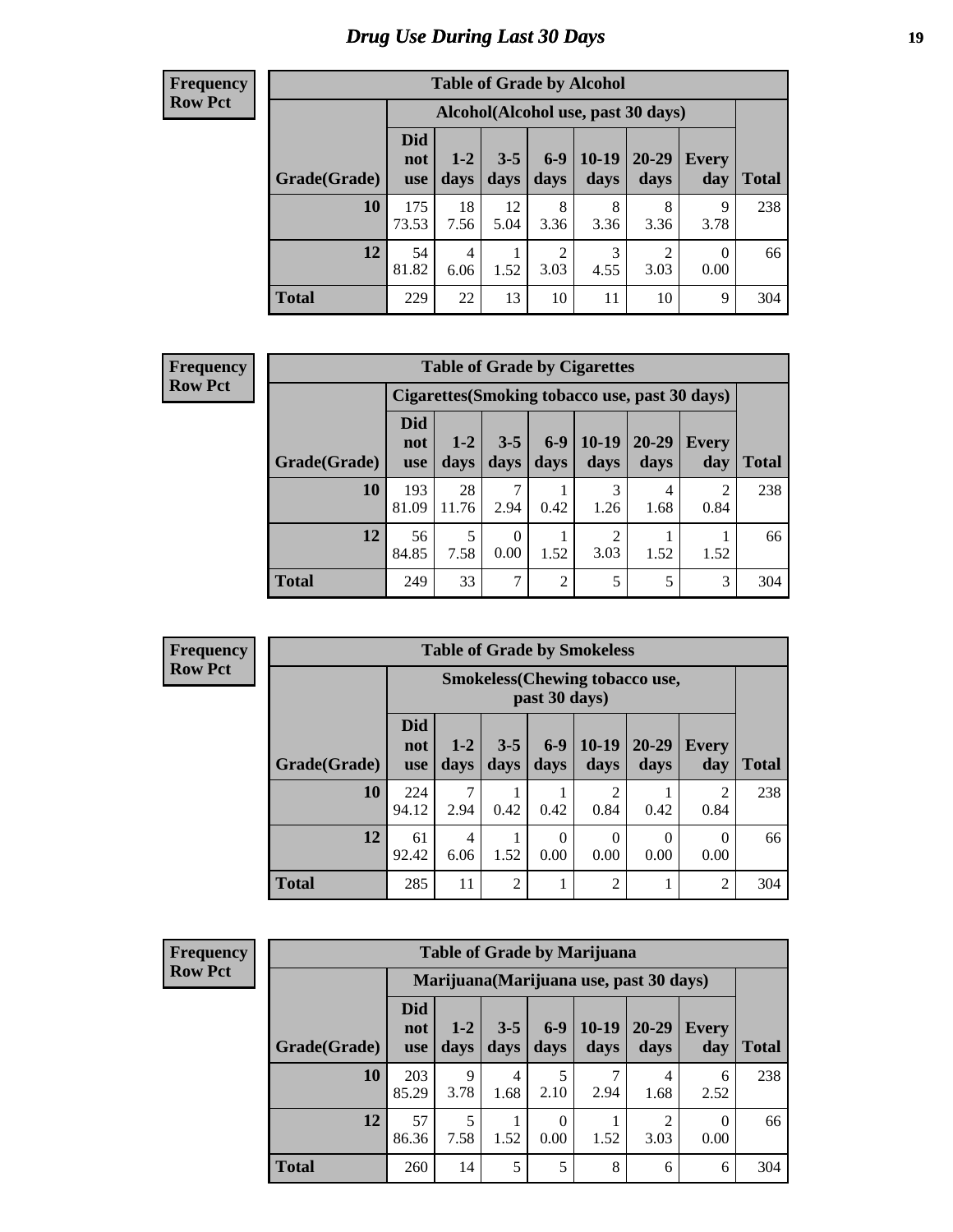# *Drug Use During Last 30 Days*

**Frequency**
**Row Pct**

| Table of Grade by Alcohol | | | | | | | | |
|---|---|---|---|---|---|---|---|---|
| | Alcohol(Alcohol use, past 30 days) | | | | | | | |
| Grade(Grade) | Did not use | 1-2 days | 3-5 days | 6-9 days | 10-19 days | 20-29 days | Every day | Total |
| **10** | 175<br>73.53 | 18<br>7.56 | 12<br>5.04 | 8<br>3.36 | 8<br>3.36 | 8<br>3.36 | 9<br>3.78 | 238 |
| **12** | 54<br>81.82 | 4<br>6.06 | 1<br>1.52 | 2<br>3.03 | 3<br>4.55 | 2<br>3.03 | 0<br>0.00 | 66 |
| **Total** | 229 | 22 | 13 | 10 | 11 | 10 | 9 | 304 |

**Frequency**
**Row Pct**

| Table of Grade by Cigarettes | | | | | | | | |
|---|---|---|---|---|---|---|---|---|
| | Cigarettes(Smoking tobacco use, past 30 days) | | | | | | | |
| Grade(Grade) | Did not use | 1-2 days | 3-5 days | 6-9 days | 10-19 days | 20-29 days | Every day | Total |
| **10** | 193<br>81.09 | 28<br>11.76 | 7<br>2.94 | 1<br>0.42 | 3<br>1.26 | 4<br>1.68 | 2<br>0.84 | 238 |
| **12** | 56<br>84.85 | 5<br>7.58 | 0<br>0.00 | 1<br>1.52 | 2<br>3.03 | 1<br>1.52 | 1<br>1.52 | 66 |
| **Total** | 249 | 33 | 7 | 2 | 5 | 5 | 3 | 304 |

**Frequency**
**Row Pct**

| Table of Grade by Smokeless | | | | | | | | |
|---|---|---|---|---|---|---|---|---|
| | Smokeless(Chewing tobacco use, past 30 days) | | | | | | | |
| Grade(Grade) | Did not use | 1-2 days | 3-5 days | 6-9 days | 10-19 days | 20-29 days | Every day | Total |
| **10** | 224<br>94.12 | 7<br>2.94 | 1<br>0.42 | 1<br>0.42 | 2<br>0.84 | 1<br>0.42 | 2<br>0.84 | 238 |
| **12** | 61<br>92.42 | 4<br>6.06 | 1<br>1.52 | 0<br>0.00 | 0<br>0.00 | 0<br>0.00 | 0<br>0.00 | 66 |
| **Total** | 285 | 11 | 2 | 1 | 2 | 1 | 2 | 304 |

**Frequency**
**Row Pct**

| Table of Grade by Marijuana | | | | | | | | |
|---|---|---|---|---|---|---|---|---|
| | Marijuana(Marijuana use, past 30 days) | | | | | | | |
| Grade(Grade) | Did not use | 1-2 days | 3-5 days | 6-9 days | 10-19 days | 20-29 days | Every day | Total |
| **10** | 203<br>85.29 | 9<br>3.78 | 4<br>1.68 | 5<br>2.10 | 7<br>2.94 | 4<br>1.68 | 6<br>2.52 | 238 |
| **12** | 57<br>86.36 | 5<br>7.58 | 1<br>1.52 | 0<br>0.00 | 1<br>1.52 | 2<br>3.03 | 0<br>0.00 | 66 |
| **Total** | 260 | 14 | 5 | 5 | 8 | 6 | 6 | 304 |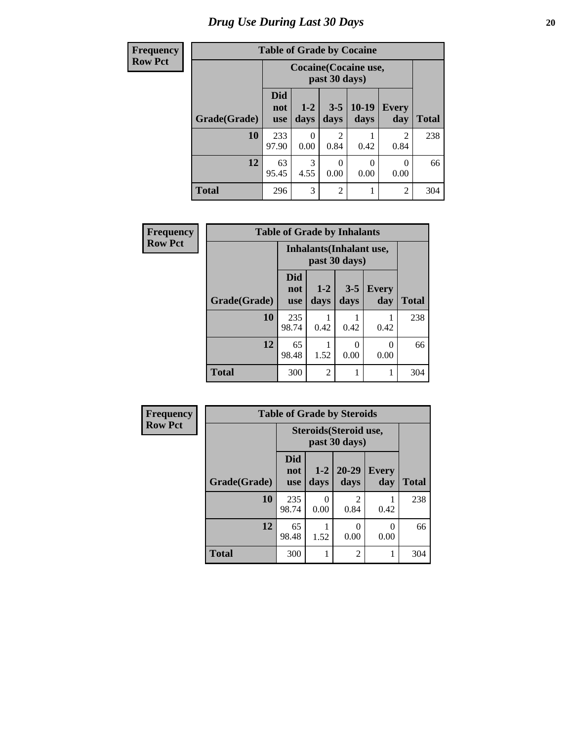# Drug Use During Last 30 Days

| Frequency Row Pct |
|---|

**Table of Grade by Cocaine**

| Grade(Grade) | Cocaine(Cocaine use, past 30 days) | | | | | Total |
|---|---|---|---|---|---|---|
| | Did not use | 1-2 days | 3-5 days | 10-19 days | Every day | |
| 10 | 233<br>97.90 | 0<br>0.00 | 2<br>0.84 | 1<br>0.42 | 2<br>0.84 | 238 |
| 12 | 63<br>95.45 | 3<br>4.55 | 0<br>0.00 | 0<br>0.00 | 0<br>0.00 | 66 |
| Total | 296 | 3 | 2 | 1 | 2 | 304 |

| Frequency Row Pct |
|---|

**Table of Grade by Inhalants**

| Grade(Grade) | Inhalants(Inhalant use, past 30 days) | | | | Total |
|---|---|---|---|---|---|
| | Did not use | 1-2 days | 3-5 days | Every day | |
| 10 | 235<br>98.74 | 1<br>0.42 | 1<br>0.42 | 1<br>0.42 | 238 |
| 12 | 65<br>98.48 | 1<br>1.52 | 0<br>0.00 | 0<br>0.00 | 66 |
| Total | 300 | 2 | 1 | 1 | 304 |

| Frequency Row Pct |
|---|

**Table of Grade by Steroids**

| Grade(Grade) | Steroids(Steroid use, past 30 days) | | | | Total |
|---|---|---|---|---|---|
| | Did not use | 1-2 days | 20-29 days | Every day | |
| 10 | 235<br>98.74 | 0<br>0.00 | 2<br>0.84 | 1<br>0.42 | 238 |
| 12 | 65<br>98.48 | 1<br>1.52 | 0<br>0.00 | 0<br>0.00 | 66 |
| Total | 300 | 1 | 2 | 1 | 304 |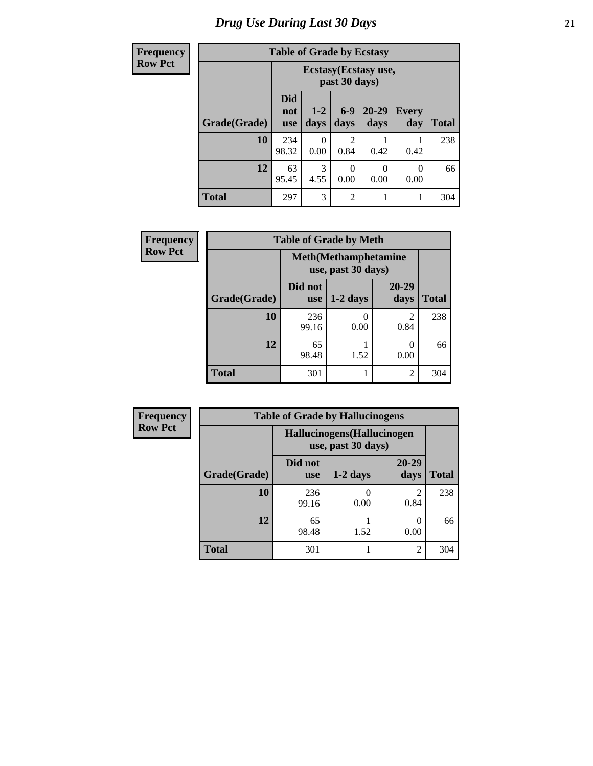# Drug Use During Last 30 Days

| Frequency<br>Row Pct |
|---|

**Table of Grade by Ecstasy**

| Grade(Grade) | Ecstasy(Ecstasy use, past 30 days) | | | | | Total |
|---|---|---|---|---|---|---|
| | Did not use | 1-2 days | 6-9 days | 20-29 days | Every day | |
| 10 | 234<br>98.32 | 0<br>0.00 | 2<br>0.84 | 1<br>0.42 | 1<br>0.42 | 238 |
| 12 | 63<br>95.45 | 3<br>4.55 | 0<br>0.00 | 0<br>0.00 | 0<br>0.00 | 66 |
| Total | 297 | 3 | 2 | 1 | 1 | 304 |

| Frequency<br>Row Pct |
|---|

**Table of Grade by Meth**

| Grade(Grade) | Meth(Methamphetamine use, past 30 days) | | | Total |
|---|---|---|---|---|
| | Did not use | 1-2 days | 20-29 days | |
| 10 | 236<br>99.16 | 0<br>0.00 | 2<br>0.84 | 238 |
| 12 | 65<br>98.48 | 1<br>1.52 | 0<br>0.00 | 66 |
| Total | 301 | 1 | 2 | 304 |

| Frequency<br>Row Pct |
|---|

**Table of Grade by Hallucinogens**

| Grade(Grade) | Hallucinogens(Hallucinogen use, past 30 days) | | | Total |
|---|---|---|---|---|
| | Did not use | 1-2 days | 20-29 days | |
| 10 | 236<br>99.16 | 0<br>0.00 | 2<br>0.84 | 238 |
| 12 | 65<br>98.48 | 1<br>1.52 | 0<br>0.00 | 66 |
| Total | 301 | 1 | 2 | 304 |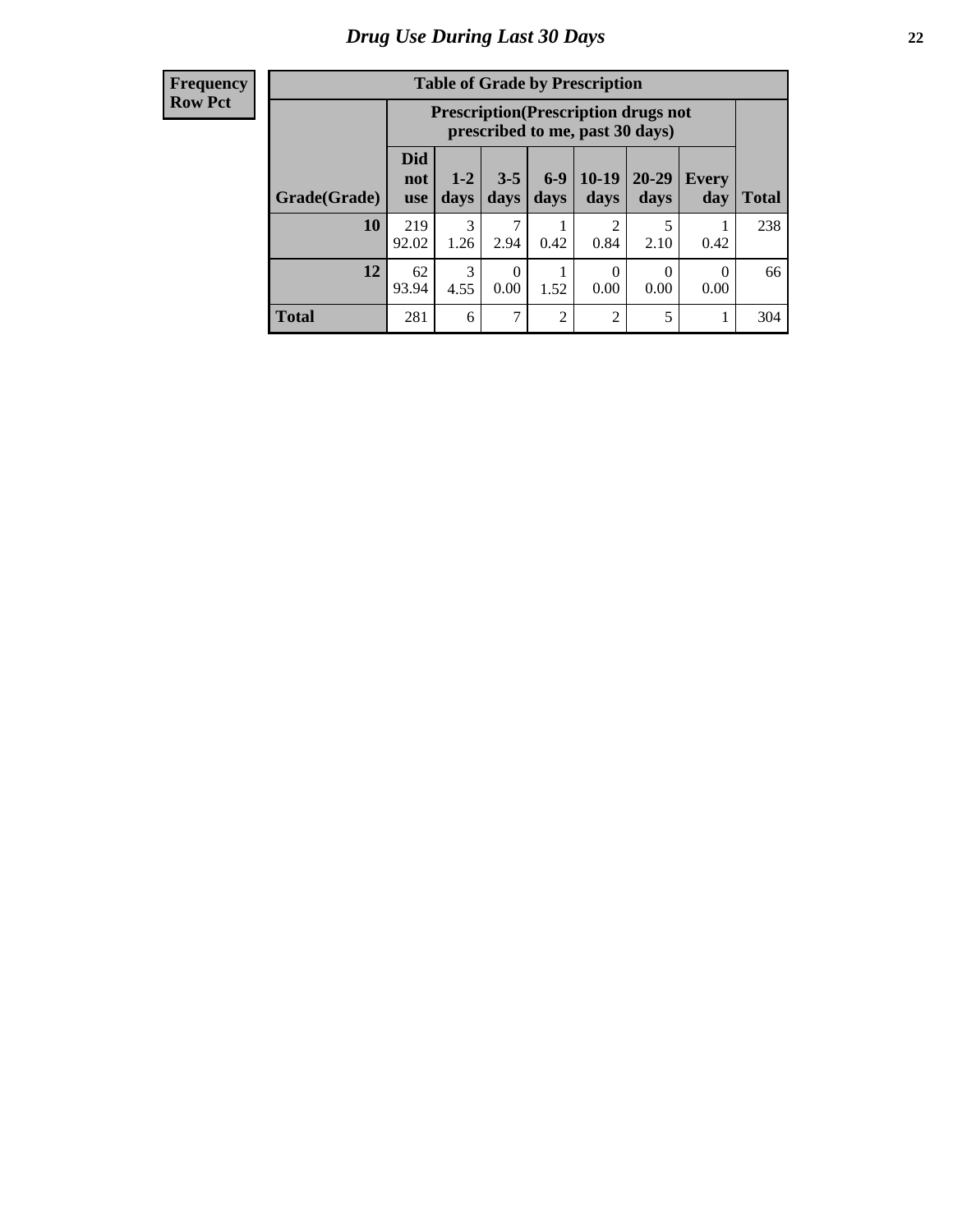# Drug Use During Last 30 Days

| Frequency<br>Row Pct |
|---|

**Table of Grade by Prescription**

| Grade(Grade) | Prescription(Prescription drugs not prescribed to me, past 30 days) | | | | | | | Total |
|---|---|---|---|---|---|---|---|---|
| | Did not use | 1-2 days | 3-5 days | 6-9 days | 10-19 days | 20-29 days | Every day | |
| **10** | 219<br>92.02 | 3<br>1.26 | 7<br>2.94 | 1<br>0.42 | 2<br>0.84 | 5<br>2.10 | 1<br>0.42 | 238 |
| **12** | 62<br>93.94 | 3<br>4.55 | 0<br>0.00 | 1<br>1.52 | 0<br>0.00 | 0<br>0.00 | 0<br>0.00 | 66 |
| **Total** | 281 | 6 | 7 | 2 | 2 | 5 | 1 | 304 |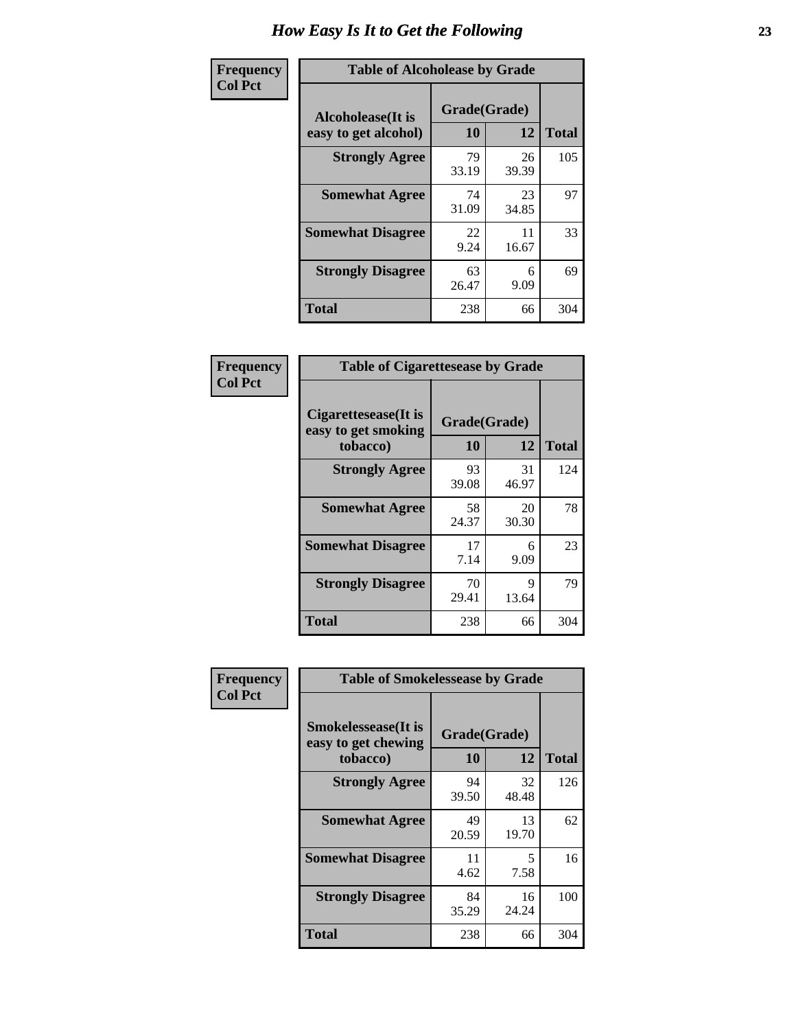# How Easy Is It to Get the Following

**Frequency**
**Col Pct**

| Table of Alcoholease by Grade | | | |
|---|---|---|---|
| Alcoholease(It is easy to get alcohol) | Grade(Grade) | | Total |
| | 10 | 12 | |
| Strongly Agree | 79<br>33.19 | 26<br>39.39 | 105 |
| Somewhat Agree | 74<br>31.09 | 23<br>34.85 | 97 |
| Somewhat Disagree | 22<br>9.24 | 11<br>16.67 | 33 |
| Strongly Disagree | 63<br>26.47 | 6<br>9.09 | 69 |
| Total | 238 | 66 | 304 |

**Frequency**
**Col Pct**

| Table of Cigarettesease by Grade | | | |
|---|---|---|---|
| Cigarettesease(It is easy to get smoking tobacco) | Grade(Grade) | | Total |
| | 10 | 12 | |
| Strongly Agree | 93<br>39.08 | 31<br>46.97 | 124 |
| Somewhat Agree | 58<br>24.37 | 20<br>30.30 | 78 |
| Somewhat Disagree | 17<br>7.14 | 6<br>9.09 | 23 |
| Strongly Disagree | 70<br>29.41 | 9<br>13.64 | 79 |
| Total | 238 | 66 | 304 |

**Frequency**
**Col Pct**

| Table of Smokelessease by Grade | | | |
|---|---|---|---|
| Smokelessease(It is easy to get chewing tobacco) | Grade(Grade) | | Total |
| | 10 | 12 | |
| Strongly Agree | 94<br>39.50 | 32<br>48.48 | 126 |
| Somewhat Agree | 49<br>20.59 | 13<br>19.70 | 62 |
| Somewhat Disagree | 11<br>4.62 | 5<br>7.58 | 16 |
| Strongly Disagree | 84<br>35.29 | 16<br>24.24 | 100 |
| Total | 238 | 66 | 304 |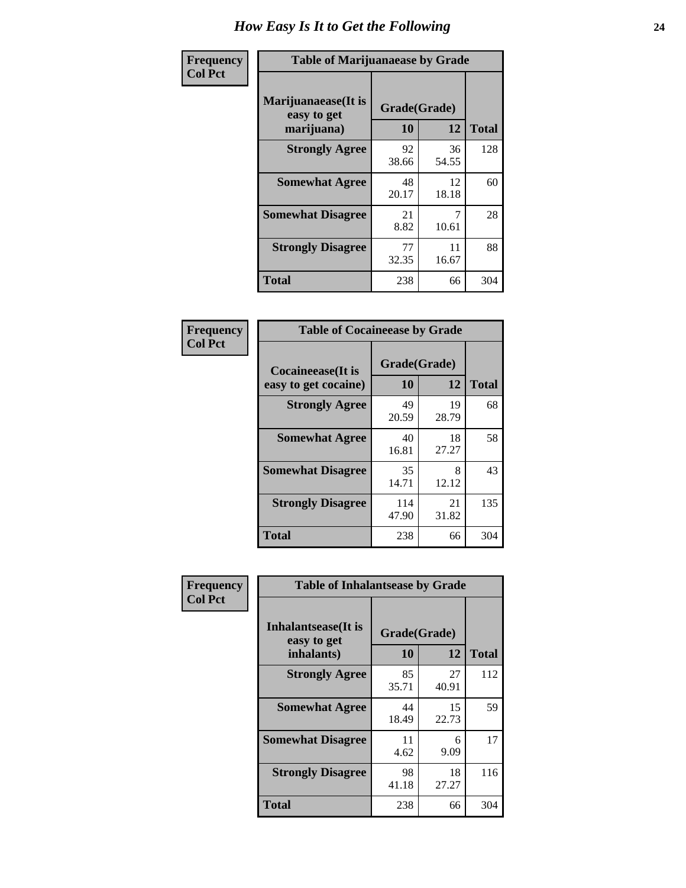# How Easy Is It to Get the Following

**Frequency**
**Col Pct**

**Table of Marijuanaease by Grade**

| Marijuanaease(It is easy to get marijuana) | Grade(Grade) | | Total |
|---|---|---|---|
| | 10 | 12 | |
| **Strongly Agree** | 92<br>38.66 | 36<br>54.55 | 128 |
| **Somewhat Agree** | 48<br>20.17 | 12<br>18.18 | 60 |
| **Somewhat Disagree** | 21<br>8.82 | 7<br>10.61 | 28 |
| **Strongly Disagree** | 77<br>32.35 | 11<br>16.67 | 88 |
| **Total** | 238 | 66 | 304 |

**Frequency**
**Col Pct**

**Table of Cocaineease by Grade**

| Cocaineease(It is easy to get cocaine) | Grade(Grade) | | Total |
|---|---|---|---|
| | 10 | 12 | |
| **Strongly Agree** | 49<br>20.59 | 19<br>28.79 | 68 |
| **Somewhat Agree** | 40<br>16.81 | 18<br>27.27 | 58 |
| **Somewhat Disagree** | 35<br>14.71 | 8<br>12.12 | 43 |
| **Strongly Disagree** | 114<br>47.90 | 21<br>31.82 | 135 |
| **Total** | 238 | 66 | 304 |

**Frequency**
**Col Pct**

**Table of Inhalantsease by Grade**

| Inhalantsease(It is easy to get inhalants) | Grade(Grade) | | Total |
|---|---|---|---|
| | 10 | 12 | |
| **Strongly Agree** | 85<br>35.71 | 27<br>40.91 | 112 |
| **Somewhat Agree** | 44<br>18.49 | 15<br>22.73 | 59 |
| **Somewhat Disagree** | 11<br>4.62 | 6<br>9.09 | 17 |
| **Strongly Disagree** | 98<br>41.18 | 18<br>27.27 | 116 |
| **Total** | 238 | 66 | 304 |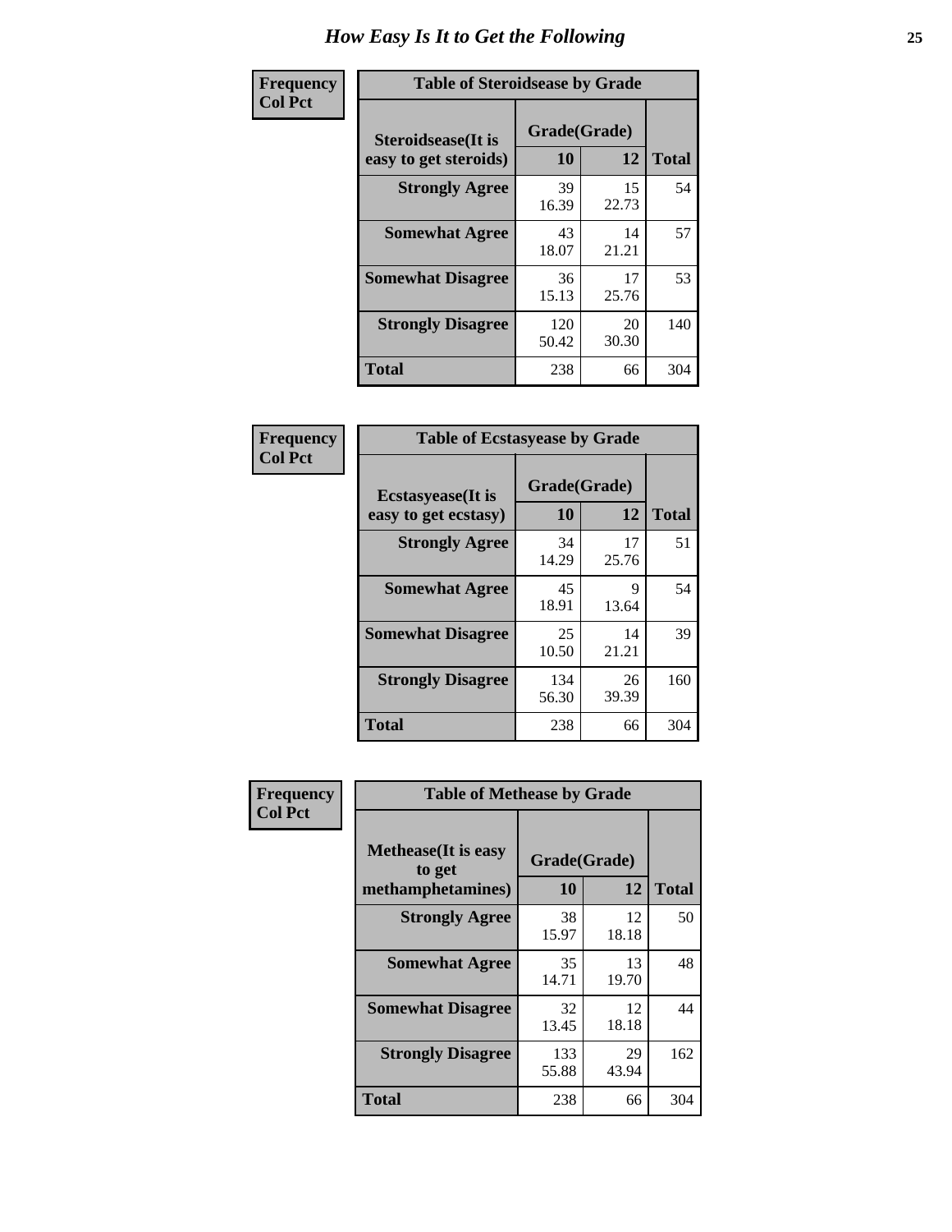# How Easy Is It to Get the Following

**Frequency**
**Col Pct**

| Table of Steroidsease by Grade | | | |
|---|---|---|---|
| Steroidsease(It is easy to get steroids) | Grade(Grade) | | Total |
| | 10 | 12 | |
| **Strongly Agree** | 39<br>16.39 | 15<br>22.73 | 54 |
| **Somewhat Agree** | 43<br>18.07 | 14<br>21.21 | 57 |
| **Somewhat Disagree** | 36<br>15.13 | 17<br>25.76 | 53 |
| **Strongly Disagree** | 120<br>50.42 | 20<br>30.30 | 140 |
| **Total** | 238 | 66 | 304 |

**Frequency**
**Col Pct**

| Table of Ecstasyease by Grade | | | |
|---|---|---|---|
| Ecstasyease(It is easy to get ecstasy) | Grade(Grade) | | Total |
| | 10 | 12 | |
| **Strongly Agree** | 34<br>14.29 | 17<br>25.76 | 51 |
| **Somewhat Agree** | 45<br>18.91 | 9<br>13.64 | 54 |
| **Somewhat Disagree** | 25<br>10.50 | 14<br>21.21 | 39 |
| **Strongly Disagree** | 134<br>56.30 | 26<br>39.39 | 160 |
| **Total** | 238 | 66 | 304 |

**Frequency**
**Col Pct**

| Table of Methease by Grade | | | |
|---|---|---|---|
| Methease(It is easy to get methamphetamines) | Grade(Grade) | | Total |
| | 10 | 12 | |
| **Strongly Agree** | 38<br>15.97 | 12<br>18.18 | 50 |
| **Somewhat Agree** | 35<br>14.71 | 13<br>19.70 | 48 |
| **Somewhat Disagree** | 32<br>13.45 | 12<br>18.18 | 44 |
| **Strongly Disagree** | 133<br>55.88 | 29<br>43.94 | 162 |
| **Total** | 238 | 66 | 304 |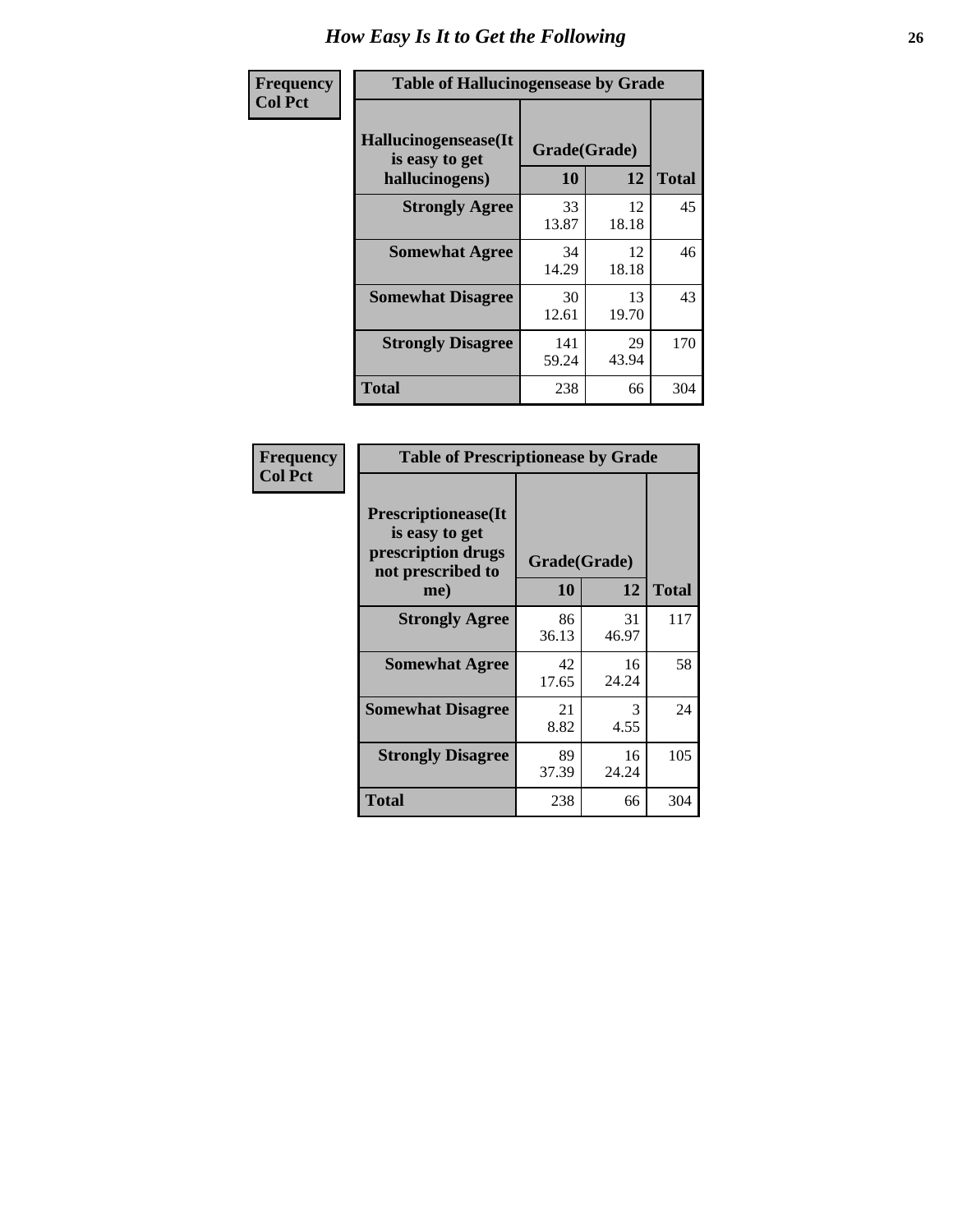# How Easy Is It to Get the Following

**Frequency**
**Col Pct**

| Table of Hallucinogensease by Grade | | | |
|---|---|---|---|
| **Hallucinogensease(It is easy to get hallucinogens)** | **Grade(Grade)** | | |
| | **10** | **12** | **Total** |
| **Strongly Agree** | 33<br>13.87 | 12<br>18.18 | 45 |
| **Somewhat Agree** | 34<br>14.29 | 12<br>18.18 | 46 |
| **Somewhat Disagree** | 30<br>12.61 | 13<br>19.70 | 43 |
| **Strongly Disagree** | 141<br>59.24 | 29<br>43.94 | 170 |
| **Total** | 238 | 66 | 304 |

**Frequency**
**Col Pct**

| Table of Prescriptionease by Grade | | | |
|---|---|---|---|
| **Prescriptionease(It is easy to get prescription drugs not prescribed to me)** | **Grade(Grade)** | | |
| | **10** | **12** | **Total** |
| **Strongly Agree** | 86<br>36.13 | 31<br>46.97 | 117 |
| **Somewhat Agree** | 42<br>17.65 | 16<br>24.24 | 58 |
| **Somewhat Disagree** | 21<br>8.82 | 3<br>4.55 | 24 |
| **Strongly Disagree** | 89<br>37.39 | 16<br>24.24 | 105 |
| **Total** | 238 | 66 | 304 |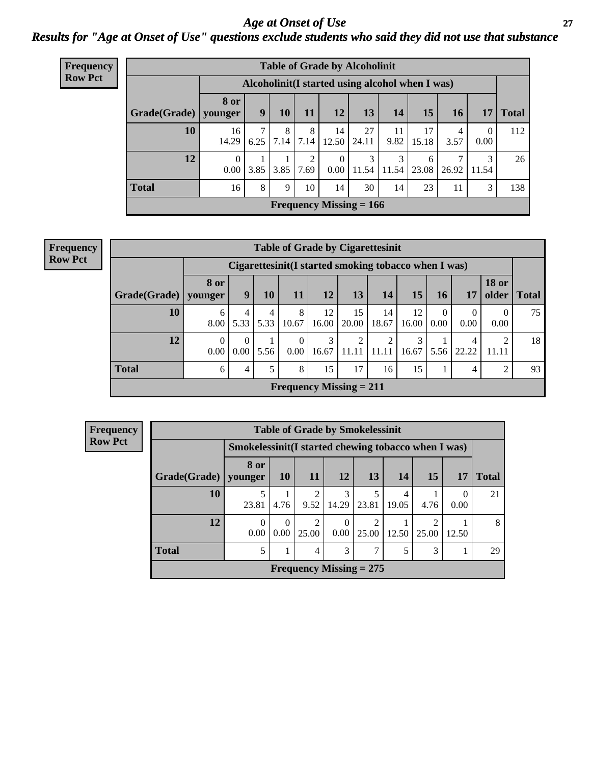# *Age at Onset of Use*

## *Results for "Age at Onset of Use" questions exclude students who said they did not use that substance*

**Frequency**
**Row Pct**

**Table of Grade by Alcoholinit**

| Grade(Grade) | Alcoholinit(I started using alcohol when I was) | | | | | | | | | | Total |
|---|---|---|---|---|---|---|---|---|---|---|---|
| | 8 or younger | 9 | 10 | 11 | 12 | 13 | 14 | 15 | 16 | 17 | |
| **10** | 16<br>14.29 | 7<br>6.25 | 8<br>7.14 | 8<br>7.14 | 14<br>12.50 | 27<br>24.11 | 11<br>9.82 | 17<br>15.18 | 4<br>3.57 | 0<br>0.00 | 112 |
| **12** | 0<br>0.00 | 1<br>3.85 | 1<br>3.85 | 2<br>7.69 | 0<br>0.00 | 3<br>11.54 | 3<br>11.54 | 6<br>23.08 | 7<br>26.92 | 3<br>11.54 | 26 |
| **Total** | 16 | 8 | 9 | 10 | 14 | 30 | 14 | 23 | 11 | 3 | 138 |

**Frequency Missing = 166**

**Frequency**
**Row Pct**

**Table of Grade by Cigarettesinit**

| Grade(Grade) | Cigarettesinit(I started smoking tobacco when I was) | | | | | | | | | | | Total |
|---|---|---|---|---|---|---|---|---|---|---|---|---|
| | 8 or younger | 9 | 10 | 11 | 12 | 13 | 14 | 15 | 16 | 17 | 18 or older | |
| **10** | 6<br>8.00 | 4<br>5.33 | 4<br>5.33 | 8<br>10.67 | 12<br>16.00 | 15<br>20.00 | 14<br>18.67 | 12<br>16.00 | 0<br>0.00 | 0<br>0.00 | 0<br>0.00 | 75 |
| **12** | 0<br>0.00 | 0<br>0.00 | 1<br>5.56 | 0<br>0.00 | 3<br>16.67 | 2<br>11.11 | 2<br>11.11 | 3<br>16.67 | 1<br>5.56 | 4<br>22.22 | 2<br>11.11 | 18 |
| **Total** | 6 | 4 | 5 | 8 | 15 | 17 | 16 | 15 | 1 | 4 | 2 | 93 |

**Frequency Missing = 211**

**Frequency**
**Row Pct**

**Table of Grade by Smokelessinit**

| Grade(Grade) | Smokelessinit(I started chewing tobacco when I was) | | | | | | | | Total |
|---|---|---|---|---|---|---|---|---|---|
| | 8 or younger | 10 | 11 | 12 | 13 | 14 | 15 | 17 | |
| **10** | 5<br>23.81 | 1<br>4.76 | 2<br>9.52 | 3<br>14.29 | 5<br>23.81 | 4<br>19.05 | 1<br>4.76 | 0<br>0.00 | 21 |
| **12** | 0<br>0.00 | 0<br>0.00 | 2<br>25.00 | 0<br>0.00 | 2<br>25.00 | 1<br>12.50 | 2<br>25.00 | 1<br>12.50 | 8 |
| **Total** | 5 | 1 | 4 | 3 | 7 | 5 | 3 | 1 | 29 |

**Frequency Missing = 275**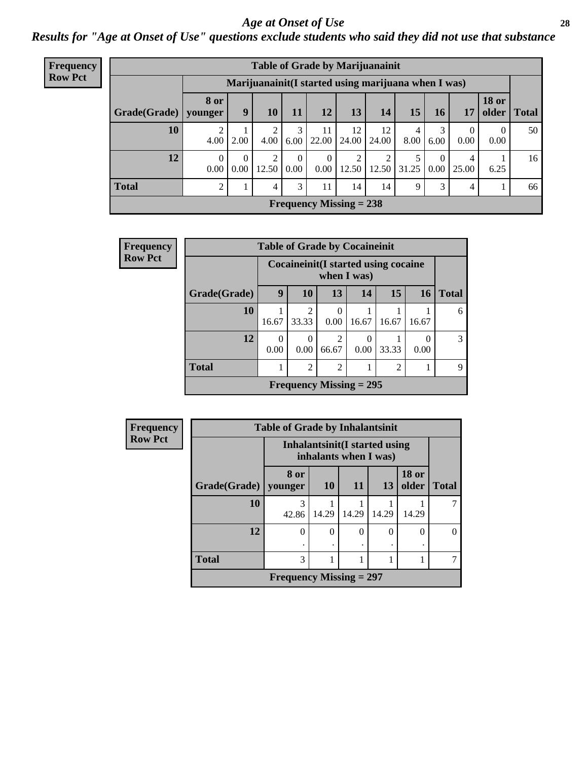# *Age at Onset of Use*

## *Results for "Age at Onset of Use" questions exclude students who said they did not use that substance*

**Frequency**
**Row Pct**

| Table of Grade by Marijuanainit | | | | | | | | | | | | |
|---|---|---|---|---|---|---|---|---|---|---|---|---|
| | Marijuanainit(I started using marijuana when I was) | | | | | | | | | | | |
| Grade(Grade) | 8 or younger | 9 | 10 | 11 | 12 | 13 | 14 | 15 | 16 | 17 | 18 or older | Total |
| 10 | 2<br>4.00 | 1<br>2.00 | 2<br>4.00 | 3<br>6.00 | 11<br>22.00 | 12<br>24.00 | 12<br>24.00 | 4<br>8.00 | 3<br>6.00 | 0<br>0.00 | 0<br>0.00 | 50 |
| 12 | 0<br>0.00 | 0<br>0.00 | 2<br>12.50 | 0<br>0.00 | 0<br>0.00 | 2<br>12.50 | 2<br>12.50 | 5<br>31.25 | 0<br>0.00 | 4<br>25.00 | 1<br>6.25 | 16 |
| Total | 2 | 1 | 4 | 3 | 11 | 14 | 14 | 9 | 3 | 4 | 1 | 66 |
| Frequency Missing = 238 | | | | | | | | | | | | |

**Frequency**
**Row Pct**

| Table of Grade by Cocaineinit | | | | | | | |
|---|---|---|---|---|---|---|---|
| | Cocaineinit(I started using cocaine when I was) | | | | | | |
| Grade(Grade) | 9 | 10 | 13 | 14 | 15 | 16 | Total |
| 10 | 1<br>16.67 | 2<br>33.33 | 0<br>0.00 | 1<br>16.67 | 1<br>16.67 | 1<br>16.67 | 6 |
| 12 | 0<br>0.00 | 0<br>0.00 | 2<br>66.67 | 0<br>0.00 | 1<br>33.33 | 0<br>0.00 | 3 |
| Total | 1 | 2 | 2 | 1 | 2 | 1 | 9 |
| Frequency Missing = 295 | | | | | | | |

**Frequency**
**Row Pct**

| Table of Grade by Inhalantsinit | | | | | | |
|---|---|---|---|---|---|---|
| | Inhalantsinit(I started using inhalants when I was) | | | | | |
| Grade(Grade) | 8 or younger | 10 | 11 | 13 | 18 or older | Total |
| 10 | 3<br>42.86 | 1<br>14.29 | 1<br>14.29 | 1<br>14.29 | 1<br>14.29 | 7 |
| 12 | 0<br>. | 0<br>. | 0<br>. | 0<br>. | 0<br>. | 0 |
| Total | 3 | 1 | 1 | 1 | 1 | 7 |
| Frequency Missing = 297 | | | | | | |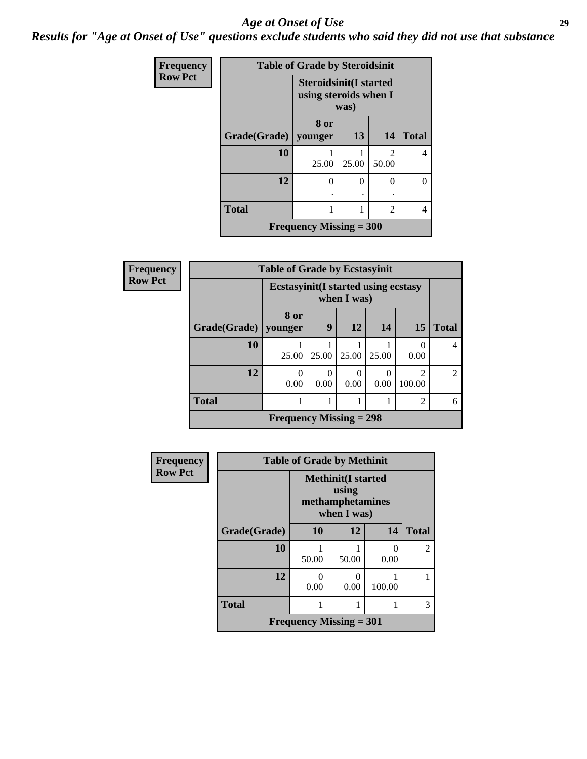## *Age at Onset of Use*

***Results for "Age at Onset of Use" questions exclude students who said they did not use that substance***

**Frequency Row Pct**

| Table of Grade by Steroidsinit | | | | |
|---|---|---|---|---|
| | **Steroidsinit(I started using steroids when I was)** | | | |
| **Grade(Grade)** | **8 or younger** | **13** | **14** | **Total** |
| **10** | 1<br>25.00 | 1<br>25.00 | 2<br>50.00 | 4 |
| **12** | 0<br>. | 0<br>. | 0<br>. | 0 |
| **Total** | 1 | 1 | 2 | 4 |
| **Frequency Missing = 300** | | | | |

**Frequency Row Pct**

| Table of Grade by Ecstasyinit | | | | | | |
|---|---|---|---|---|---|---|
| | **Ecstasyinit(I started using ecstasy when I was)** | | | | | |
| **Grade(Grade)** | **8 or younger** | **9** | **12** | **14** | **15** | **Total** |
| **10** | 1<br>25.00 | 1<br>25.00 | 1<br>25.00 | 1<br>25.00 | 0<br>0.00 | 4 |
| **12** | 0<br>0.00 | 0<br>0.00 | 0<br>0.00 | 0<br>0.00 | 2<br>100.00 | 2 |
| **Total** | 1 | 1 | 1 | 1 | 2 | 6 |
| **Frequency Missing = 298** | | | | | | |

**Frequency Row Pct**

| Table of Grade by Methinit | | | | |
|---|---|---|---|---|
| | **Methinit(I started using methamphetamines when I was)** | | | |
| **Grade(Grade)** | **10** | **12** | **14** | **Total** |
| **10** | 1<br>50.00 | 1<br>50.00 | 0<br>0.00 | 2 |
| **12** | 0<br>0.00 | 0<br>0.00 | 1<br>100.00 | 1 |
| **Total** | 1 | 1 | 1 | 3 |
| **Frequency Missing = 301** | | | | |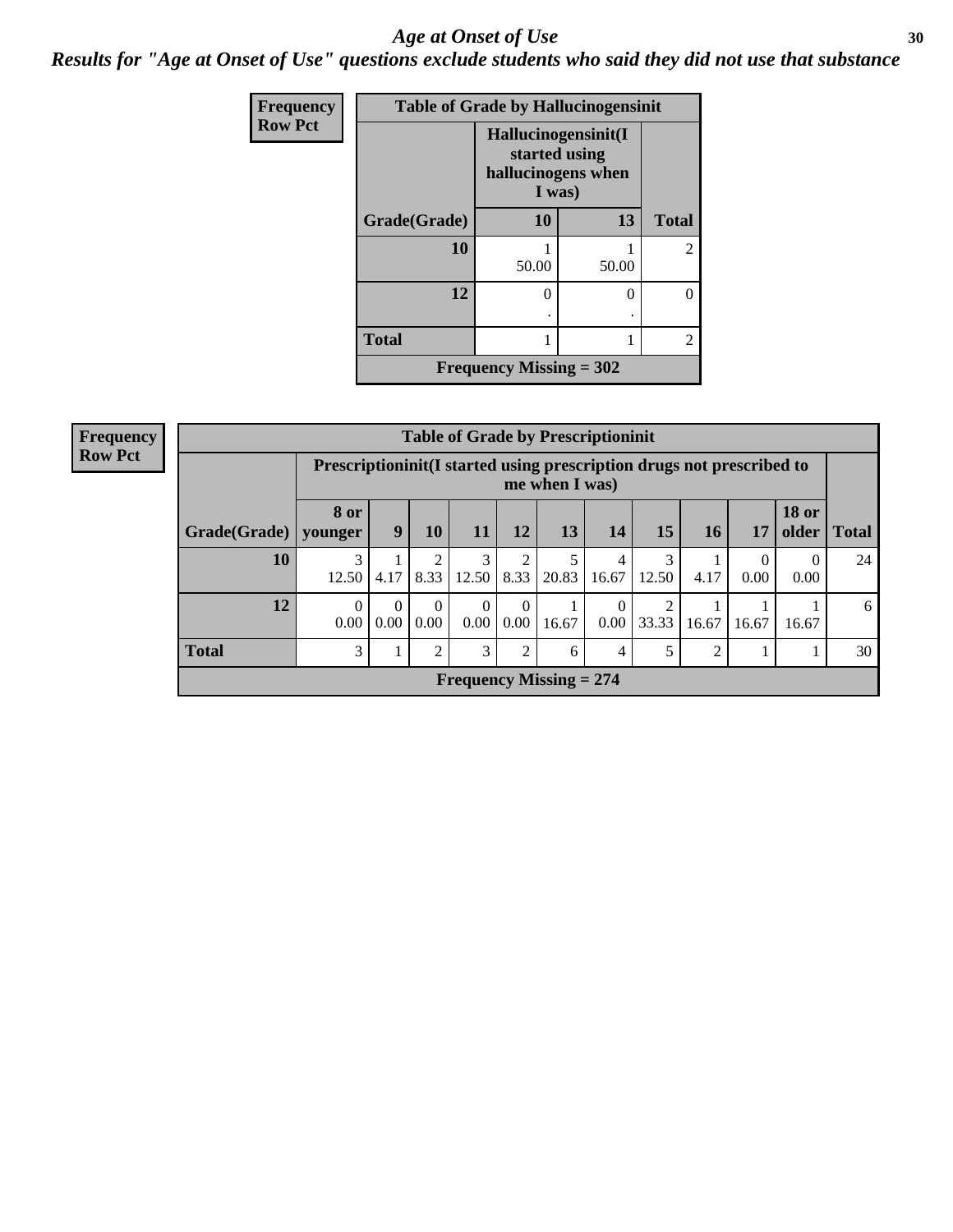# *Age at Onset of Use*

## *Results for "Age at Onset of Use" questions exclude students who said they did not use that substance*

**Frequency**
**Row Pct**

| Table of Grade by Hallucinogensinit | | | |
|---|---|---|---|
| | Hallucinogensinit(I started using hallucinogens when I was) | | |
| Grade(Grade) | 10 | 13 | Total |
| 10 | 1<br>50.00 | 1<br>50.00 | 2 |
| 12 | 0<br>. | 0<br>. | 0 |
| Total | 1 | 1 | 2 |
| Frequency Missing = 302 | | | |

**Frequency**
**Row Pct**

| Table of Grade by Prescriptioninit | | | | | | | | | | | | |
|---|---|---|---|---|---|---|---|---|---|---|---|---|
| | Prescriptioninit(I started using prescription drugs not prescribed to me when I was) | | | | | | | | | | | |
| Grade(Grade) | 8 or younger | 9 | 10 | 11 | 12 | 13 | 14 | 15 | 16 | 17 | 18 or older | Total |
| 10 | 3<br>12.50 | 1<br>4.17 | 2<br>8.33 | 3<br>12.50 | 2<br>8.33 | 5<br>20.83 | 4<br>16.67 | 3<br>12.50 | 1<br>4.17 | 0<br>0.00 | 0<br>0.00 | 24 |
| 12 | 0<br>0.00 | 0<br>0.00 | 0<br>0.00 | 0<br>0.00 | 0<br>0.00 | 1<br>16.67 | 0<br>0.00 | 2<br>33.33 | 1<br>16.67 | 1<br>16.67 | 1<br>16.67 | 6 |
| Total | 3 | 1 | 2 | 3 | 2 | 6 | 4 | 5 | 2 | 1 | 1 | 30 |
| Frequency Missing = 274 | | | | | | | | | | | | |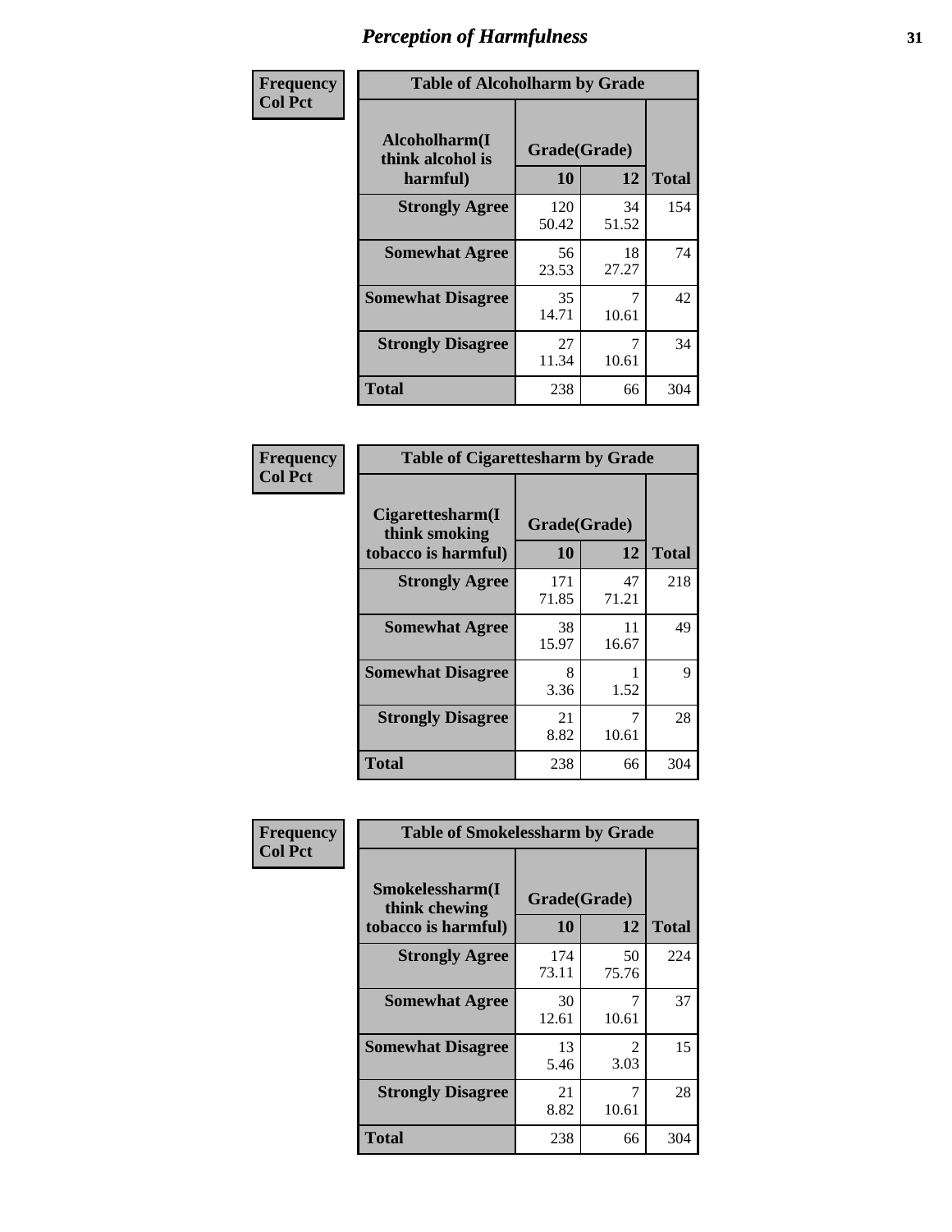# Perception of Harmfulness

| Frequency Col Pct | Table of Alcoholharm by Grade | | |
|---|---|---|---|
| Alcoholharm(I think alcohol is harmful) | Grade(Grade) | | |
| | 10 | 12 | Total |
| Strongly Agree | 120<br>50.42 | 34<br>51.52 | 154 |
| Somewhat Agree | 56<br>23.53 | 18<br>27.27 | 74 |
| Somewhat Disagree | 35<br>14.71 | 7<br>10.61 | 42 |
| Strongly Disagree | 27<br>11.34 | 7<br>10.61 | 34 |
| Total | 238 | 66 | 304 |

| Frequency Col Pct | Table of Cigarettesharm by Grade | | |
|---|---|---|---|
| Cigarettesharm(I think smoking tobacco is harmful) | Grade(Grade) | | |
| | 10 | 12 | Total |
| Strongly Agree | 171<br>71.85 | 47<br>71.21 | 218 |
| Somewhat Agree | 38<br>15.97 | 11<br>16.67 | 49 |
| Somewhat Disagree | 8<br>3.36 | 1<br>1.52 | 9 |
| Strongly Disagree | 21<br>8.82 | 7<br>10.61 | 28 |
| Total | 238 | 66 | 304 |

| Frequency Col Pct | Table of Smokelessharm by Grade | | |
|---|---|---|---|
| Smokelessharm(I think chewing tobacco is harmful) | Grade(Grade) | | |
| | 10 | 12 | Total |
| Strongly Agree | 174<br>73.11 | 50<br>75.76 | 224 |
| Somewhat Agree | 30<br>12.61 | 7<br>10.61 | 37 |
| Somewhat Disagree | 13<br>5.46 | 2<br>3.03 | 15 |
| Strongly Disagree | 21<br>8.82 | 7<br>10.61 | 28 |
| Total | 238 | 66 | 304 |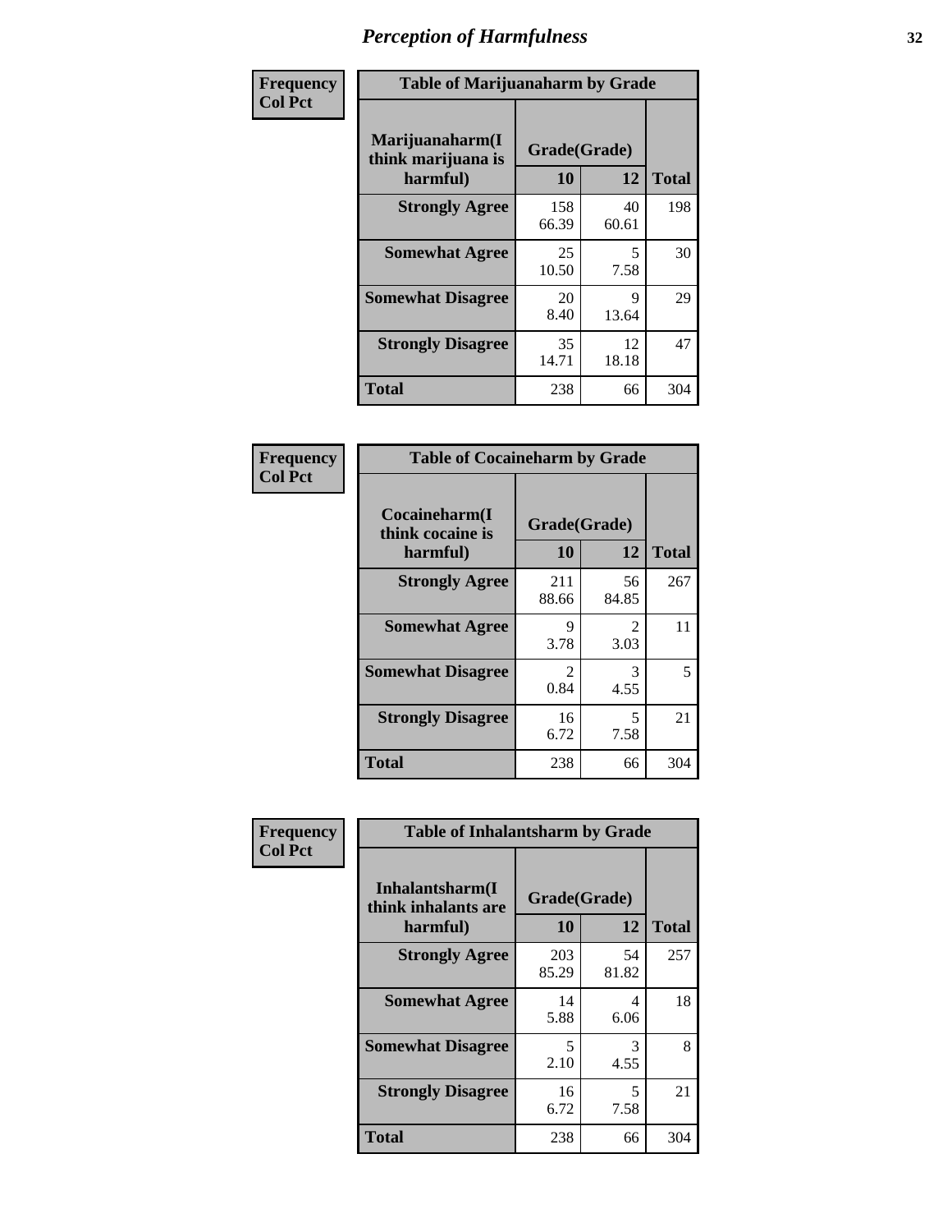# Perception of Harmfulness

**Frequency**
**Col Pct**

| Table of Marijuanaharm by Grade | | | |
|---|---|---|---|
| Marijuanaharm(I think marijuana is harmful) | Grade(Grade) | | Total |
| | 10 | 12 | |
| **Strongly Agree** | 158<br>66.39 | 40<br>60.61 | 198 |
| **Somewhat Agree** | 25<br>10.50 | 5<br>7.58 | 30 |
| **Somewhat Disagree** | 20<br>8.40 | 9<br>13.64 | 29 |
| **Strongly Disagree** | 35<br>14.71 | 12<br>18.18 | 47 |
| **Total** | 238 | 66 | 304 |

**Frequency**
**Col Pct**

| Table of Cocaineharm by Grade | | | |
|---|---|---|---|
| Cocaineharm(I think cocaine is harmful) | Grade(Grade) | | Total |
| | 10 | 12 | |
| **Strongly Agree** | 211<br>88.66 | 56<br>84.85 | 267 |
| **Somewhat Agree** | 9<br>3.78 | 2<br>3.03 | 11 |
| **Somewhat Disagree** | 2<br>0.84 | 3<br>4.55 | 5 |
| **Strongly Disagree** | 16<br>6.72 | 5<br>7.58 | 21 |
| **Total** | 238 | 66 | 304 |

**Frequency**
**Col Pct**

| Table of Inhalantsharm by Grade | | | |
|---|---|---|---|
| Inhalantsharm(I think inhalants are harmful) | Grade(Grade) | | Total |
| | 10 | 12 | |
| **Strongly Agree** | 203<br>85.29 | 54<br>81.82 | 257 |
| **Somewhat Agree** | 14<br>5.88 | 4<br>6.06 | 18 |
| **Somewhat Disagree** | 5<br>2.10 | 3<br>4.55 | 8 |
| **Strongly Disagree** | 16<br>6.72 | 5<br>7.58 | 21 |
| **Total** | 238 | 66 | 304 |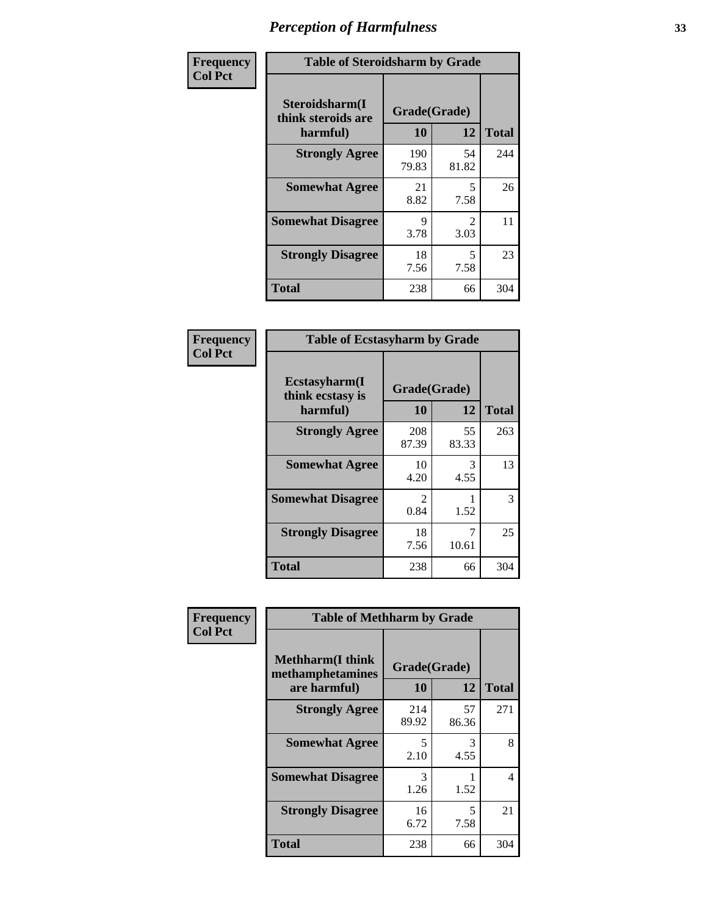# Perception of Harmfulness

**Frequency**
**Col Pct**

| Table of Steroidsharm by Grade | | | |
|---|---|---|---|
| Steroidsharm(I think steroids are harmful) | Grade(Grade) | | |
| | 10 | 12 | Total |
| **Strongly Agree** | 190<br>79.83 | 54<br>81.82 | 244 |
| **Somewhat Agree** | 21<br>8.82 | 5<br>7.58 | 26 |
| **Somewhat Disagree** | 9<br>3.78 | 2<br>3.03 | 11 |
| **Strongly Disagree** | 18<br>7.56 | 5<br>7.58 | 23 |
| **Total** | 238 | 66 | 304 |

**Frequency**
**Col Pct**

| Table of Ecstasyharm by Grade | | | |
|---|---|---|---|
| Ecstasyharm(I think ecstasy is harmful) | Grade(Grade) | | |
| | 10 | 12 | Total |
| **Strongly Agree** | 208<br>87.39 | 55<br>83.33 | 263 |
| **Somewhat Agree** | 10<br>4.20 | 3<br>4.55 | 13 |
| **Somewhat Disagree** | 2<br>0.84 | 1<br>1.52 | 3 |
| **Strongly Disagree** | 18<br>7.56 | 7<br>10.61 | 25 |
| **Total** | 238 | 66 | 304 |

**Frequency**
**Col Pct**

| Table of Methharm by Grade | | | |
|---|---|---|---|
| Methharm(I think methamphetamines are harmful) | Grade(Grade) | | |
| | 10 | 12 | Total |
| **Strongly Agree** | 214<br>89.92 | 57<br>86.36 | 271 |
| **Somewhat Agree** | 5<br>2.10 | 3<br>4.55 | 8 |
| **Somewhat Disagree** | 3<br>1.26 | 1<br>1.52 | 4 |
| **Strongly Disagree** | 16<br>6.72 | 5<br>7.58 | 21 |
| **Total** | 238 | 66 | 304 |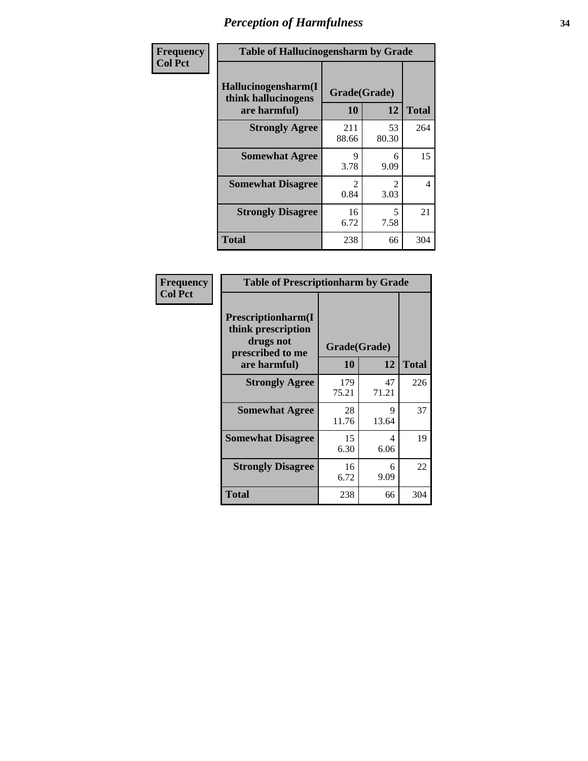# *Perception of Harmfulness*

| Frequency<br>Col Pct | Table of Hallucinogensharm by Grade | | |
|---|---|---|---|
| Hallucinogensharm(I think hallucinogens are harmful) | Grade(Grade) | | Total |
| | 10 | 12 | |
| **Strongly Agree** | 211<br>88.66 | 53<br>80.30 | 264 |
| **Somewhat Agree** | 9<br>3.78 | 6<br>9.09 | 15 |
| **Somewhat Disagree** | 2<br>0.84 | 2<br>3.03 | 4 |
| **Strongly Disagree** | 16<br>6.72 | 5<br>7.58 | 21 |
| **Total** | 238 | 66 | 304 |

| Frequency<br>Col Pct | Table of Prescriptionharm by Grade | | |
|---|---|---|---|
| Prescriptionharm(I think prescription drugs not prescribed to me are harmful) | Grade(Grade) | | Total |
| | 10 | 12 | |
| **Strongly Agree** | 179<br>75.21 | 47<br>71.21 | 226 |
| **Somewhat Agree** | 28<br>11.76 | 9<br>13.64 | 37 |
| **Somewhat Disagree** | 15<br>6.30 | 4<br>6.06 | 19 |
| **Strongly Disagree** | 16<br>6.72 | 6<br>9.09 | 22 |
| **Total** | 238 | 66 | 304 |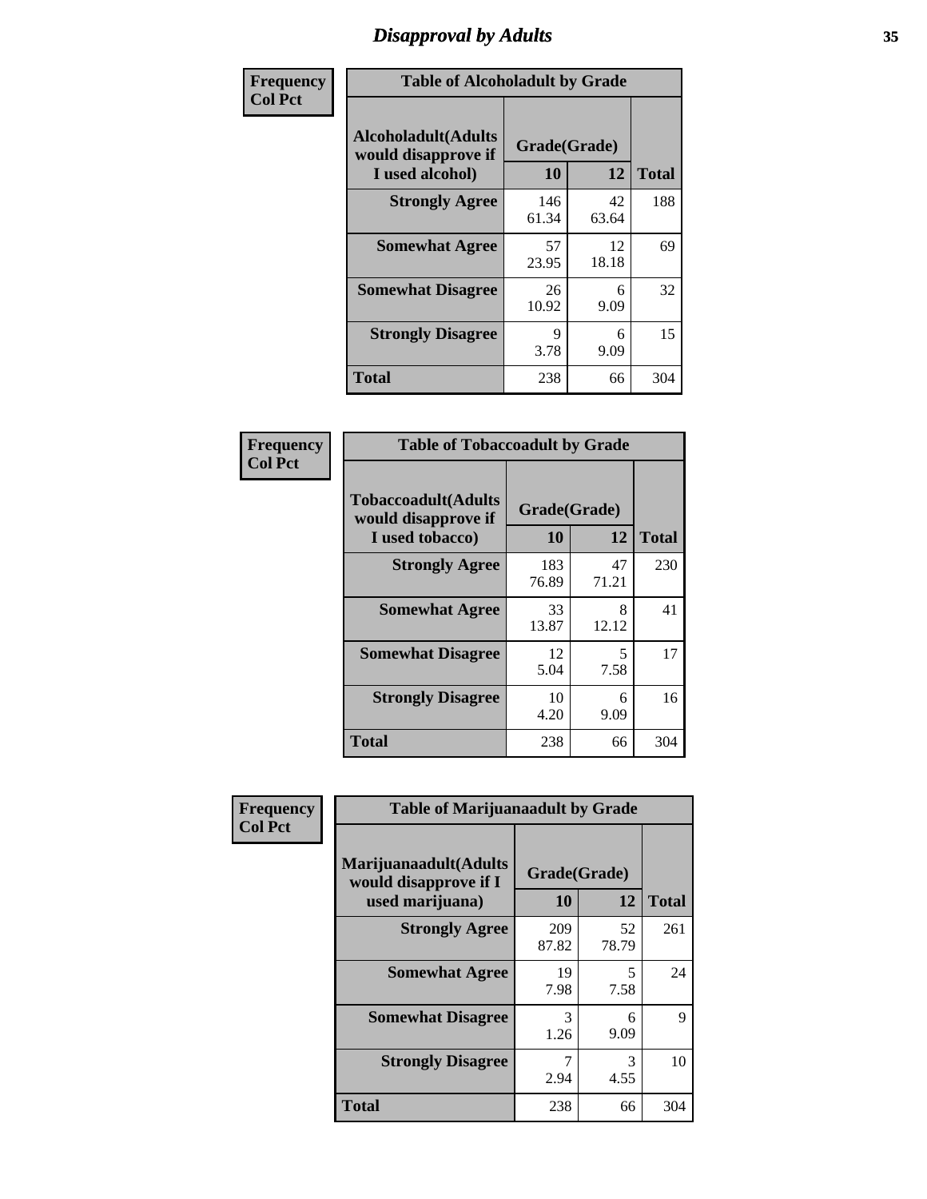## Disapproval by Adults

**Frequency**
**Col Pct**

| Table of Alcoholadult by Grade | | | |
|---|---|---|---|
| Alcoholadult(Adults would disapprove if I used alcohol) | Grade(Grade) | | Total |
| | 10 | 12 | |
| Strongly Agree | 146<br>61.34 | 42<br>63.64 | 188 |
| Somewhat Agree | 57<br>23.95 | 12<br>18.18 | 69 |
| Somewhat Disagree | 26<br>10.92 | 6<br>9.09 | 32 |
| Strongly Disagree | 9<br>3.78 | 6<br>9.09 | 15 |
| Total | 238 | 66 | 304 |

**Frequency**
**Col Pct**

| Table of Tobaccoadult by Grade | | | |
|---|---|---|---|
| Tobaccoadult(Adults would disapprove if I used tobacco) | Grade(Grade) | | Total |
| | 10 | 12 | |
| Strongly Agree | 183<br>76.89 | 47<br>71.21 | 230 |
| Somewhat Agree | 33<br>13.87 | 8<br>12.12 | 41 |
| Somewhat Disagree | 12<br>5.04 | 5<br>7.58 | 17 |
| Strongly Disagree | 10<br>4.20 | 6<br>9.09 | 16 |
| Total | 238 | 66 | 304 |

**Frequency**
**Col Pct**

| Table of Marijuanaadult by Grade | | | |
|---|---|---|---|
| Marijuanaadult(Adults would disapprove if I used marijuana) | Grade(Grade) | | Total |
| | 10 | 12 | |
| Strongly Agree | 209<br>87.82 | 52<br>78.79 | 261 |
| Somewhat Agree | 19<br>7.98 | 5<br>7.58 | 24 |
| Somewhat Disagree | 3<br>1.26 | 6<br>9.09 | 9 |
| Strongly Disagree | 7<br>2.94 | 3<br>4.55 | 10 |
| Total | 238 | 66 | 304 |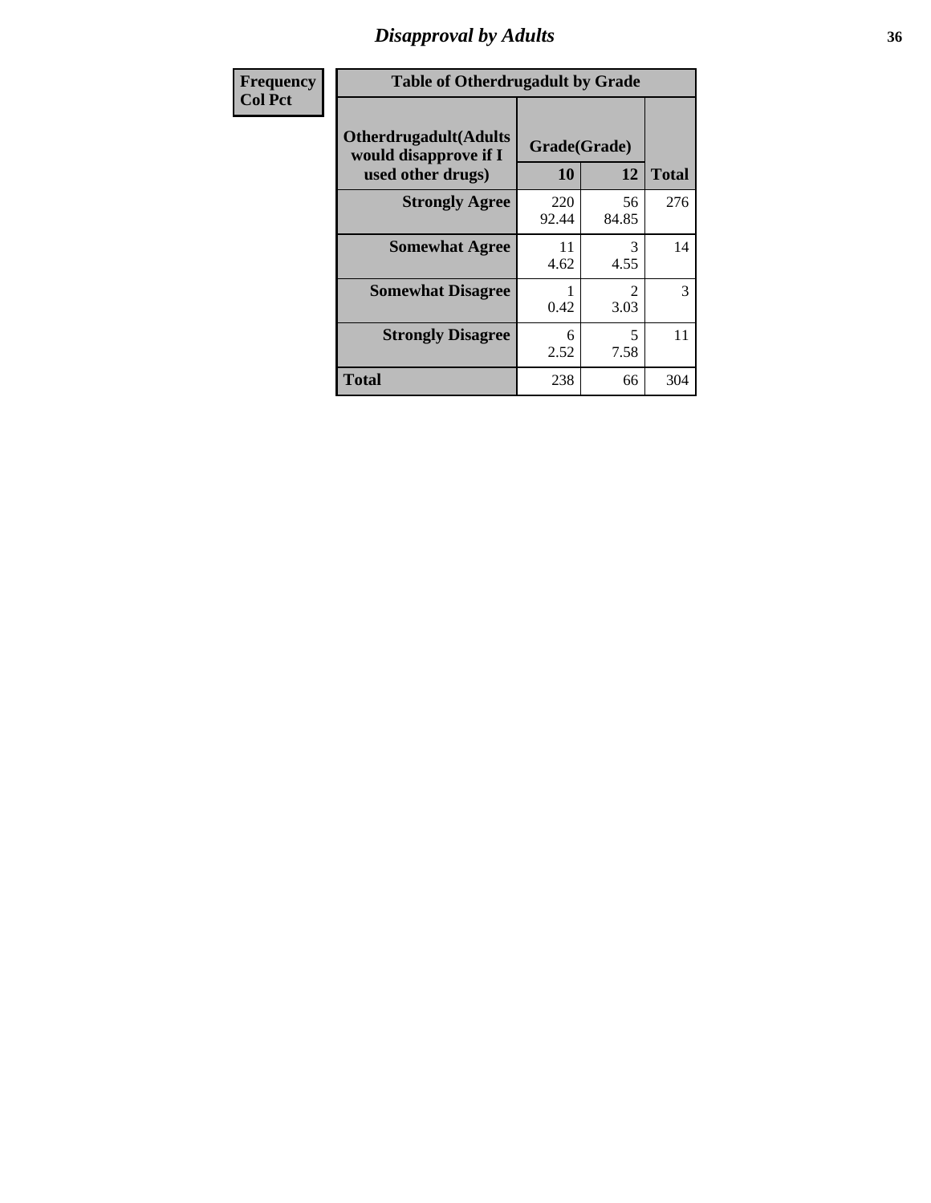# Disapproval by Adults

| Frequency<br>Col Pct |
|---|

**Table of Otherdrugadult by Grade**

| Otherdrugadult(Adults would disapprove if I used other drugs) | Grade(Grade) | | |
|---|---|---|---|
| | 10 | 12 | Total |
| Strongly Agree | 220<br>92.44 | 56<br>84.85 | 276 |
| Somewhat Agree | 11<br>4.62 | 3<br>4.55 | 14 |
| Somewhat Disagree | 1<br>0.42 | 2<br>3.03 | 3 |
| Strongly Disagree | 6<br>2.52 | 5<br>7.58 | 11 |
| Total | 238 | 66 | 304 |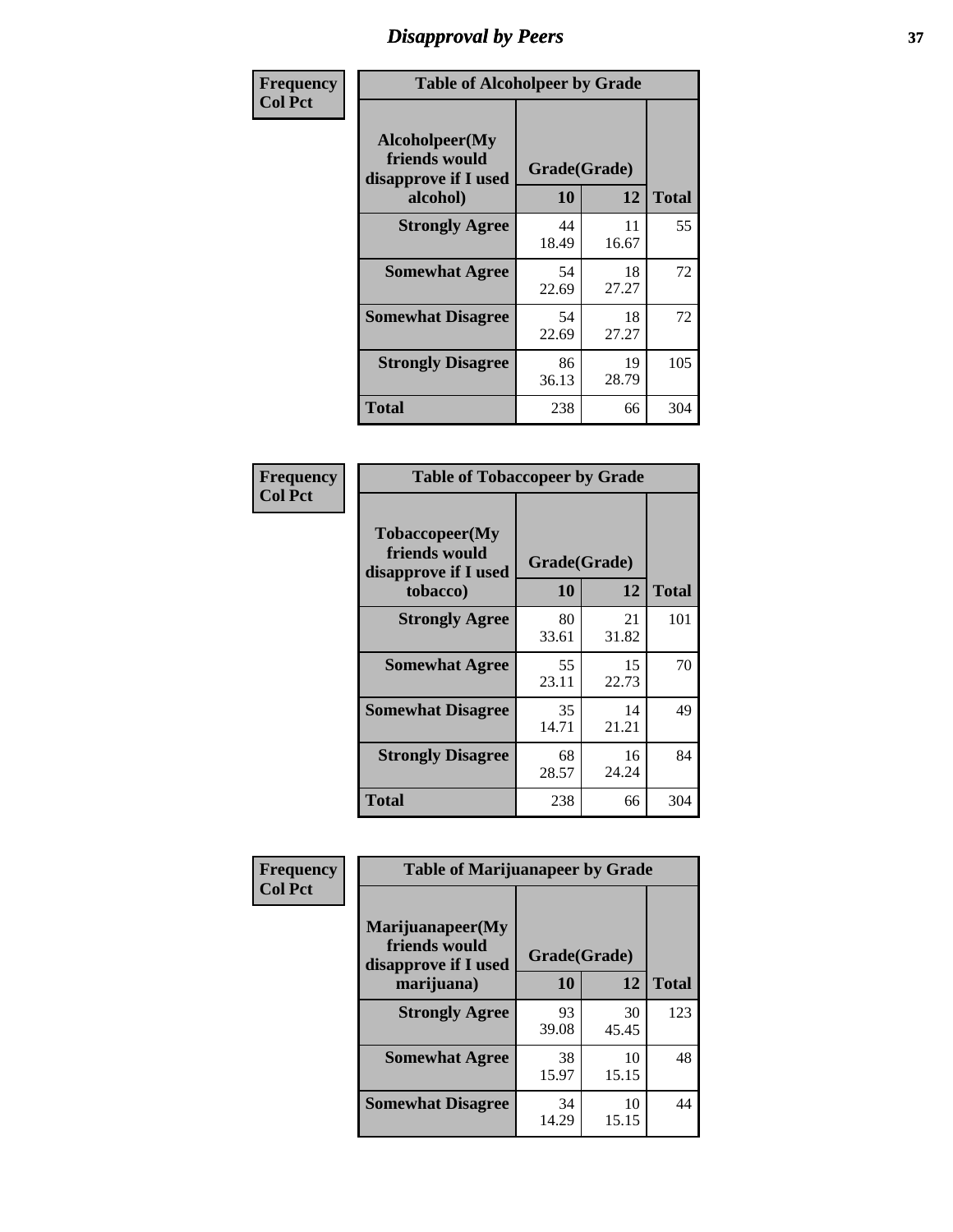# Disapproval by Peers

**Frequency**
**Col Pct**

| Table of Alcoholpeer by Grade | | | |
|---|---|---|---|
| Alcoholpeer(My friends would disapprove if I used alcohol) | Grade(Grade) | | Total |
| | 10 | 12 | |
| Strongly Agree | 44<br>18.49 | 11<br>16.67 | 55 |
| Somewhat Agree | 54<br>22.69 | 18<br>27.27 | 72 |
| Somewhat Disagree | 54<br>22.69 | 18<br>27.27 | 72 |
| Strongly Disagree | 86<br>36.13 | 19<br>28.79 | 105 |
| Total | 238 | 66 | 304 |

**Frequency**
**Col Pct**

| Table of Tobaccopeer by Grade | | | |
|---|---|---|---|
| Tobaccopeer(My friends would disapprove if I used tobacco) | Grade(Grade) | | Total |
| | 10 | 12 | |
| Strongly Agree | 80<br>33.61 | 21<br>31.82 | 101 |
| Somewhat Agree | 55<br>23.11 | 15<br>22.73 | 70 |
| Somewhat Disagree | 35<br>14.71 | 14<br>21.21 | 49 |
| Strongly Disagree | 68<br>28.57 | 16<br>24.24 | 84 |
| Total | 238 | 66 | 304 |

**Frequency**
**Col Pct**

| Table of Marijuanapeer by Grade | | | |
|---|---|---|---|
| Marijuanapeer(My friends would disapprove if I used marijuana) | Grade(Grade) | | Total |
| | 10 | 12 | |
| Strongly Agree | 93<br>39.08 | 30<br>45.45 | 123 |
| Somewhat Agree | 38<br>15.97 | 10<br>15.15 | 48 |
| Somewhat Disagree | 34<br>14.29 | 10<br>15.15 | 44 |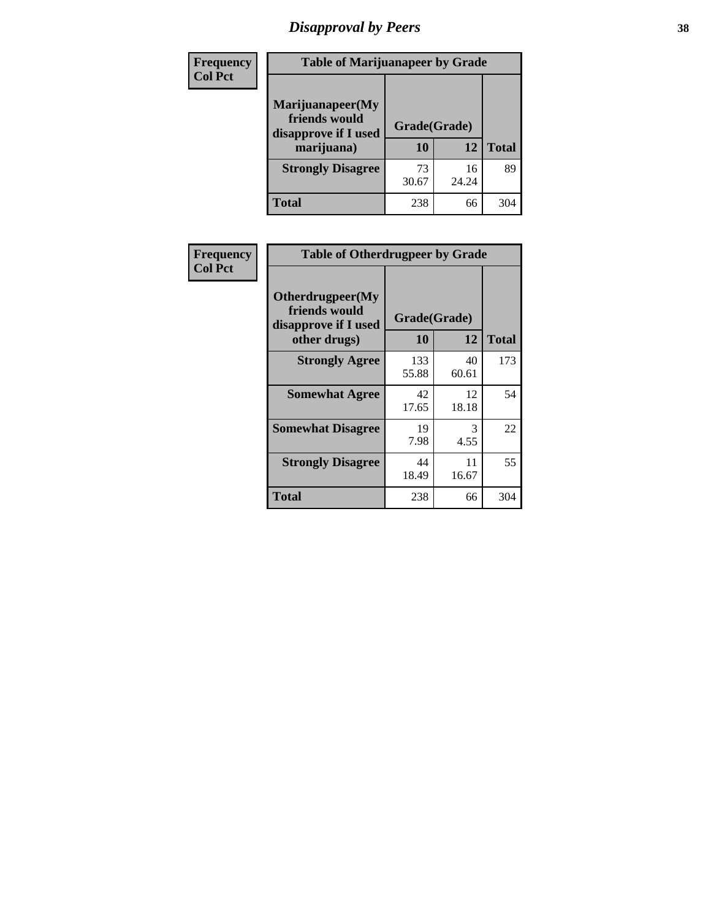# Disapproval by Peers

| Frequency<br>Col Pct | Table of Marijuanapeer by Grade | | |
|---|---|---|---|
| **Marijuanapeer(My friends would disapprove if I used marijuana)** | **Grade(Grade)** | | |
| | **10** | **12** | **Total** |
| **Strongly Disagree** | 73<br>30.67 | 16<br>24.24 | 89 |
| **Total** | 238 | 66 | 304 |

| Frequency<br>Col Pct | Table of Otherdrugpeer by Grade | | |
|---|---|---|---|
| **Otherdrugpeer(My friends would disapprove if I used other drugs)** | **Grade(Grade)** | | |
| | **10** | **12** | **Total** |
| **Strongly Agree** | 133<br>55.88 | 40<br>60.61 | 173 |
| **Somewhat Agree** | 42<br>17.65 | 12<br>18.18 | 54 |
| **Somewhat Disagree** | 19<br>7.98 | 3<br>4.55 | 22 |
| **Strongly Disagree** | 44<br>18.49 | 11<br>16.67 | 55 |
| **Total** | 238 | 66 | 304 |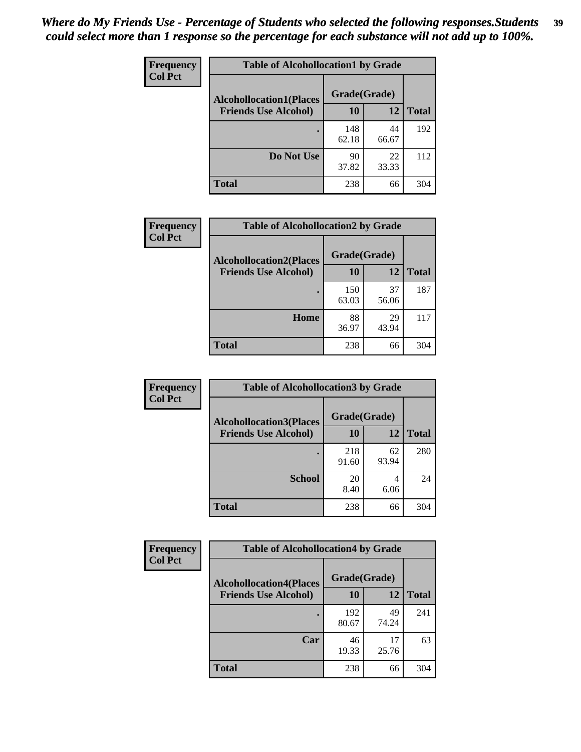*Where do My Friends Use - Percentage of Students who selected the following responses.Students could select more than 1 response so the percentage for each substance will not add up to 100%.*

**Frequency**
**Col Pct**

**Table of Alcohollocation1 by Grade**

| Alcohollocation1(Places Friends Use Alcohol) | Grade(Grade) 10 | 12 | Total |
|---|---|---|---|
| . | 148<br>62.18 | 44<br>66.67 | 192 |
| Do Not Use | 90<br>37.82 | 22<br>33.33 | 112 |
| Total | 238 | 66 | 304 |

**Frequency**
**Col Pct**

**Table of Alcohollocation2 by Grade**

| Alcohollocation2(Places Friends Use Alcohol) | Grade(Grade) 10 | 12 | Total |
|---|---|---|---|
| . | 150<br>63.03 | 37<br>56.06 | 187 |
| Home | 88<br>36.97 | 29<br>43.94 | 117 |
| Total | 238 | 66 | 304 |

**Frequency**
**Col Pct**

**Table of Alcohollocation3 by Grade**

| Alcohollocation3(Places Friends Use Alcohol) | Grade(Grade) 10 | 12 | Total |
|---|---|---|---|
| . | 218<br>91.60 | 62<br>93.94 | 280 |
| School | 20<br>8.40 | 4<br>6.06 | 24 |
| Total | 238 | 66 | 304 |

**Frequency**
**Col Pct**

**Table of Alcohollocation4 by Grade**

| Alcohollocation4(Places Friends Use Alcohol) | Grade(Grade) 10 | 12 | Total |
|---|---|---|---|
| . | 192<br>80.67 | 49<br>74.24 | 241 |
| Car | 46<br>19.33 | 17<br>25.76 | 63 |
| Total | 238 | 66 | 304 |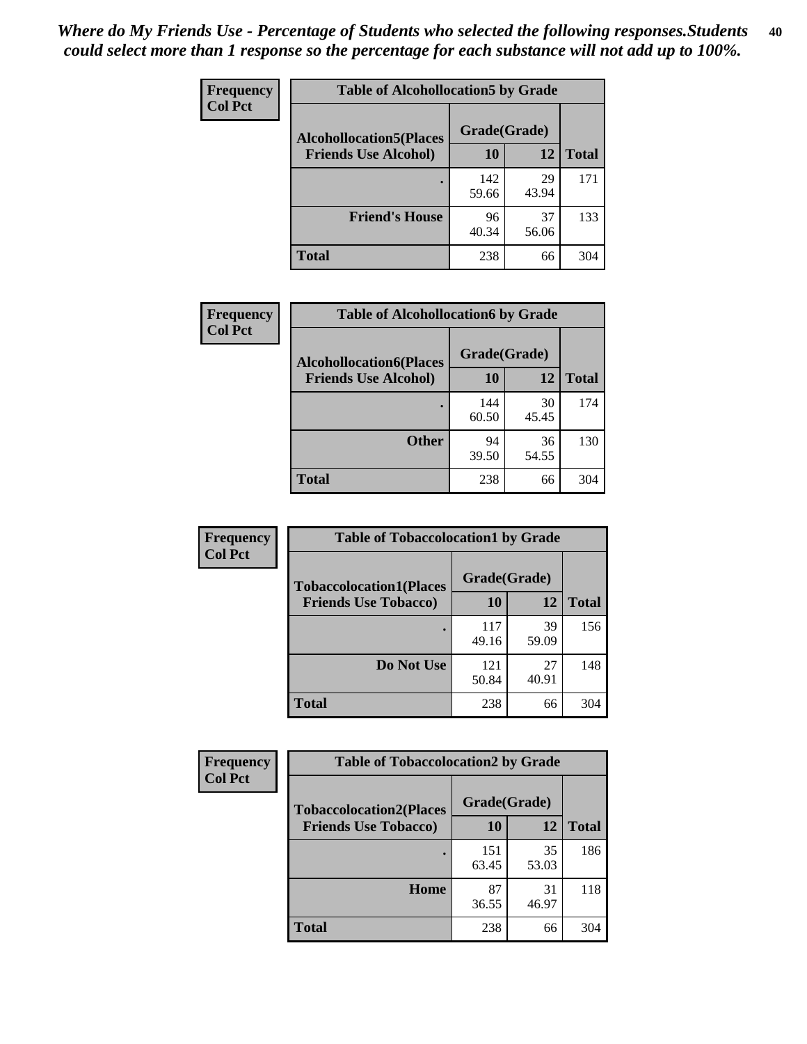*Where do My Friends Use - Percentage of Students who selected the following responses.Students could select more than 1 response so the percentage for each substance will not add up to 100%.*

**Frequency**
**Col Pct**

| Table of Alcohollocation5 by Grade | | | |
|---|---|---|---|
| **Alcohollocation5(Places Friends Use Alcohol)** | **Grade(Grade)** | | **Total** |
| | **10** | **12** | |
| **.** | 142<br>59.66 | 29<br>43.94 | 171 |
| **Friend's House** | 96<br>40.34 | 37<br>56.06 | 133 |
| **Total** | 238 | 66 | 304 |

**Frequency**
**Col Pct**

| Table of Alcohollocation6 by Grade | | | |
|---|---|---|---|
| **Alcohollocation6(Places Friends Use Alcohol)** | **Grade(Grade)** | | **Total** |
| | **10** | **12** | |
| **.** | 144<br>60.50 | 30<br>45.45 | 174 |
| **Other** | 94<br>39.50 | 36<br>54.55 | 130 |
| **Total** | 238 | 66 | 304 |

**Frequency**
**Col Pct**

| Table of Tobaccolocation1 by Grade | | | |
|---|---|---|---|
| **Tobaccolocation1(Places Friends Use Tobacco)** | **Grade(Grade)** | | **Total** |
| | **10** | **12** | |
| **.** | 117<br>49.16 | 39<br>59.09 | 156 |
| **Do Not Use** | 121<br>50.84 | 27<br>40.91 | 148 |
| **Total** | 238 | 66 | 304 |

**Frequency**
**Col Pct**

| Table of Tobaccolocation2 by Grade | | | |
|---|---|---|---|
| **Tobaccolocation2(Places Friends Use Tobacco)** | **Grade(Grade)** | | **Total** |
| | **10** | **12** | |
| **.** | 151<br>63.45 | 35<br>53.03 | 186 |
| **Home** | 87<br>36.55 | 31<br>46.97 | 118 |
| **Total** | 238 | 66 | 304 |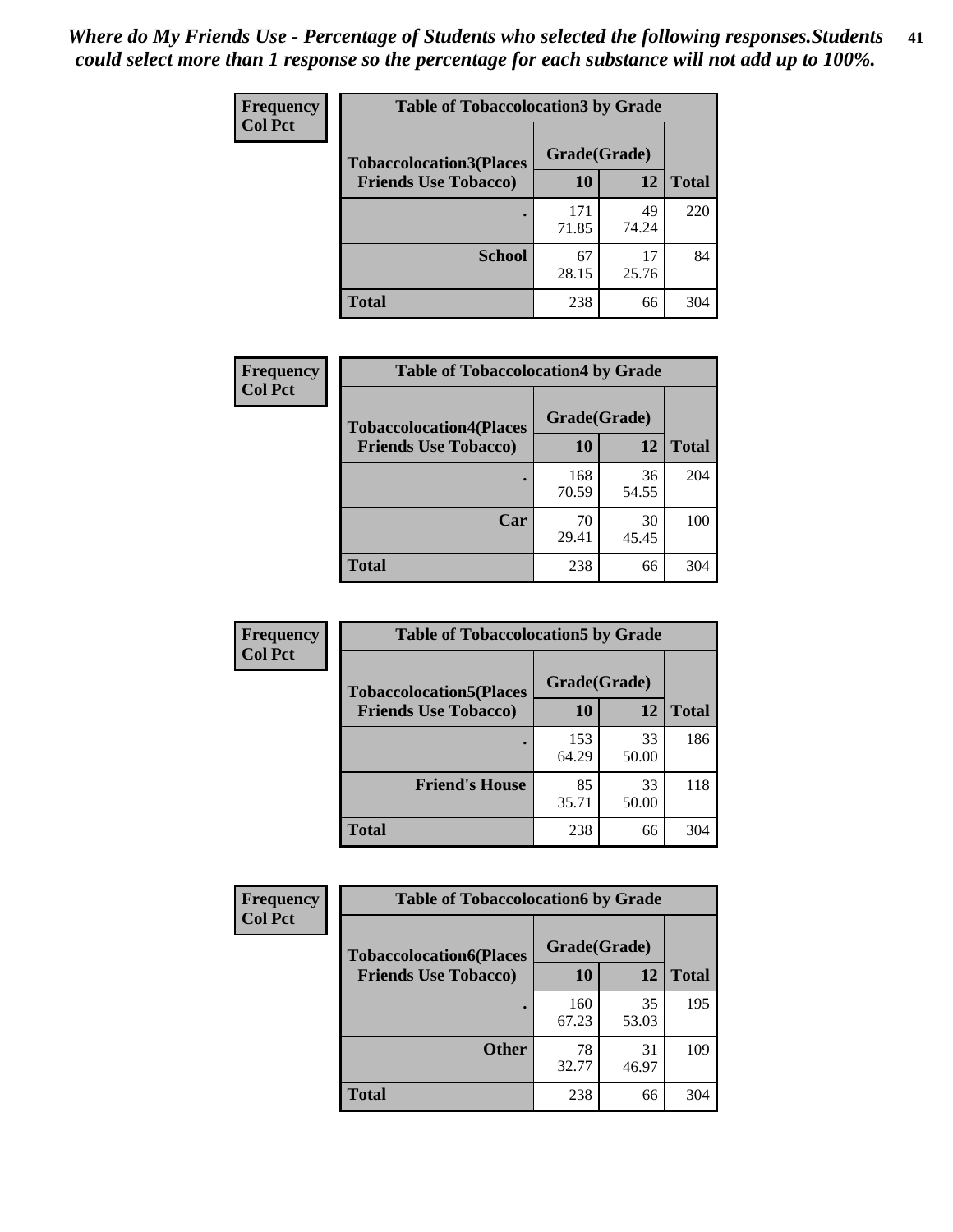*Where do My Friends Use - Percentage of Students who selected the following responses.Students could select more than 1 response so the percentage for each substance will not add up to 100%.*

**Frequency**
**Col Pct**

| Table of Tobaccolocation3 by Grade | | | |
|---|---|---|---|
| **Tobaccolocation3(Places Friends Use Tobacco)** | **Grade(Grade)** | | |
| | **10** | **12** | **Total** |
| **.** | 171<br>71.85 | 49<br>74.24 | 220 |
| **School** | 67<br>28.15 | 17<br>25.76 | 84 |
| **Total** | 238 | 66 | 304 |

**Frequency**
**Col Pct**

| Table of Tobaccolocation4 by Grade | | | |
|---|---|---|---|
| **Tobaccolocation4(Places Friends Use Tobacco)** | **Grade(Grade)** | | |
| | **10** | **12** | **Total** |
| **.** | 168<br>70.59 | 36<br>54.55 | 204 |
| **Car** | 70<br>29.41 | 30<br>45.45 | 100 |
| **Total** | 238 | 66 | 304 |

**Frequency**
**Col Pct**

| Table of Tobaccolocation5 by Grade | | | |
|---|---|---|---|
| **Tobaccolocation5(Places Friends Use Tobacco)** | **Grade(Grade)** | | |
| | **10** | **12** | **Total** |
| **.** | 153<br>64.29 | 33<br>50.00 | 186 |
| **Friend's House** | 85<br>35.71 | 33<br>50.00 | 118 |
| **Total** | 238 | 66 | 304 |

**Frequency**
**Col Pct**

| Table of Tobaccolocation6 by Grade | | | |
|---|---|---|---|
| **Tobaccolocation6(Places Friends Use Tobacco)** | **Grade(Grade)** | | |
| | **10** | **12** | **Total** |
| **.** | 160<br>67.23 | 35<br>53.03 | 195 |
| **Other** | 78<br>32.77 | 31<br>46.97 | 109 |
| **Total** | 238 | 66 | 304 |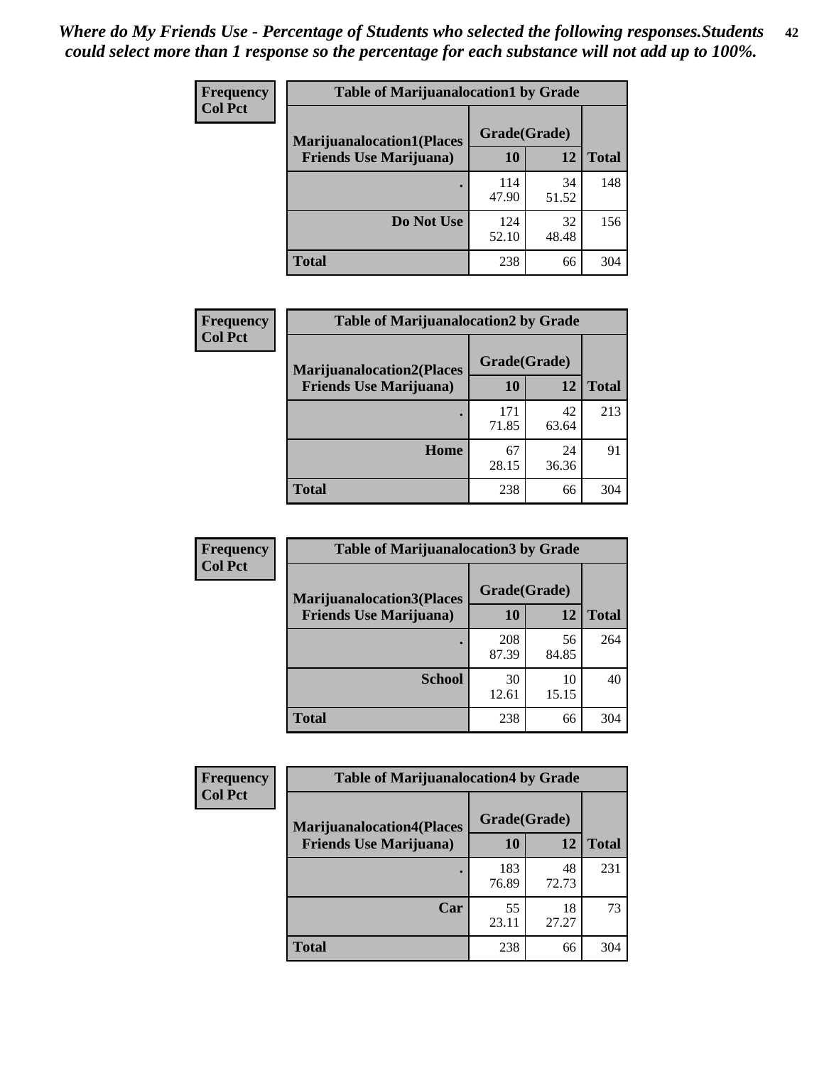*Where do My Friends Use - Percentage of Students who selected the following responses.Students could select more than 1 response so the percentage for each substance will not add up to 100%.*

**Frequency / Col Pct**

**Table of Marijuanalocation1 by Grade**

| Marijuanalocation1(Places Friends Use Marijuana) | Grade(Grade) 10 | 12 | Total |
|---|---|---|---|
| . | 114<br>47.90 | 34<br>51.52 | 148 |
| Do Not Use | 124<br>52.10 | 32<br>48.48 | 156 |
| Total | 238 | 66 | 304 |

**Frequency / Col Pct**

**Table of Marijuanalocation2 by Grade**

| Marijuanalocation2(Places Friends Use Marijuana) | Grade(Grade) 10 | 12 | Total |
|---|---|---|---|
| . | 171<br>71.85 | 42<br>63.64 | 213 |
| Home | 67<br>28.15 | 24<br>36.36 | 91 |
| Total | 238 | 66 | 304 |

**Frequency / Col Pct**

**Table of Marijuanalocation3 by Grade**

| Marijuanalocation3(Places Friends Use Marijuana) | Grade(Grade) 10 | 12 | Total |
|---|---|---|---|
| . | 208<br>87.39 | 56<br>84.85 | 264 |
| School | 30<br>12.61 | 10<br>15.15 | 40 |
| Total | 238 | 66 | 304 |

**Frequency / Col Pct**

**Table of Marijuanalocation4 by Grade**

| Marijuanalocation4(Places Friends Use Marijuana) | Grade(Grade) 10 | 12 | Total |
|---|---|---|---|
| . | 183<br>76.89 | 48<br>72.73 | 231 |
| Car | 55<br>23.11 | 18<br>27.27 | 73 |
| Total | 238 | 66 | 304 |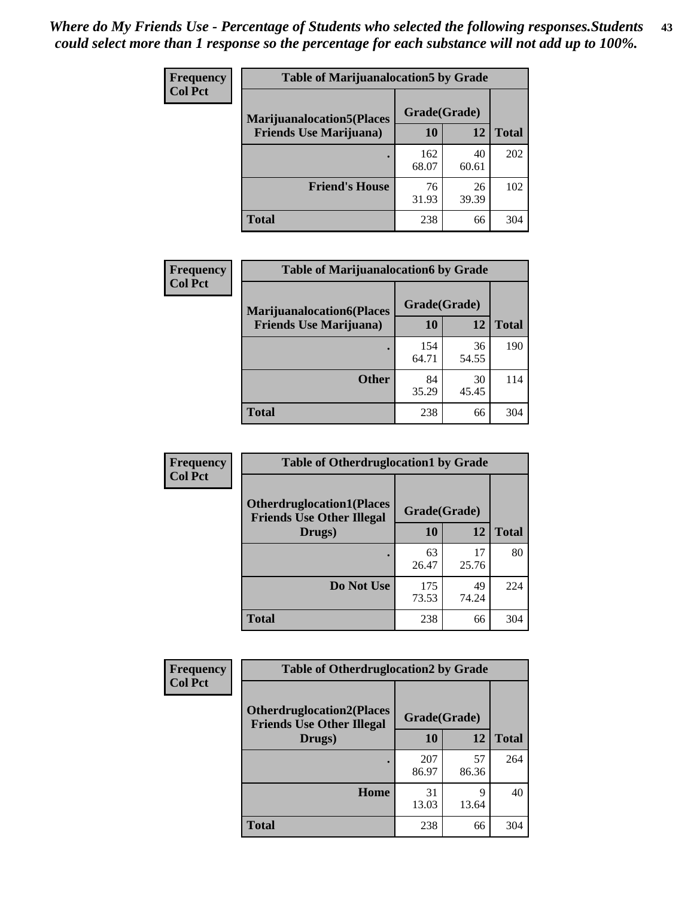*Where do My Friends Use - Percentage of Students who selected the following responses.Students could select more than 1 response so the percentage for each substance will not add up to 100%.*

**Frequency / Col Pct**

| Table of Marijuanalocation5 by Grade | | | |
|---|---|---|---|
| **Marijuanalocation5(Places Friends Use Marijuana)** | **Grade(Grade)** | | **Total** |
| | **10** | **12** | |
| . | 162<br>68.07 | 40<br>60.61 | 202 |
| **Friend's House** | 76<br>31.93 | 26<br>39.39 | 102 |
| **Total** | 238 | 66 | 304 |

**Frequency / Col Pct**

| Table of Marijuanalocation6 by Grade | | | |
|---|---|---|---|
| **Marijuanalocation6(Places Friends Use Marijuana)** | **Grade(Grade)** | | **Total** |
| | **10** | **12** | |
| . | 154<br>64.71 | 36<br>54.55 | 190 |
| **Other** | 84<br>35.29 | 30<br>45.45 | 114 |
| **Total** | 238 | 66 | 304 |

**Frequency / Col Pct**

| Table of Otherdruglocation1 by Grade | | | |
|---|---|---|---|
| **Otherdruglocation1(Places Friends Use Other Illegal Drugs)** | **Grade(Grade)** | | **Total** |
| | **10** | **12** | |
| . | 63<br>26.47 | 17<br>25.76 | 80 |
| **Do Not Use** | 175<br>73.53 | 49<br>74.24 | 224 |
| **Total** | 238 | 66 | 304 |

**Frequency / Col Pct**

| Table of Otherdruglocation2 by Grade | | | |
|---|---|---|---|
| **Otherdruglocation2(Places Friends Use Other Illegal Drugs)** | **Grade(Grade)** | | **Total** |
| | **10** | **12** | |
| . | 207<br>86.97 | 57<br>86.36 | 264 |
| **Home** | 31<br>13.03 | 9<br>13.64 | 40 |
| **Total** | 238 | 66 | 304 |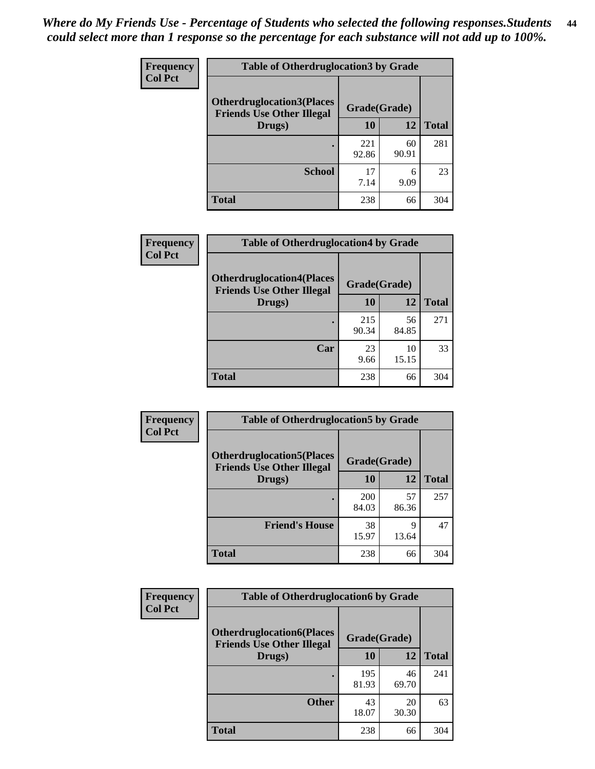*Where do My Friends Use - Percentage of Students who selected the following responses.Students could select more than 1 response so the percentage for each substance will not add up to 100%.*

**Frequency**
**Col Pct**

| Table of Otherdruglocation3 by Grade | | | |
|---|---|---|---|
| **Otherdruglocation3(Places Friends Use Other Illegal Drugs)** | **Grade(Grade)** | | |
| | **10** | **12** | **Total** |
| **.** | 221<br>92.86 | 60<br>90.91 | 281 |
| **School** | 17<br>7.14 | 6<br>9.09 | 23 |
| **Total** | 238 | 66 | 304 |

**Frequency**
**Col Pct**

| Table of Otherdruglocation4 by Grade | | | |
|---|---|---|---|
| **Otherdruglocation4(Places Friends Use Other Illegal Drugs)** | **Grade(Grade)** | | |
| | **10** | **12** | **Total** |
| **.** | 215<br>90.34 | 56<br>84.85 | 271 |
| **Car** | 23<br>9.66 | 10<br>15.15 | 33 |
| **Total** | 238 | 66 | 304 |

**Frequency**
**Col Pct**

| Table of Otherdruglocation5 by Grade | | | |
|---|---|---|---|
| **Otherdruglocation5(Places Friends Use Other Illegal Drugs)** | **Grade(Grade)** | | |
| | **10** | **12** | **Total** |
| **.** | 200<br>84.03 | 57<br>86.36 | 257 |
| **Friend's House** | 38<br>15.97 | 9<br>13.64 | 47 |
| **Total** | 238 | 66 | 304 |

**Frequency**
**Col Pct**

| Table of Otherdruglocation6 by Grade | | | |
|---|---|---|---|
| **Otherdruglocation6(Places Friends Use Other Illegal Drugs)** | **Grade(Grade)** | | |
| | **10** | **12** | **Total** |
| **.** | 195<br>81.93 | 46<br>69.70 | 241 |
| **Other** | 43<br>18.07 | 20<br>30.30 | 63 |
| **Total** | 238 | 66 | 304 |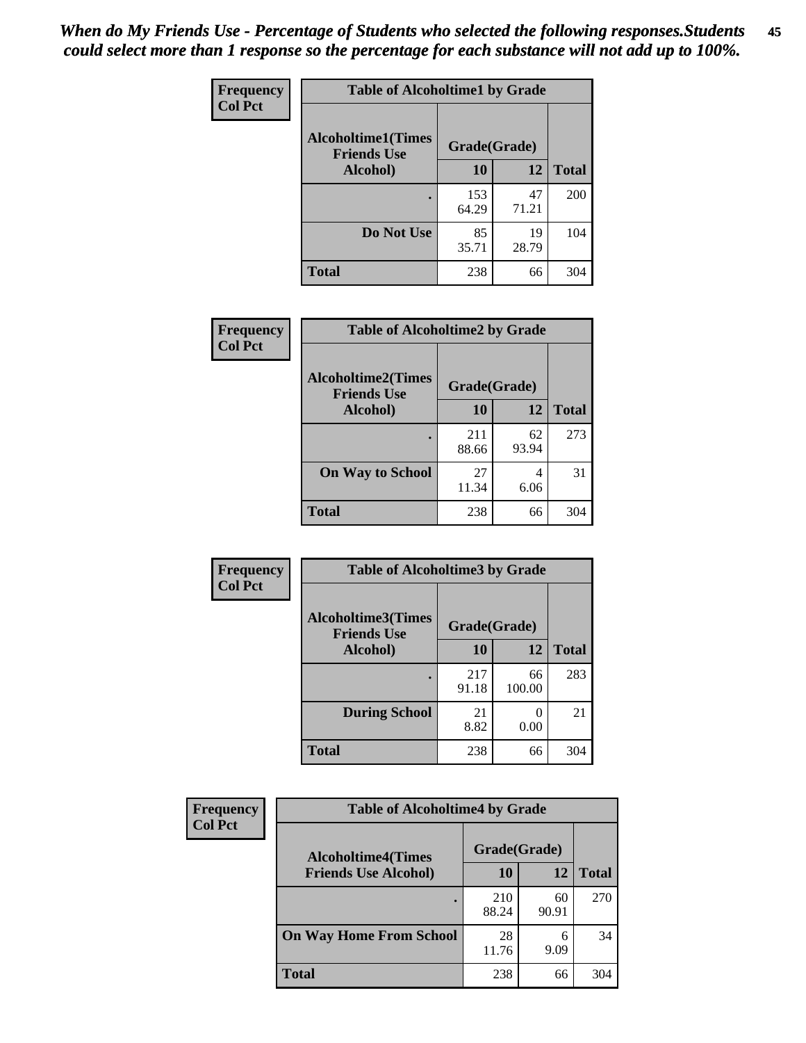*When do My Friends Use - Percentage of Students who selected the following responses.Students could select more than 1 response so the percentage for each substance will not add up to 100%.*

**Frequency**
**Col Pct**

**Table of Alcoholtime1 by Grade**

| Alcoholtime1(Times Friends Use Alcohol) | Grade(Grade) | | Total |
|---|---|---|---|
| | 10 | 12 | |
| . | 153<br>64.29 | 47<br>71.21 | 200 |
| Do Not Use | 85<br>35.71 | 19<br>28.79 | 104 |
| Total | 238 | 66 | 304 |

**Frequency**
**Col Pct**

**Table of Alcoholtime2 by Grade**

| Alcoholtime2(Times Friends Use Alcohol) | Grade(Grade) | | Total |
|---|---|---|---|
| | 10 | 12 | |
| . | 211<br>88.66 | 62<br>93.94 | 273 |
| On Way to School | 27<br>11.34 | 4<br>6.06 | 31 |
| Total | 238 | 66 | 304 |

**Frequency**
**Col Pct**

**Table of Alcoholtime3 by Grade**

| Alcoholtime3(Times Friends Use Alcohol) | Grade(Grade) | | Total |
|---|---|---|---|
| | 10 | 12 | |
| . | 217<br>91.18 | 66<br>100.00 | 283 |
| During School | 21<br>8.82 | 0<br>0.00 | 21 |
| Total | 238 | 66 | 304 |

**Frequency**
**Col Pct**

**Table of Alcoholtime4 by Grade**

| Alcoholtime4(Times Friends Use Alcohol) | Grade(Grade) | | Total |
|---|---|---|---|
| | 10 | 12 | |
| . | 210<br>88.24 | 60<br>90.91 | 270 |
| On Way Home From School | 28<br>11.76 | 6<br>9.09 | 34 |
| Total | 238 | 66 | 304 |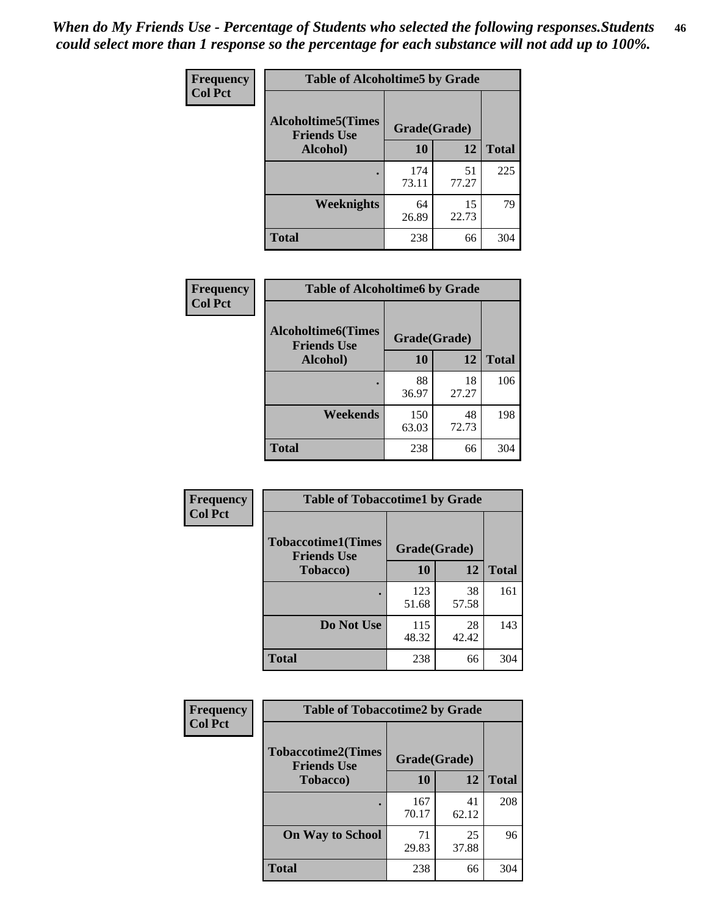*When do My Friends Use - Percentage of Students who selected the following responses.Students could select more than 1 response so the percentage for each substance will not add up to 100%.*

**Frequency**
**Col Pct**

| Table of Alcoholtime5 by Grade | | | |
|---|---|---|---|
| **Alcoholtime5(Times Friends Use Alcohol)** | **Grade(Grade)** | | **Total** |
| | **10** | **12** | |
| **.** | 174<br>73.11 | 51<br>77.27 | 225 |
| **Weeknights** | 64<br>26.89 | 15<br>22.73 | 79 |
| **Total** | 238 | 66 | 304 |

**Frequency**
**Col Pct**

| Table of Alcoholtime6 by Grade | | | |
|---|---|---|---|
| **Alcoholtime6(Times Friends Use Alcohol)** | **Grade(Grade)** | | **Total** |
| | **10** | **12** | |
| **.** | 88<br>36.97 | 18<br>27.27 | 106 |
| **Weekends** | 150<br>63.03 | 48<br>72.73 | 198 |
| **Total** | 238 | 66 | 304 |

**Frequency**
**Col Pct**

| Table of Tobaccotime1 by Grade | | | |
|---|---|---|---|
| **Tobaccotime1(Times Friends Use Tobacco)** | **Grade(Grade)** | | **Total** |
| | **10** | **12** | |
| **.** | 123<br>51.68 | 38<br>57.58 | 161 |
| **Do Not Use** | 115<br>48.32 | 28<br>42.42 | 143 |
| **Total** | 238 | 66 | 304 |

**Frequency**
**Col Pct**

| Table of Tobaccotime2 by Grade | | | |
|---|---|---|---|
| **Tobaccotime2(Times Friends Use Tobacco)** | **Grade(Grade)** | | **Total** |
| | **10** | **12** | |
| **.** | 167<br>70.17 | 41<br>62.12 | 208 |
| **On Way to School** | 71<br>29.83 | 25<br>37.88 | 96 |
| **Total** | 238 | 66 | 304 |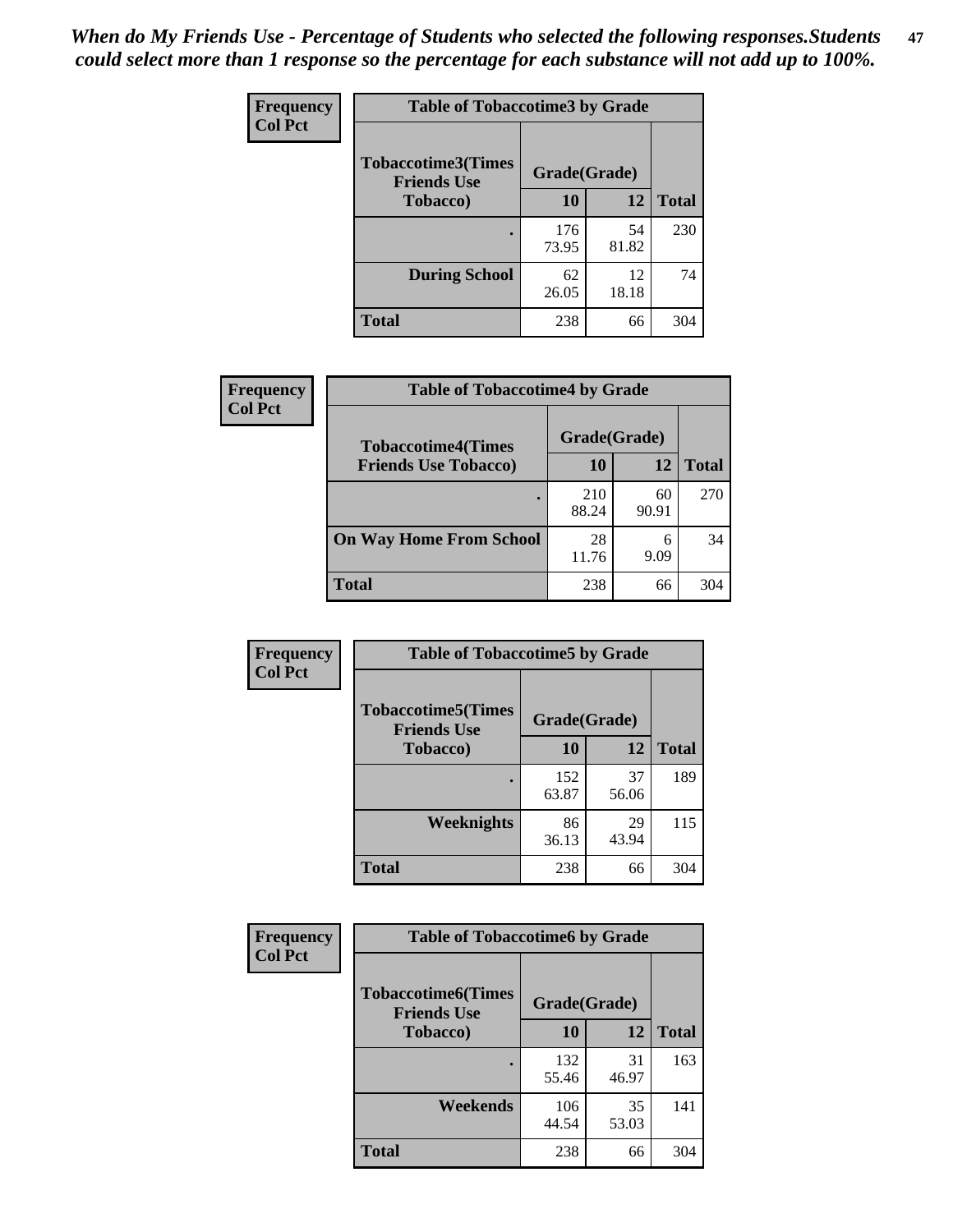*When do My Friends Use - Percentage of Students who selected the following responses.Students could select more than 1 response so the percentage for each substance will not add up to 100%.*

**Frequency**
**Col Pct**

| Table of Tobaccotime3 by Grade | | | |
|---|---|---|---|
| **Tobaccotime3(Times Friends Use Tobacco)** | **Grade(Grade)** | | **Total** |
| | **10** | **12** | |
| . | 176<br>73.95 | 54<br>81.82 | 230 |
| **During School** | 62<br>26.05 | 12<br>18.18 | 74 |
| **Total** | 238 | 66 | 304 |

**Frequency**
**Col Pct**

| Table of Tobaccotime4 by Grade | | | |
|---|---|---|---|
| **Tobaccotime4(Times Friends Use Tobacco)** | **Grade(Grade)** | | **Total** |
| | **10** | **12** | |
| . | 210<br>88.24 | 60<br>90.91 | 270 |
| **On Way Home From School** | 28<br>11.76 | 6<br>9.09 | 34 |
| **Total** | 238 | 66 | 304 |

**Frequency**
**Col Pct**

| Table of Tobaccotime5 by Grade | | | |
|---|---|---|---|
| **Tobaccotime5(Times Friends Use Tobacco)** | **Grade(Grade)** | | **Total** |
| | **10** | **12** | |
| . | 152<br>63.87 | 37<br>56.06 | 189 |
| **Weeknights** | 86<br>36.13 | 29<br>43.94 | 115 |
| **Total** | 238 | 66 | 304 |

**Frequency**
**Col Pct**

| Table of Tobaccotime6 by Grade | | | |
|---|---|---|---|
| **Tobaccotime6(Times Friends Use Tobacco)** | **Grade(Grade)** | | **Total** |
| | **10** | **12** | |
| . | 132<br>55.46 | 31<br>46.97 | 163 |
| **Weekends** | 106<br>44.54 | 35<br>53.03 | 141 |
| **Total** | 238 | 66 | 304 |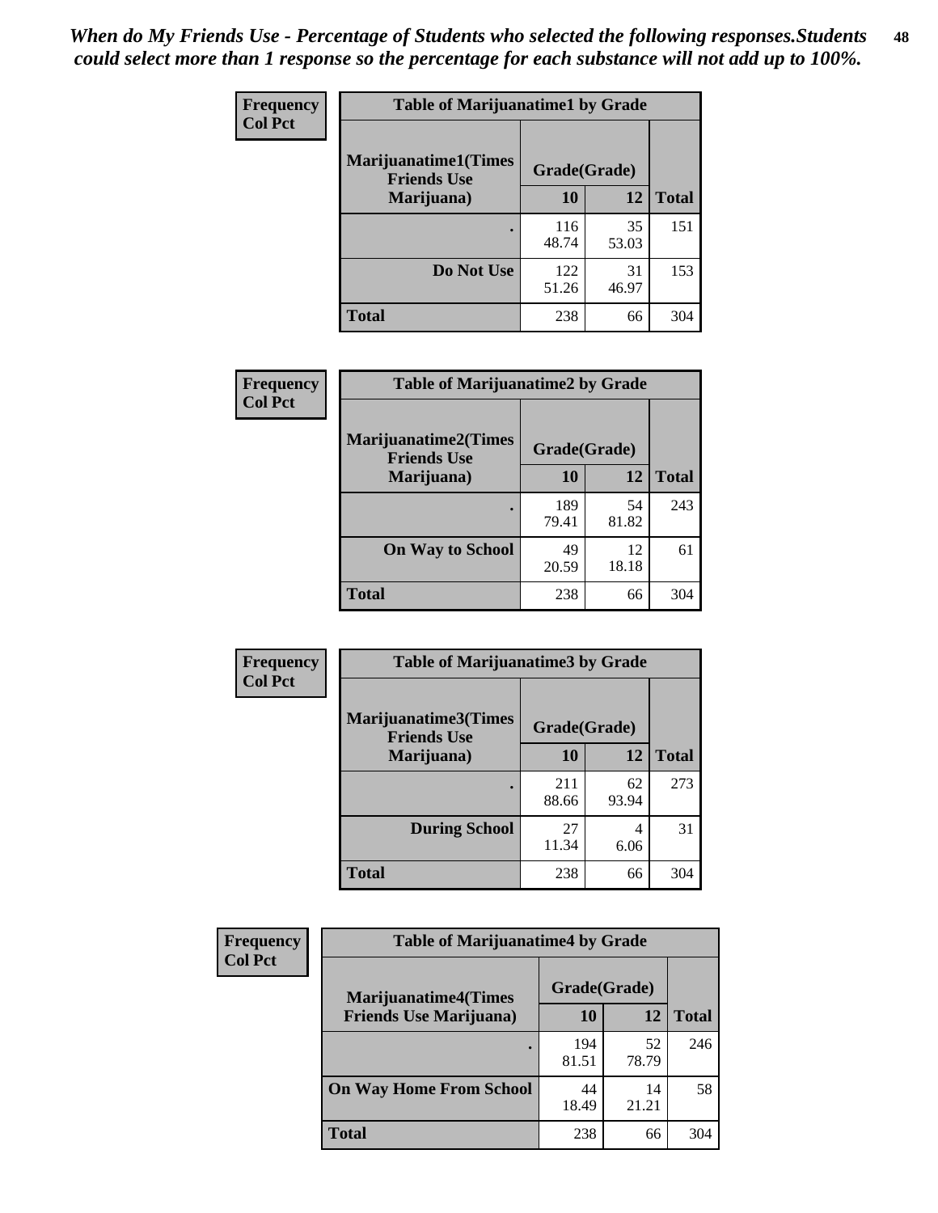*When do My Friends Use - Percentage of Students who selected the following responses.Students could select more than 1 response so the percentage for each substance will not add up to 100%.*

**Frequency**
**Col Pct**

| Table of Marijuanatime1 by Grade | | | |
|---|---|---|---|
| **Marijuanatime1(Times Friends Use Marijuana)** | **Grade(Grade)** | | |
| | **10** | **12** | **Total** |
| **.** | 116<br>48.74 | 35<br>53.03 | 151 |
| **Do Not Use** | 122<br>51.26 | 31<br>46.97 | 153 |
| **Total** | 238 | 66 | 304 |

**Frequency**
**Col Pct**

| Table of Marijuanatime2 by Grade | | | |
|---|---|---|---|
| **Marijuanatime2(Times Friends Use Marijuana)** | **Grade(Grade)** | | |
| | **10** | **12** | **Total** |
| **.** | 189<br>79.41 | 54<br>81.82 | 243 |
| **On Way to School** | 49<br>20.59 | 12<br>18.18 | 61 |
| **Total** | 238 | 66 | 304 |

**Frequency**
**Col Pct**

| Table of Marijuanatime3 by Grade | | | |
|---|---|---|---|
| **Marijuanatime3(Times Friends Use Marijuana)** | **Grade(Grade)** | | |
| | **10** | **12** | **Total** |
| **.** | 211<br>88.66 | 62<br>93.94 | 273 |
| **During School** | 27<br>11.34 | 4<br>6.06 | 31 |
| **Total** | 238 | 66 | 304 |

**Frequency**
**Col Pct**

| Table of Marijuanatime4 by Grade | | | |
|---|---|---|---|
| **Marijuanatime4(Times Friends Use Marijuana)** | **Grade(Grade)** | | |
| | **10** | **12** | **Total** |
| **.** | 194<br>81.51 | 52<br>78.79 | 246 |
| **On Way Home From School** | 44<br>18.49 | 14<br>21.21 | 58 |
| **Total** | 238 | 66 | 304 |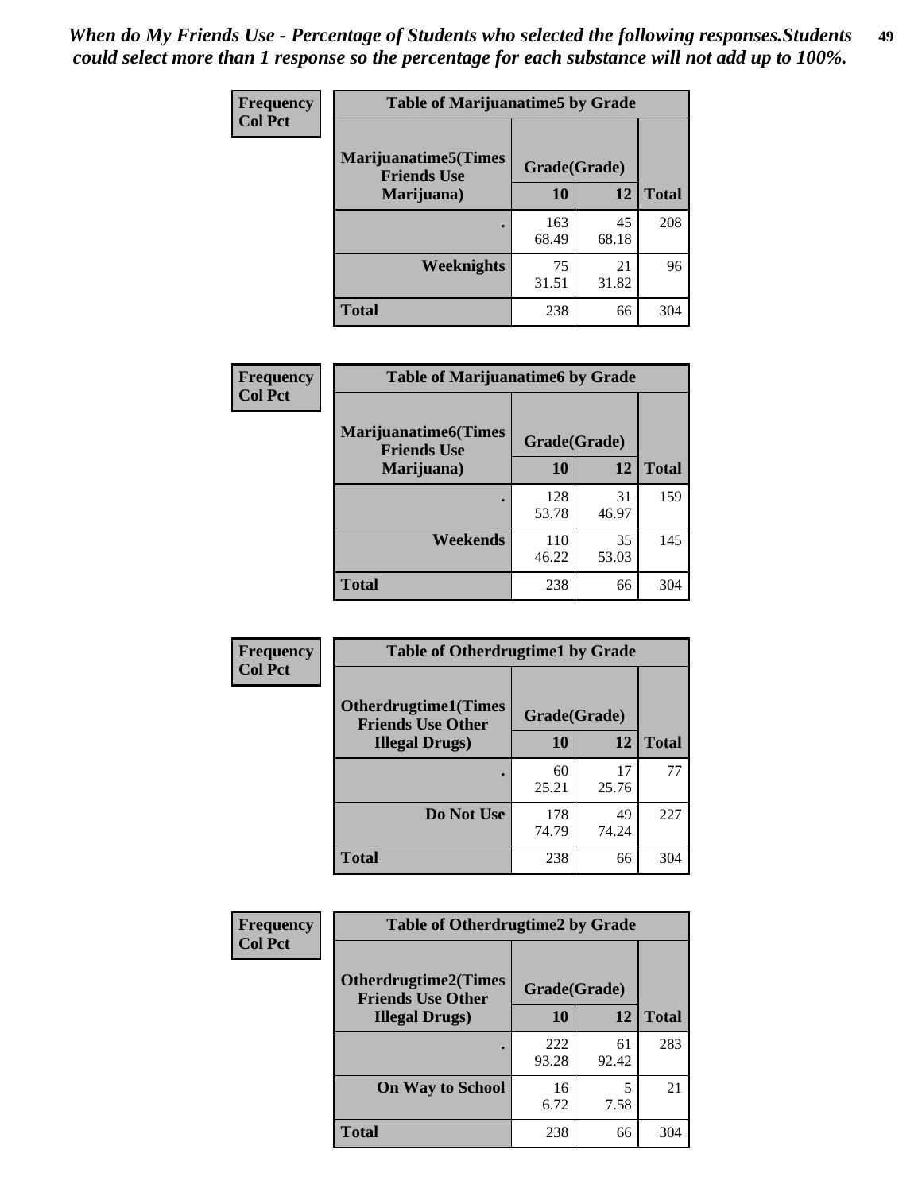*When do My Friends Use - Percentage of Students who selected the following responses.Students could select more than 1 response so the percentage for each substance will not add up to 100%.*

**Frequency**
**Col Pct**

| Table of Marijuanatime5 by Grade | | | |
|---|---|---|---|
| **Marijuanatime5(Times Friends Use Marijuana)** | **Grade(Grade)** | | **Total** |
| | **10** | **12** | |
| **.** | 163<br>68.49 | 45<br>68.18 | 208 |
| **Weeknights** | 75<br>31.51 | 21<br>31.82 | 96 |
| **Total** | 238 | 66 | 304 |

**Frequency**
**Col Pct**

| Table of Marijuanatime6 by Grade | | | |
|---|---|---|---|
| **Marijuanatime6(Times Friends Use Marijuana)** | **Grade(Grade)** | | **Total** |
| | **10** | **12** | |
| **.** | 128<br>53.78 | 31<br>46.97 | 159 |
| **Weekends** | 110<br>46.22 | 35<br>53.03 | 145 |
| **Total** | 238 | 66 | 304 |

**Frequency**
**Col Pct**

| Table of Otherdrugtime1 by Grade | | | |
|---|---|---|---|
| **Otherdrugtime1(Times Friends Use Other Illegal Drugs)** | **Grade(Grade)** | | **Total** |
| | **10** | **12** | |
| **.** | 60<br>25.21 | 17<br>25.76 | 77 |
| **Do Not Use** | 178<br>74.79 | 49<br>74.24 | 227 |
| **Total** | 238 | 66 | 304 |

**Frequency**
**Col Pct**

| Table of Otherdrugtime2 by Grade | | | |
|---|---|---|---|
| **Otherdrugtime2(Times Friends Use Other Illegal Drugs)** | **Grade(Grade)** | | **Total** |
| | **10** | **12** | |
| **.** | 222<br>93.28 | 61<br>92.42 | 283 |
| **On Way to School** | 16<br>6.72 | 5<br>7.58 | 21 |
| **Total** | 238 | 66 | 304 |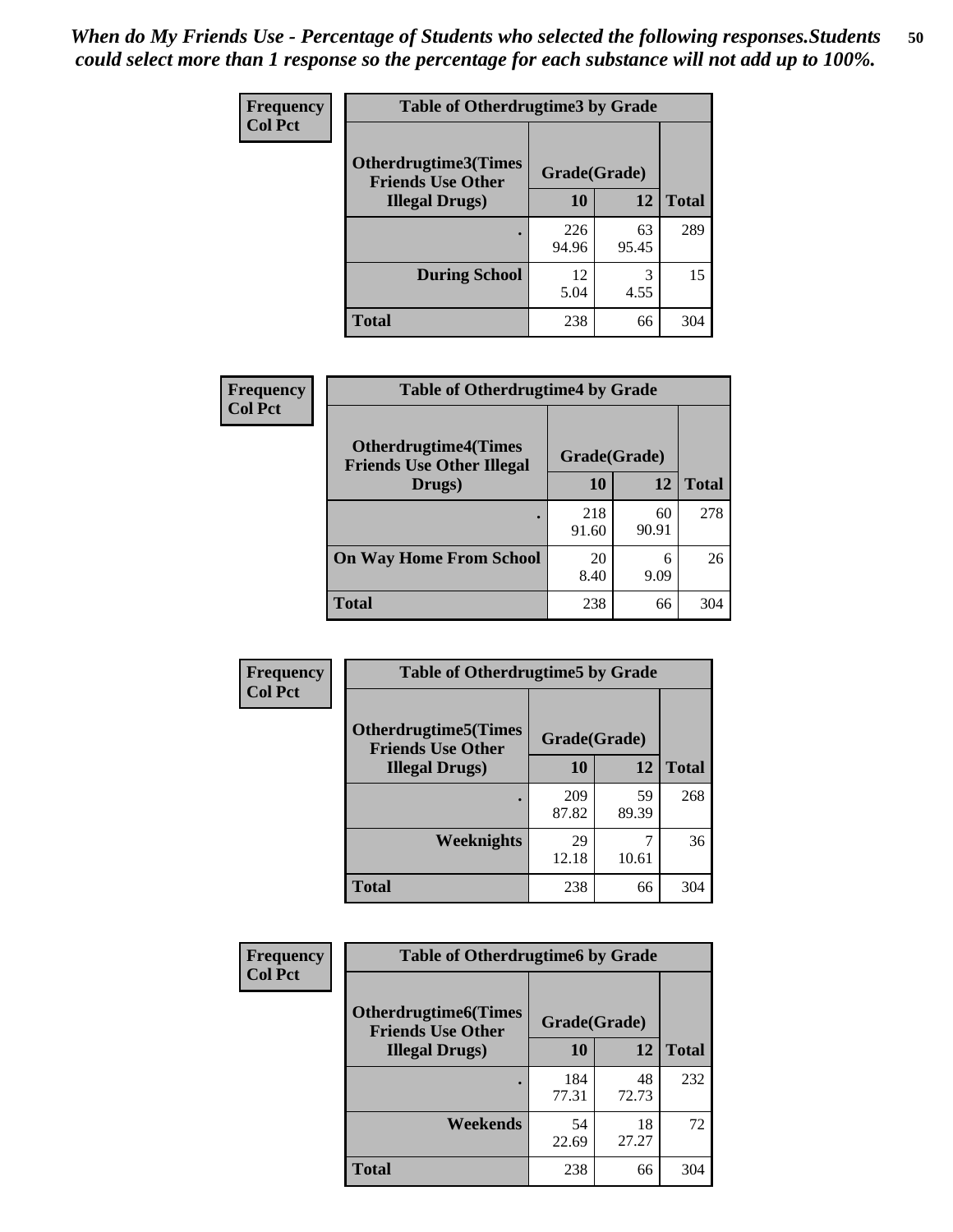*When do My Friends Use - Percentage of Students who selected the following responses.Students could select more than 1 response so the percentage for each substance will not add up to 100%.*

**Frequency**
**Col Pct**

| Table of Otherdrugtime3 by Grade | | | |
|---|---|---|---|
| **Otherdrugtime3(Times Friends Use Other Illegal Drugs)** | **Grade(Grade)** | | |
| | **10** | **12** | **Total** |
| . | 226<br>94.96 | 63<br>95.45 | 289 |
| **During School** | 12<br>5.04 | 3<br>4.55 | 15 |
| **Total** | 238 | 66 | 304 |

**Frequency**
**Col Pct**

| Table of Otherdrugtime4 by Grade | | | |
|---|---|---|---|
| **Otherdrugtime4(Times Friends Use Other Illegal Drugs)** | **Grade(Grade)** | | |
| | **10** | **12** | **Total** |
| . | 218<br>91.60 | 60<br>90.91 | 278 |
| **On Way Home From School** | 20<br>8.40 | 6<br>9.09 | 26 |
| **Total** | 238 | 66 | 304 |

**Frequency**
**Col Pct**

| Table of Otherdrugtime5 by Grade | | | |
|---|---|---|---|
| **Otherdrugtime5(Times Friends Use Other Illegal Drugs)** | **Grade(Grade)** | | |
| | **10** | **12** | **Total** |
| . | 209<br>87.82 | 59<br>89.39 | 268 |
| **Weeknights** | 29<br>12.18 | 7<br>10.61 | 36 |
| **Total** | 238 | 66 | 304 |

**Frequency**
**Col Pct**

| Table of Otherdrugtime6 by Grade | | | |
|---|---|---|---|
| **Otherdrugtime6(Times Friends Use Other Illegal Drugs)** | **Grade(Grade)** | | |
| | **10** | **12** | **Total** |
| . | 184<br>77.31 | 48<br>72.73 | 232 |
| **Weekends** | 54<br>22.69 | 18<br>27.27 | 72 |
| **Total** | 238 | 66 | 304 |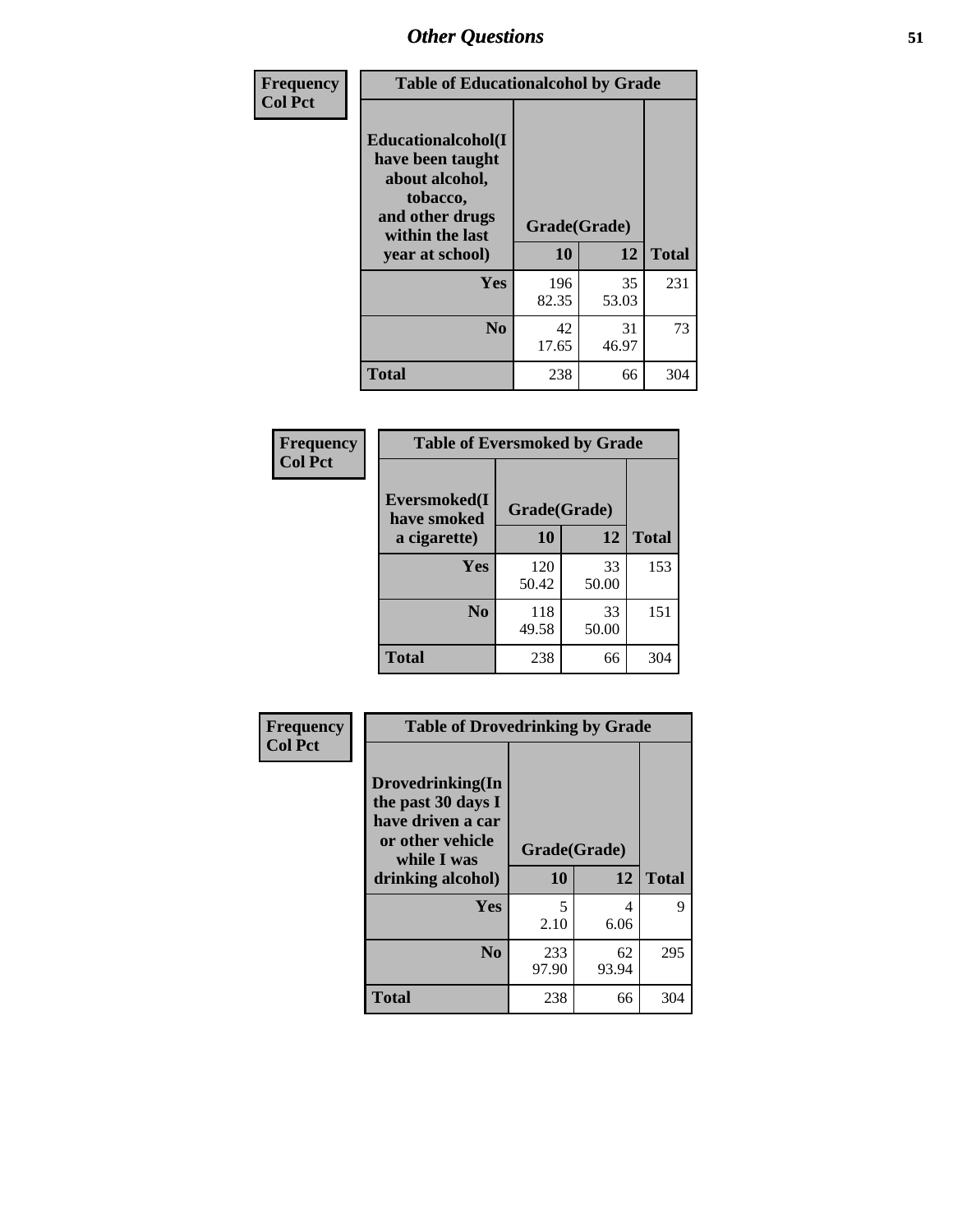# Other Questions

| Frequency Col Pct | Table of Educationalcohol by Grade | | |
|---|---|---|---|
| Educationalcohol(I have been taught about alcohol, tobacco, and other drugs within the last year at school) | Grade(Grade) | | |
| | 10 | 12 | Total |
| Yes | 196<br>82.35 | 35<br>53.03 | 231 |
| No | 42<br>17.65 | 31<br>46.97 | 73 |
| Total | 238 | 66 | 304 |

| Frequency Col Pct | Table of Eversmoked by Grade | | |
|---|---|---|---|
| Eversmoked(I have smoked a cigarette) | Grade(Grade) | | |
| | 10 | 12 | Total |
| Yes | 120<br>50.42 | 33<br>50.00 | 153 |
| No | 118<br>49.58 | 33<br>50.00 | 151 |
| Total | 238 | 66 | 304 |

| Frequency Col Pct | Table of Drovedrinking by Grade | | |
|---|---|---|---|
| Drovedrinking(In the past 30 days I have driven a car or other vehicle while I was drinking alcohol) | Grade(Grade) | | |
| | 10 | 12 | Total |
| Yes | 5<br>2.10 | 4<br>6.06 | 9 |
| No | 233<br>97.90 | 62<br>93.94 | 295 |
| Total | 238 | 66 | 304 |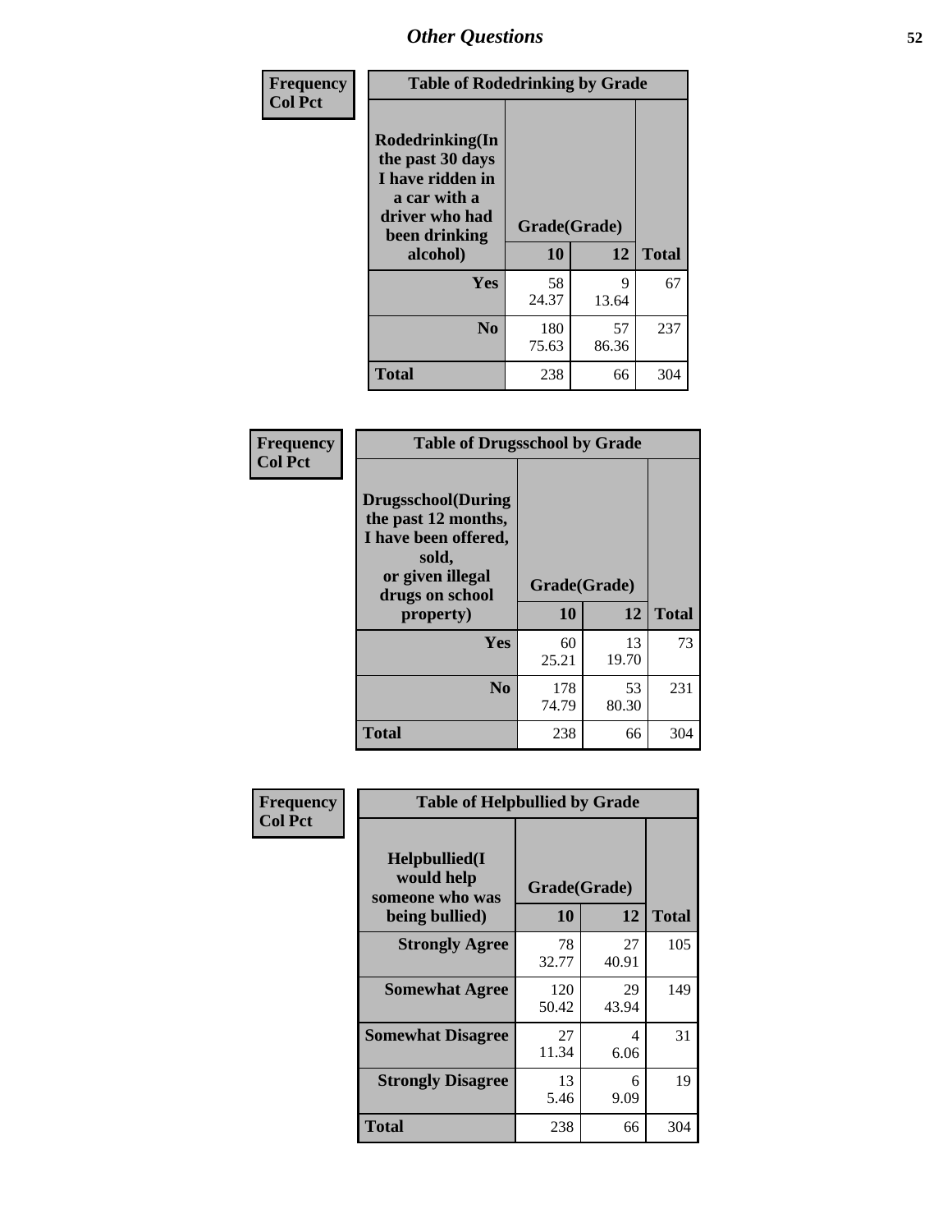# Other Questions

**Frequency**
**Col Pct**

**Table of Rodedrinking by Grade**

| Rodedrinking(In the past 30 days I have ridden in a car with a driver who had been drinking alcohol) | Grade(Grade) | | |
|---|---|---|---|
| | 10 | 12 | Total |
| Yes | 58<br>24.37 | 9<br>13.64 | 67 |
| No | 180<br>75.63 | 57<br>86.36 | 237 |
| Total | 238 | 66 | 304 |

**Frequency**
**Col Pct**

**Table of Drugsschool by Grade**

| Drugsschool(During the past 12 months, I have been offered, sold, or given illegal drugs on school property) | Grade(Grade) | | |
|---|---|---|---|
| | 10 | 12 | Total |
| Yes | 60<br>25.21 | 13<br>19.70 | 73 |
| No | 178<br>74.79 | 53<br>80.30 | 231 |
| Total | 238 | 66 | 304 |

**Frequency**
**Col Pct**

**Table of Helpbullied by Grade**

| Helpbullied(I would help someone who was being bullied) | Grade(Grade) | | |
|---|---|---|---|
| | 10 | 12 | Total |
| Strongly Agree | 78<br>32.77 | 27<br>40.91 | 105 |
| Somewhat Agree | 120<br>50.42 | 29<br>43.94 | 149 |
| Somewhat Disagree | 27<br>11.34 | 4<br>6.06 | 31 |
| Strongly Disagree | 13<br>5.46 | 6<br>9.09 | 19 |
| Total | 238 | 66 | 304 |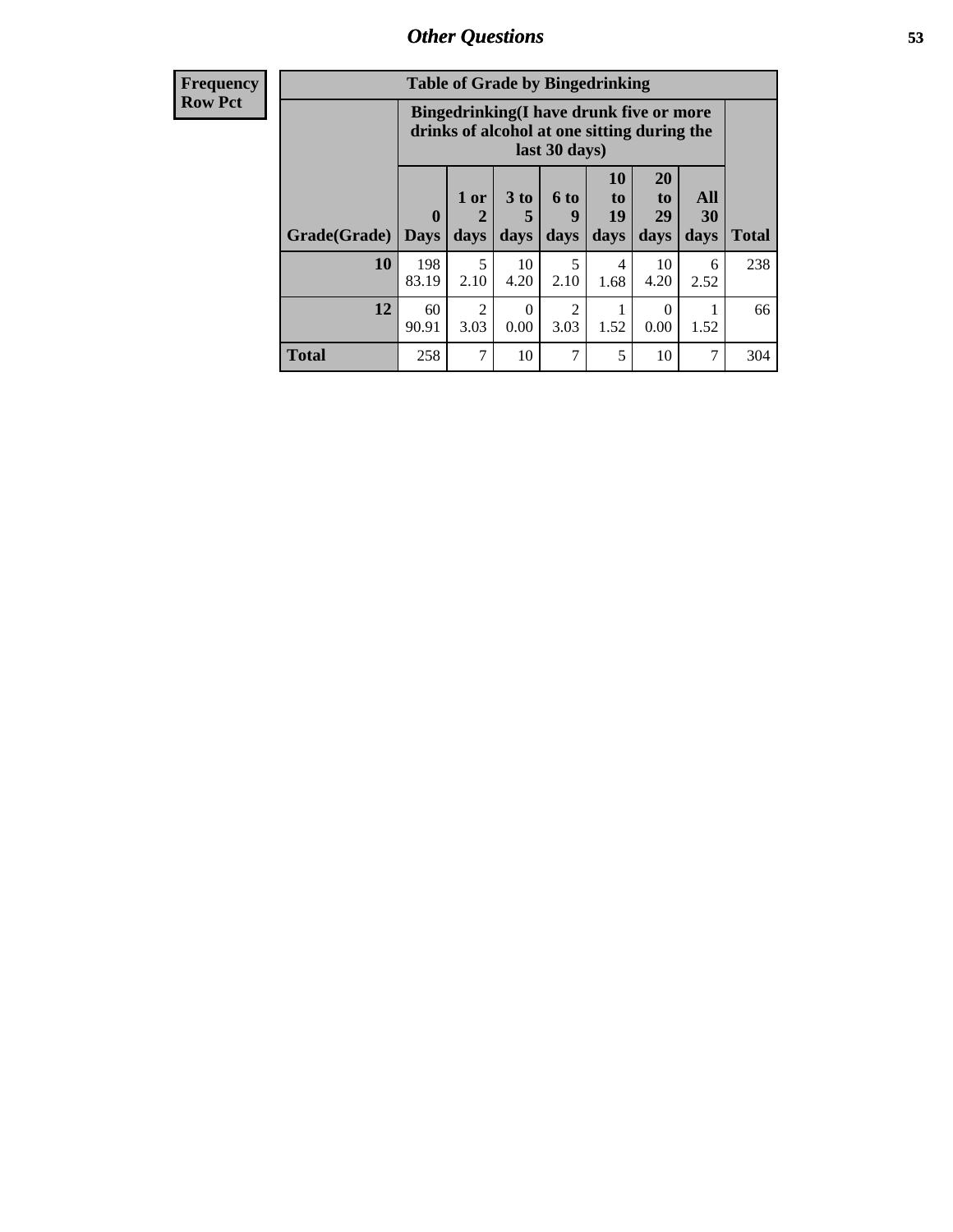| Frequency Row Pct |
| --- |

**Table of Grade by Bingedrinking**

| Grade(Grade) | Bingedrinking(I have drunk five or more drinks of alcohol at one sitting during the last 30 days) | | | | | | | Total |
| --- | --- | --- | --- | --- | --- | --- | --- | --- |
| | 0 Days | 1 or 2 days | 3 to 5 days | 6 to 9 days | 10 to 19 days | 20 to 29 days | All 30 days | |
| **10** | 198<br>83.19 | 5<br>2.10 | 10<br>4.20 | 5<br>2.10 | 4<br>1.68 | 10<br>4.20 | 6<br>2.52 | 238 |
| **12** | 60<br>90.91 | 2<br>3.03 | 0<br>0.00 | 2<br>3.03 | 1<br>1.52 | 0<br>0.00 | 1<br>1.52 | 66 |
| **Total** | 258 | 7 | 10 | 7 | 5 | 10 | 7 | 304 |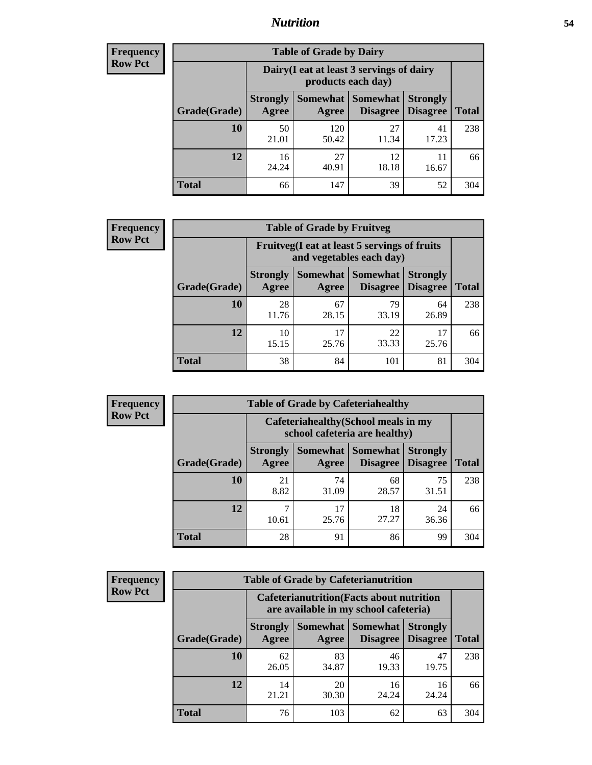# Nutrition

**Frequency Row Pct**

| Table of Grade by Dairy | | | | | |
|---|---|---|---|---|---|
| | Dairy(I eat at least 3 servings of dairy products each day) | | | | |
| Grade(Grade) | Strongly Agree | Somewhat Agree | Somewhat Disagree | Strongly Disagree | Total |
| 10 | 50<br>21.01 | 120<br>50.42 | 27<br>11.34 | 41<br>17.23 | 238 |
| 12 | 16<br>24.24 | 27<br>40.91 | 12<br>18.18 | 11<br>16.67 | 66 |
| Total | 66 | 147 | 39 | 52 | 304 |

**Frequency Row Pct**

| Table of Grade by Fruitveg | | | | | |
|---|---|---|---|---|---|
| | Fruitveg(I eat at least 5 servings of fruits and vegetables each day) | | | | |
| Grade(Grade) | Strongly Agree | Somewhat Agree | Somewhat Disagree | Strongly Disagree | Total |
| 10 | 28<br>11.76 | 67<br>28.15 | 79<br>33.19 | 64<br>26.89 | 238 |
| 12 | 10<br>15.15 | 17<br>25.76 | 22<br>33.33 | 17<br>25.76 | 66 |
| Total | 38 | 84 | 101 | 81 | 304 |

**Frequency Row Pct**

| Table of Grade by Cafeteriahealthy | | | | | |
|---|---|---|---|---|---|
| | Cafeteriahealthy(School meals in my school cafeteria are healthy) | | | | |
| Grade(Grade) | Strongly Agree | Somewhat Agree | Somewhat Disagree | Strongly Disagree | Total |
| 10 | 21<br>8.82 | 74<br>31.09 | 68<br>28.57 | 75<br>31.51 | 238 |
| 12 | 7<br>10.61 | 17<br>25.76 | 18<br>27.27 | 24<br>36.36 | 66 |
| Total | 28 | 91 | 86 | 99 | 304 |

**Frequency Row Pct**

| Table of Grade by Cafeterianutrition | | | | | |
|---|---|---|---|---|---|
| | Cafeterianutrition(Facts about nutrition are available in my school cafeteria) | | | | |
| Grade(Grade) | Strongly Agree | Somewhat Agree | Somewhat Disagree | Strongly Disagree | Total |
| 10 | 62<br>26.05 | 83<br>34.87 | 46<br>19.33 | 47<br>19.75 | 238 |
| 12 | 14<br>21.21 | 20<br>30.30 | 16<br>24.24 | 16<br>24.24 | 66 |
| Total | 76 | 103 | 62 | 63 | 304 |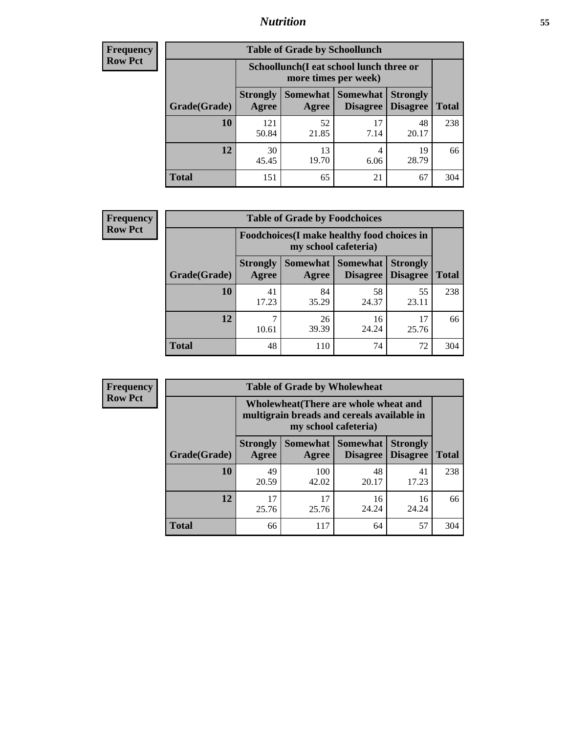| Frequency<br>Row Pct | Table of Grade by Schoollunch | | | | |
|---|---|---|---|---|---|
| | Schoollunch(I eat school lunch three or more times per week) | | | | |
| Grade(Grade) | Strongly Agree | Somewhat Agree | Somewhat Disagree | Strongly Disagree | Total |
| 10 | 121<br>50.84 | 52<br>21.85 | 17<br>7.14 | 48<br>20.17 | 238 |
| 12 | 30<br>45.45 | 13<br>19.70 | 4<br>6.06 | 19<br>28.79 | 66 |
| Total | 151 | 65 | 21 | 67 | 304 |

| Frequency<br>Row Pct | Table of Grade by Foodchoices | | | | |
|---|---|---|---|---|---|
| | Foodchoices(I make healthy food choices in my school cafeteria) | | | | |
| Grade(Grade) | Strongly Agree | Somewhat Agree | Somewhat Disagree | Strongly Disagree | Total |
| 10 | 41<br>17.23 | 84<br>35.29 | 58<br>24.37 | 55<br>23.11 | 238 |
| 12 | 7<br>10.61 | 26<br>39.39 | 16<br>24.24 | 17<br>25.76 | 66 |
| Total | 48 | 110 | 74 | 72 | 304 |

| Frequency<br>Row Pct | Table of Grade by Wholewheat | | | | |
|---|---|---|---|---|---|
| | Wholewheat(There are whole wheat and multigrain breads and cereals available in my school cafeteria) | | | | |
| Grade(Grade) | Strongly Agree | Somewhat Agree | Somewhat Disagree | Strongly Disagree | Total |
| 10 | 49<br>20.59 | 100<br>42.02 | 48<br>20.17 | 41<br>17.23 | 238 |
| 12 | 17<br>25.76 | 17<br>25.76 | 16<br>24.24 | 16<br>24.24 | 66 |
| Total | 66 | 117 | 64 | 57 | 304 |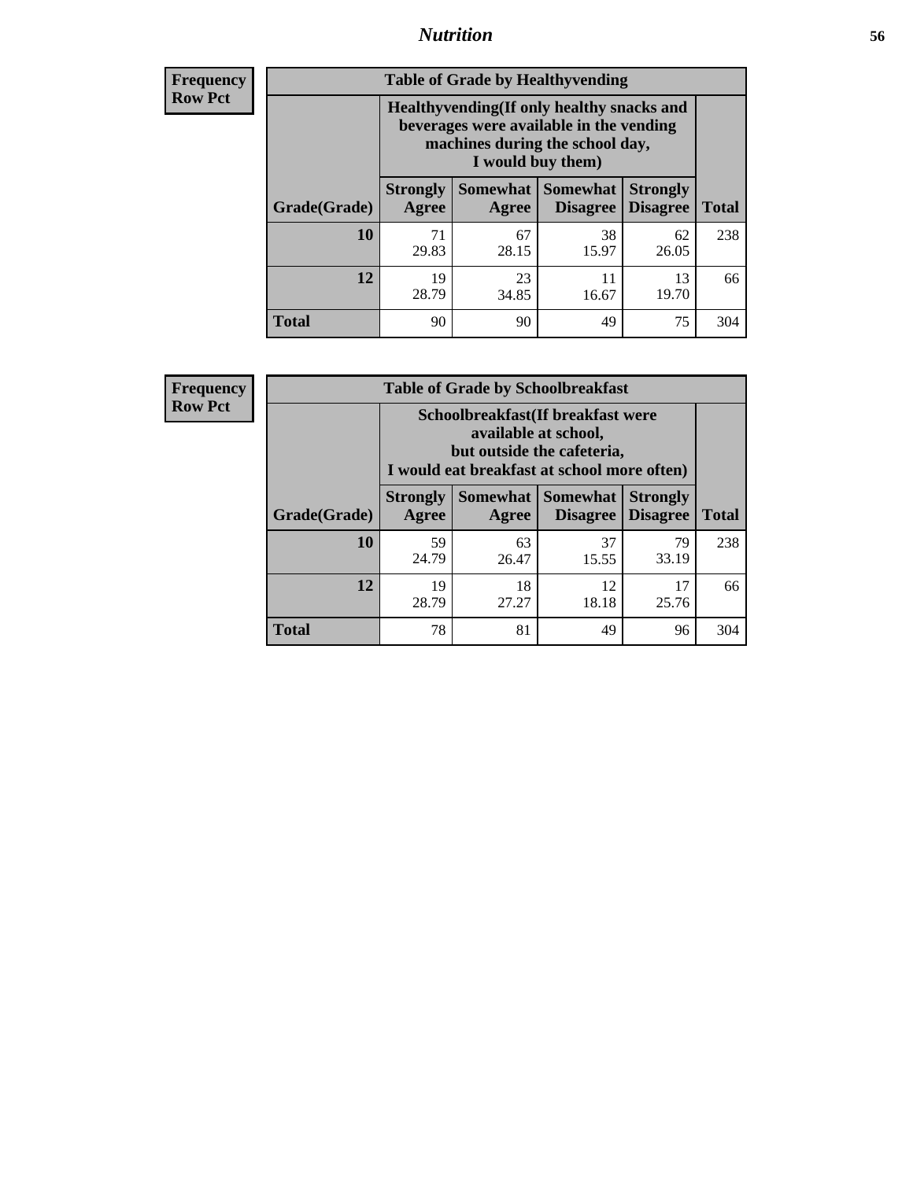# Nutrition

| Frequency Row Pct |
|---|

**Table of Grade by Healthyvending**

| Grade(Grade) | Healthyvending(If only healthy snacks and beverages were available in the vending machines during the school day, I would buy them) | | | | Total |
|---|---|---|---|---|---|
| | Strongly Agree | Somewhat Agree | Somewhat Disagree | Strongly Disagree | |
| **10** | 71<br>29.83 | 67<br>28.15 | 38<br>15.97 | 62<br>26.05 | 238 |
| **12** | 19<br>28.79 | 23<br>34.85 | 11<br>16.67 | 13<br>19.70 | 66 |
| **Total** | 90 | 90 | 49 | 75 | 304 |

| Frequency Row Pct |
|---|

**Table of Grade by Schoolbreakfast**

| Grade(Grade) | Schoolbreakfast(If breakfast were available at school, but outside the cafeteria, I would eat breakfast at school more often) | | | | Total |
|---|---|---|---|---|---|
| | Strongly Agree | Somewhat Agree | Somewhat Disagree | Strongly Disagree | |
| **10** | 59<br>24.79 | 63<br>26.47 | 37<br>15.55 | 79<br>33.19 | 238 |
| **12** | 19<br>28.79 | 18<br>27.27 | 12<br>18.18 | 17<br>25.76 | 66 |
| **Total** | 78 | 81 | 49 | 96 | 304 |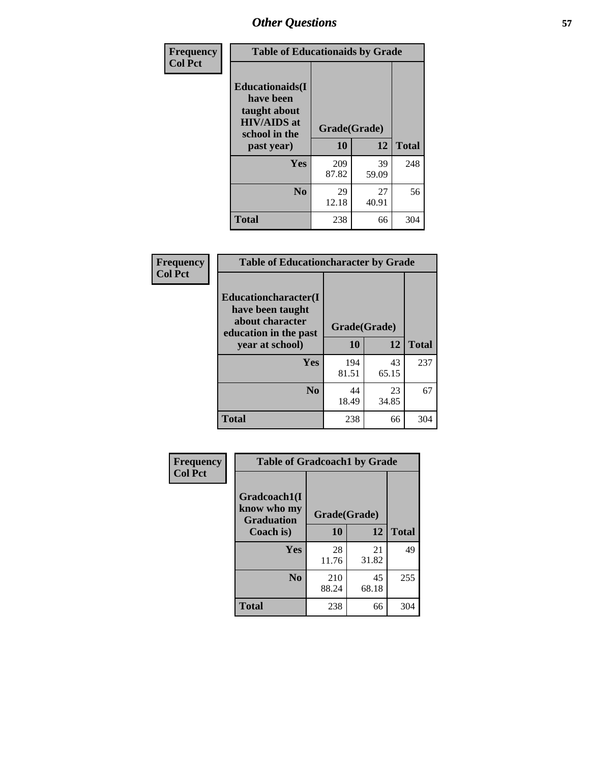## Other Questions

| Frequency<br>Col Pct | Table of Educationaids by Grade | | |
|---|---|---|---|
| Educationaids(I have been taught about HIV/AIDS at school in the past year) | Grade(Grade) | | |
| | 10 | 12 | Total |
| Yes | 209<br>87.82 | 39<br>59.09 | 248 |
| No | 29<br>12.18 | 27<br>40.91 | 56 |
| Total | 238 | 66 | 304 |

| Frequency<br>Col Pct | Table of Educationcharacter by Grade | | |
|---|---|---|---|
| Educationcharacter(I have been taught about character education in the past year at school) | Grade(Grade) | | |
| | 10 | 12 | Total |
| Yes | 194<br>81.51 | 43<br>65.15 | 237 |
| No | 44<br>18.49 | 23<br>34.85 | 67 |
| Total | 238 | 66 | 304 |

| Frequency<br>Col Pct | Table of Gradcoach1 by Grade | | |
|---|---|---|---|
| Gradcoach1(I know who my Graduation Coach is) | Grade(Grade) | | |
| | 10 | 12 | Total |
| Yes | 28<br>11.76 | 21<br>31.82 | 49 |
| No | 210<br>88.24 | 45<br>68.18 | 255 |
| Total | 238 | 66 | 304 |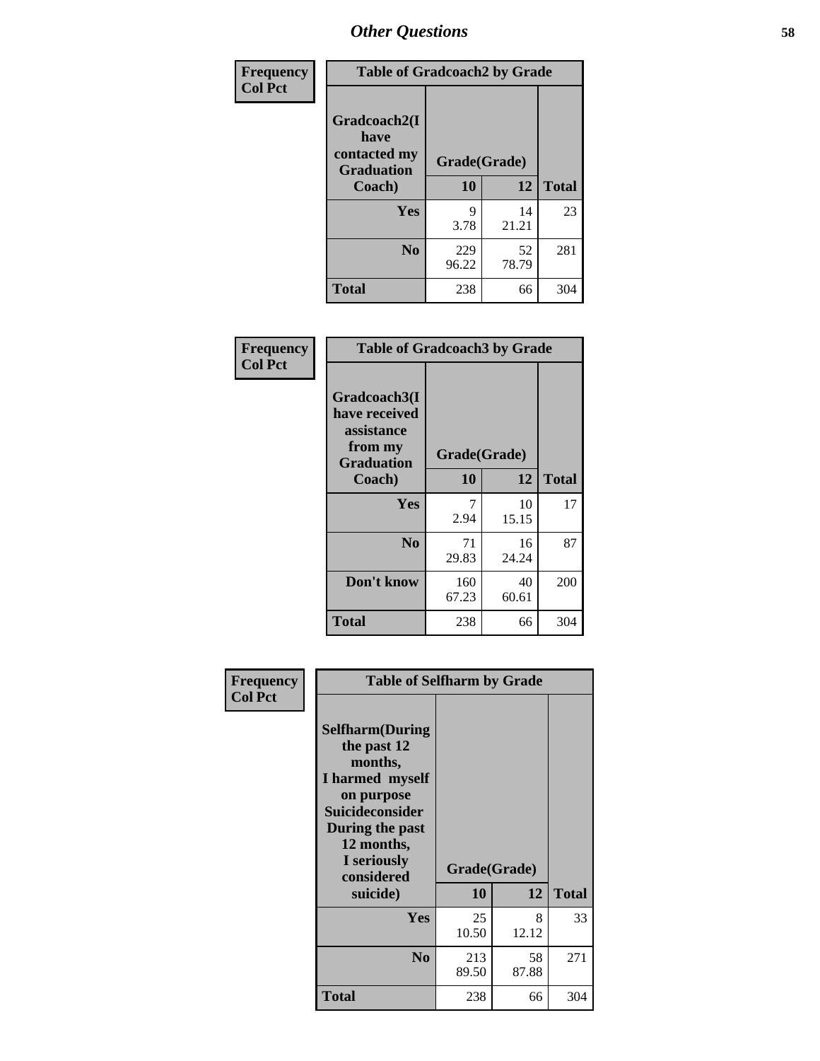# Other Questions

**Frequency / Col Pct**

| Table of Gradcoach2 by Grade | | | |
|---|---|---|---|
| Gradcoach2(I have contacted my Graduation Coach) | Grade(Grade) | | |
| | 10 | 12 | Total |
| Yes | 9<br>3.78 | 14<br>21.21 | 23 |
| No | 229<br>96.22 | 52<br>78.79 | 281 |
| Total | 238 | 66 | 304 |

**Frequency / Col Pct**

| Table of Gradcoach3 by Grade | | | |
|---|---|---|---|
| Gradcoach3(I have received assistance from my Graduation Coach) | Grade(Grade) | | |
| | 10 | 12 | Total |
| Yes | 7<br>2.94 | 10<br>15.15 | 17 |
| No | 71<br>29.83 | 16<br>24.24 | 87 |
| Don't know | 160<br>67.23 | 40<br>60.61 | 200 |
| Total | 238 | 66 | 304 |

**Frequency / Col Pct**

| Table of Selfharm by Grade | | | |
|---|---|---|---|
| Selfharm(During the past 12 months, I harmed myself on purpose Suicideconsider During the past 12 months, I seriously considered suicide) | Grade(Grade) | | |
| | 10 | 12 | Total |
| Yes | 25<br>10.50 | 8<br>12.12 | 33 |
| No | 213<br>89.50 | 58<br>87.88 | 271 |
| Total | 238 | 66 | 304 |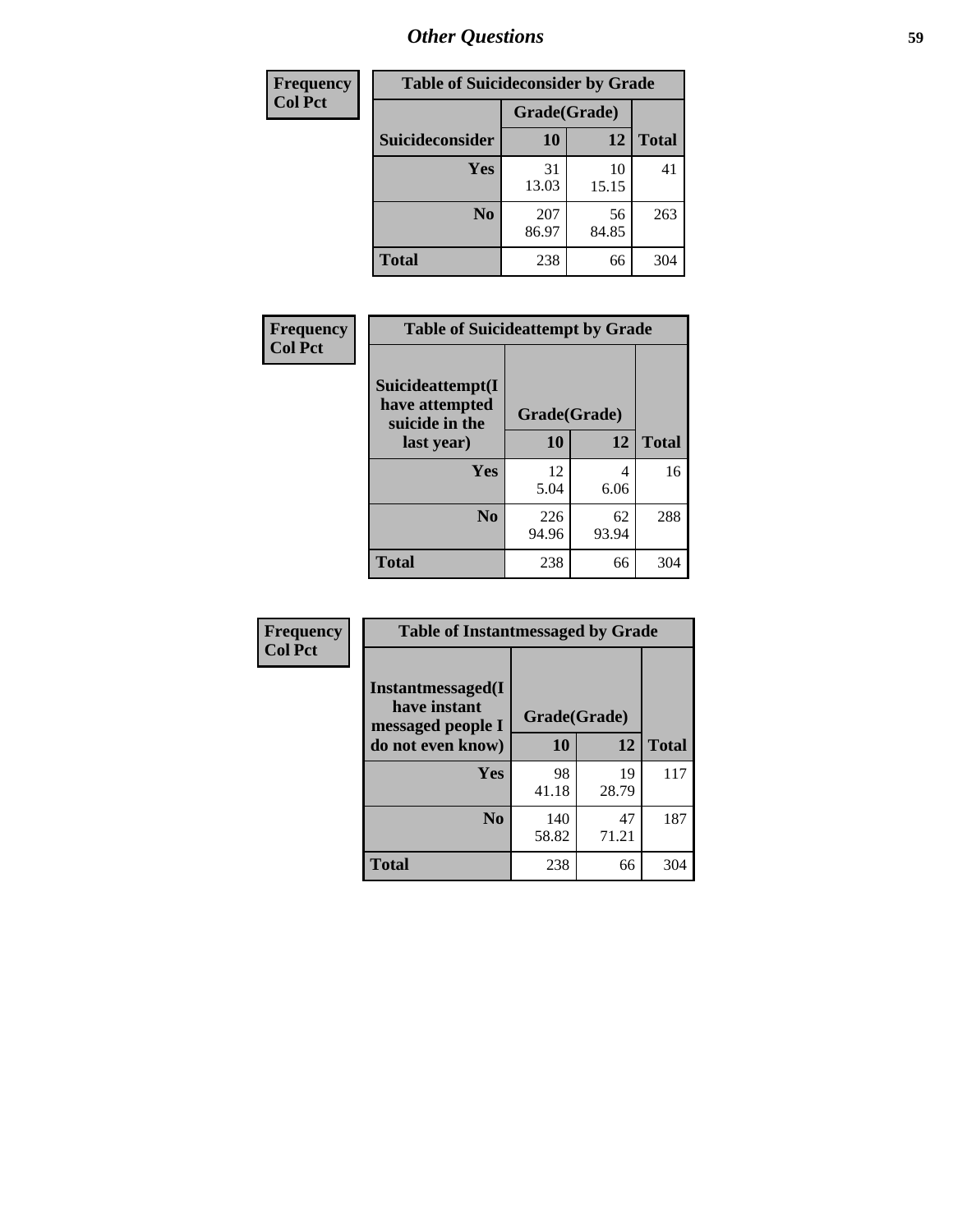# Other Questions

| Frequency<br>Col Pct |
|---|

**Table of Suicideconsider by Grade**

| Suicideconsider | Grade(Grade) 10 | 12 | Total |
|---|---|---|---|
| Yes | 31<br>13.03 | 10<br>15.15 | 41 |
| No | 207<br>86.97 | 56<br>84.85 | 263 |
| Total | 238 | 66 | 304 |

| Frequency<br>Col Pct |
|---|

**Table of Suicideattempt by Grade**

| Suicideattempt(I have attempted suicide in the last year) | Grade(Grade) 10 | 12 | Total |
|---|---|---|---|
| Yes | 12<br>5.04 | 4<br>6.06 | 16 |
| No | 226<br>94.96 | 62<br>93.94 | 288 |
| Total | 238 | 66 | 304 |

| Frequency<br>Col Pct |
|---|

**Table of Instantmessaged by Grade**

| Instantmessaged(I have instant messaged people I do not even know) | Grade(Grade) 10 | 12 | Total |
|---|---|---|---|
| Yes | 98<br>41.18 | 19<br>28.79 | 117 |
| No | 140<br>58.82 | 47<br>71.21 | 187 |
| Total | 238 | 66 | 304 |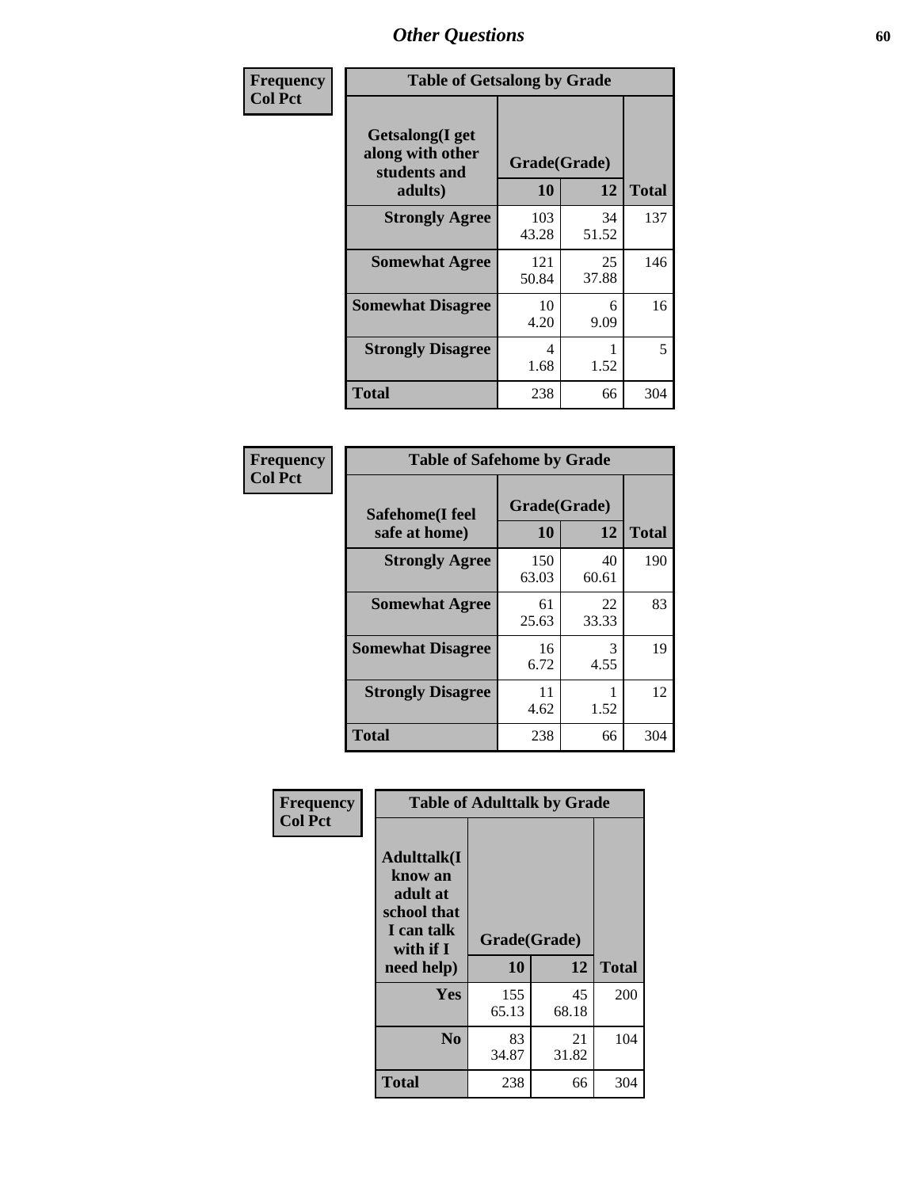# Other Questions

**Frequency**
**Col Pct**

| Table of Getsalong by Grade | | | |
|---|---|---|---|
| **Getsalong(I get along with other students and adults)** | **Grade(Grade)** | | |
| | **10** | **12** | **Total** |
| **Strongly Agree** | 103<br>43.28 | 34<br>51.52 | 137 |
| **Somewhat Agree** | 121<br>50.84 | 25<br>37.88 | 146 |
| **Somewhat Disagree** | 10<br>4.20 | 6<br>9.09 | 16 |
| **Strongly Disagree** | 4<br>1.68 | 1<br>1.52 | 5 |
| **Total** | 238 | 66 | 304 |

**Frequency**
**Col Pct**

| Table of Safehome by Grade | | | |
|---|---|---|---|
| **Safehome(I feel safe at home)** | **Grade(Grade)** | | |
| | **10** | **12** | **Total** |
| **Strongly Agree** | 150<br>63.03 | 40<br>60.61 | 190 |
| **Somewhat Agree** | 61<br>25.63 | 22<br>33.33 | 83 |
| **Somewhat Disagree** | 16<br>6.72 | 3<br>4.55 | 19 |
| **Strongly Disagree** | 11<br>4.62 | 1<br>1.52 | 12 |
| **Total** | 238 | 66 | 304 |

**Frequency**
**Col Pct**

| Table of Adulttalk by Grade | | | |
|---|---|---|---|
| **Adulttalk(I know an adult at school that I can talk with if I need help)** | **Grade(Grade)** | | |
| | **10** | **12** | **Total** |
| **Yes** | 155<br>65.13 | 45<br>68.18 | 200 |
| **No** | 83<br>34.87 | 21<br>31.82 | 104 |
| **Total** | 238 | 66 | 304 |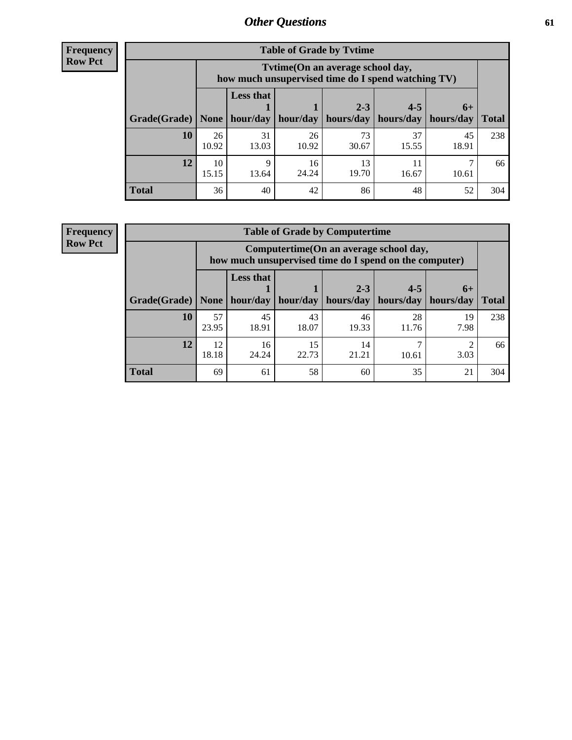# Other Questions

**Frequency**
**Row Pct**

**Table of Grade by Tvtime**

| Grade(Grade) | Tvtime(On an average school day, how much unsupervised time do I spend watching TV) | | | | | | Total |
|---|---|---|---|---|---|---|---|
| | None | Less that 1 hour/day | 1 hour/day | 2-3 hours/day | 4-5 hours/day | 6+ hours/day | |
| **10** | 26<br>10.92 | 31<br>13.03 | 26<br>10.92 | 73<br>30.67 | 37<br>15.55 | 45<br>18.91 | 238 |
| **12** | 10<br>15.15 | 9<br>13.64 | 16<br>24.24 | 13<br>19.70 | 11<br>16.67 | 7<br>10.61 | 66 |
| **Total** | 36 | 40 | 42 | 86 | 48 | 52 | 304 |

**Frequency**
**Row Pct**

**Table of Grade by Computertime**

| Grade(Grade) | Computertime(On an average school day, how much unsupervised time do I spend on the computer) | | | | | | Total |
|---|---|---|---|---|---|---|---|
| | None | Less that 1 hour/day | 1 hour/day | 2-3 hours/day | 4-5 hours/day | 6+ hours/day | |
| **10** | 57<br>23.95 | 45<br>18.91 | 43<br>18.07 | 46<br>19.33 | 28<br>11.76 | 19<br>7.98 | 238 |
| **12** | 12<br>18.18 | 16<br>24.24 | 15<br>22.73 | 14<br>21.21 | 7<br>10.61 | 2<br>3.03 | 66 |
| **Total** | 69 | 61 | 58 | 60 | 35 | 21 | 304 |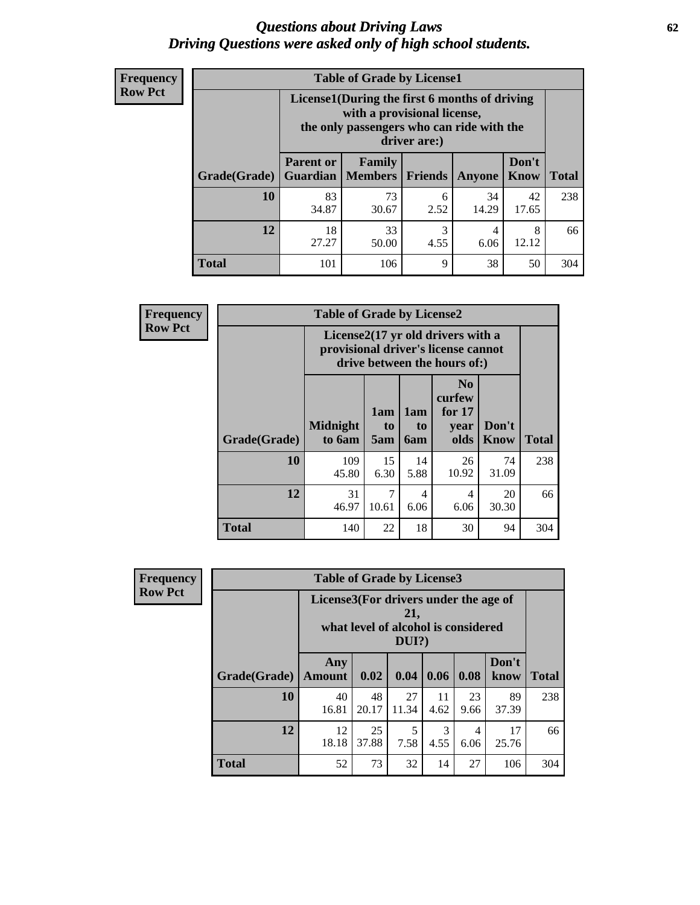# *Questions about Driving Laws*
# *Driving Questions were asked only of high school students.*

**Frequency**
**Row Pct**

**Table of Grade by License1**

| Grade(Grade) | License1(During the first 6 months of driving with a provisional license, the only passengers who can ride with the driver are:) | | | | | Total |
|---|---|---|---|---|---|---|
| | Parent or Guardian | Family Members | Friends | Anyone | Don't Know | |
| **10** | 83<br>34.87 | 73<br>30.67 | 6<br>2.52 | 34<br>14.29 | 42<br>17.65 | 238 |
| **12** | 18<br>27.27 | 33<br>50.00 | 3<br>4.55 | 4<br>6.06 | 8<br>12.12 | 66 |
| **Total** | 101 | 106 | 9 | 38 | 50 | 304 |

**Frequency**
**Row Pct**

**Table of Grade by License2**

| Grade(Grade) | License2(17 yr old drivers with a provisional driver's license cannot drive between the hours of:) | | | | | Total |
|---|---|---|---|---|---|---|
| | Midnight to 6am | 1am to 5am | 1am to 6am | No curfew for 17 year olds | Don't Know | |
| **10** | 109<br>45.80 | 15<br>6.30 | 14<br>5.88 | 26<br>10.92 | 74<br>31.09 | 238 |
| **12** | 31<br>46.97 | 7<br>10.61 | 4<br>6.06 | 4<br>6.06 | 20<br>30.30 | 66 |
| **Total** | 140 | 22 | 18 | 30 | 94 | 304 |

**Frequency**
**Row Pct**

**Table of Grade by License3**

| Grade(Grade) | License3(For drivers under the age of 21, what level of alcohol is considered DUI?) | | | | | | Total |
|---|---|---|---|---|---|---|---|
| | Any Amount | 0.02 | 0.04 | 0.06 | 0.08 | Don't know | |
| **10** | 40<br>16.81 | 48<br>20.17 | 27<br>11.34 | 11<br>4.62 | 23<br>9.66 | 89<br>37.39 | 238 |
| **12** | 12<br>18.18 | 25<br>37.88 | 5<br>7.58 | 3<br>4.55 | 4<br>6.06 | 17<br>25.76 | 66 |
| **Total** | 52 | 73 | 32 | 14 | 27 | 106 | 304 |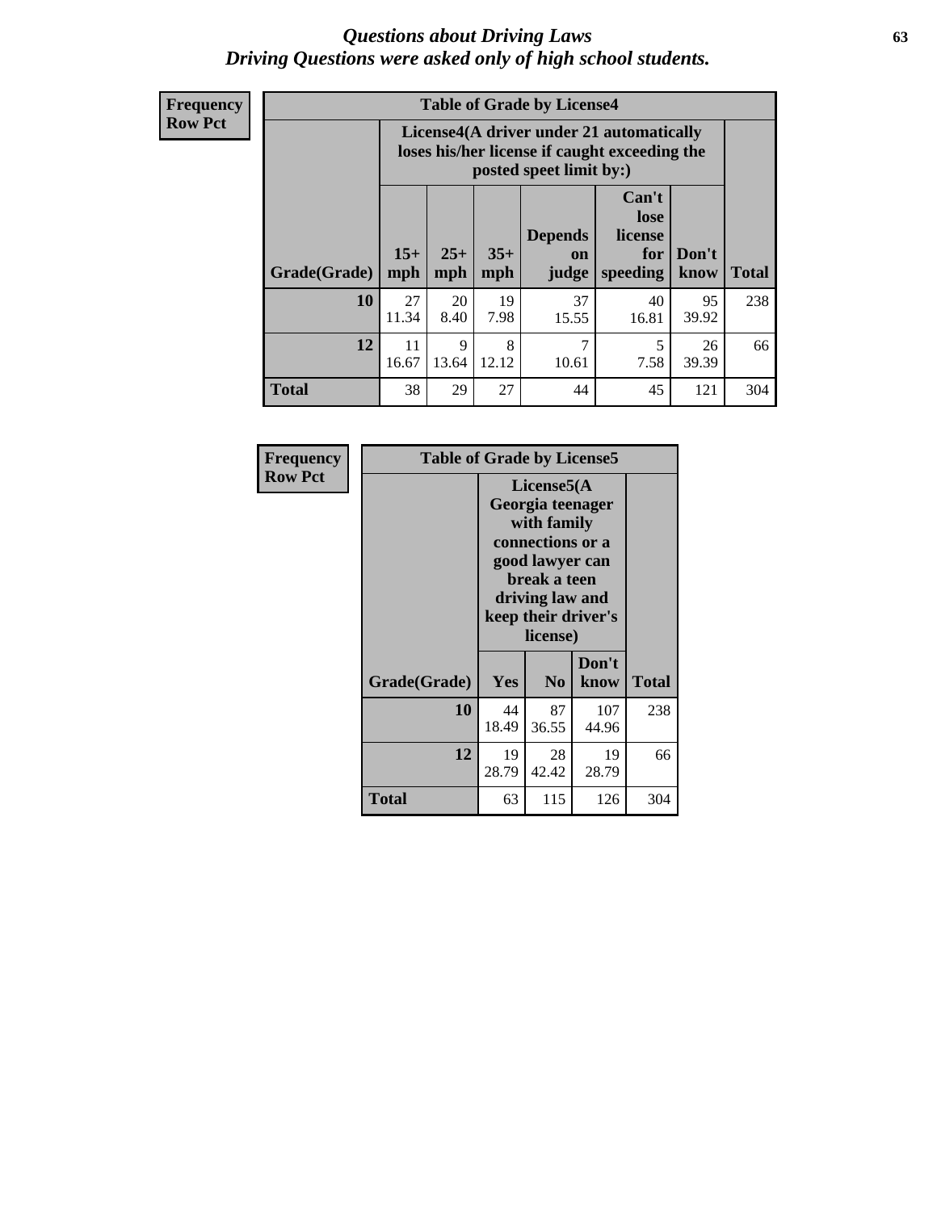# *Questions about Driving Laws*
# *Driving Questions were asked only of high school students.*

**Frequency**
**Row Pct**

**Table of Grade by License4**

| Grade(Grade) | License4(A driver under 21 automatically loses his/her license if caught exceeding the posted speet limit by:) | | | | | | Total |
|---|---|---|---|---|---|---|---|
| | 15+ mph | 25+ mph | 35+ mph | Depends on judge | Can't lose license for speeding | Don't know | |
| **10** | 27<br>11.34 | 20<br>8.40 | 19<br>7.98 | 37<br>15.55 | 40<br>16.81 | 95<br>39.92 | 238 |
| **12** | 11<br>16.67 | 9<br>13.64 | 8<br>12.12 | 7<br>10.61 | 5<br>7.58 | 26<br>39.39 | 66 |
| **Total** | 38 | 29 | 27 | 44 | 45 | 121 | 304 |

**Frequency**
**Row Pct**

**Table of Grade by License5**

| Grade(Grade) | License5(A Georgia teenager with family connections or a good lawyer can break a teen driving law and keep their driver's license) | | | Total |
|---|---|---|---|---|
| | Yes | No | Don't know | |
| **10** | 44<br>18.49 | 87<br>36.55 | 107<br>44.96 | 238 |
| **12** | 19<br>28.79 | 28<br>42.42 | 19<br>28.79 | 66 |
| **Total** | 63 | 115 | 126 | 304 |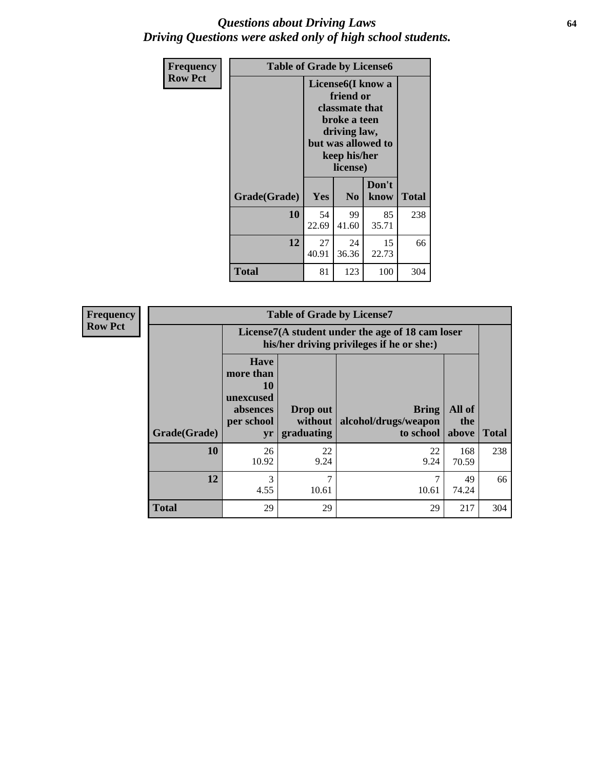# *Questions about Driving Laws*
## *Driving Questions were asked only of high school students.*

**Frequency**
**Row Pct**

**Table of Grade by License6**

| Grade(Grade) | License6(I know a friend or classmate that broke a teen driving law, but was allowed to keep his/her license) | | | Total |
|---|---|---|---|---|
| | Yes | No | Don't know | |
| **10** | 54<br>22.69 | 99<br>41.60 | 85<br>35.71 | 238 |
| **12** | 27<br>40.91 | 24<br>36.36 | 15<br>22.73 | 66 |
| **Total** | 81 | 123 | 100 | 304 |

**Frequency**
**Row Pct**

**Table of Grade by License7**

| Grade(Grade) | License7(A student under the age of 18 cam loser his/her driving privileges if he or she:) | | | | Total |
|---|---|---|---|---|---|
| | Have more than 10 unexcused absences per school yr | Drop out without graduating | Bring alcohol/drugs/weapon to school | All of the above | |
| **10** | 26<br>10.92 | 22<br>9.24 | 22<br>9.24 | 168<br>70.59 | 238 |
| **12** | 3<br>4.55 | 7<br>10.61 | 7<br>10.61 | 49<br>74.24 | 66 |
| **Total** | 29 | 29 | 29 | 217 | 304 |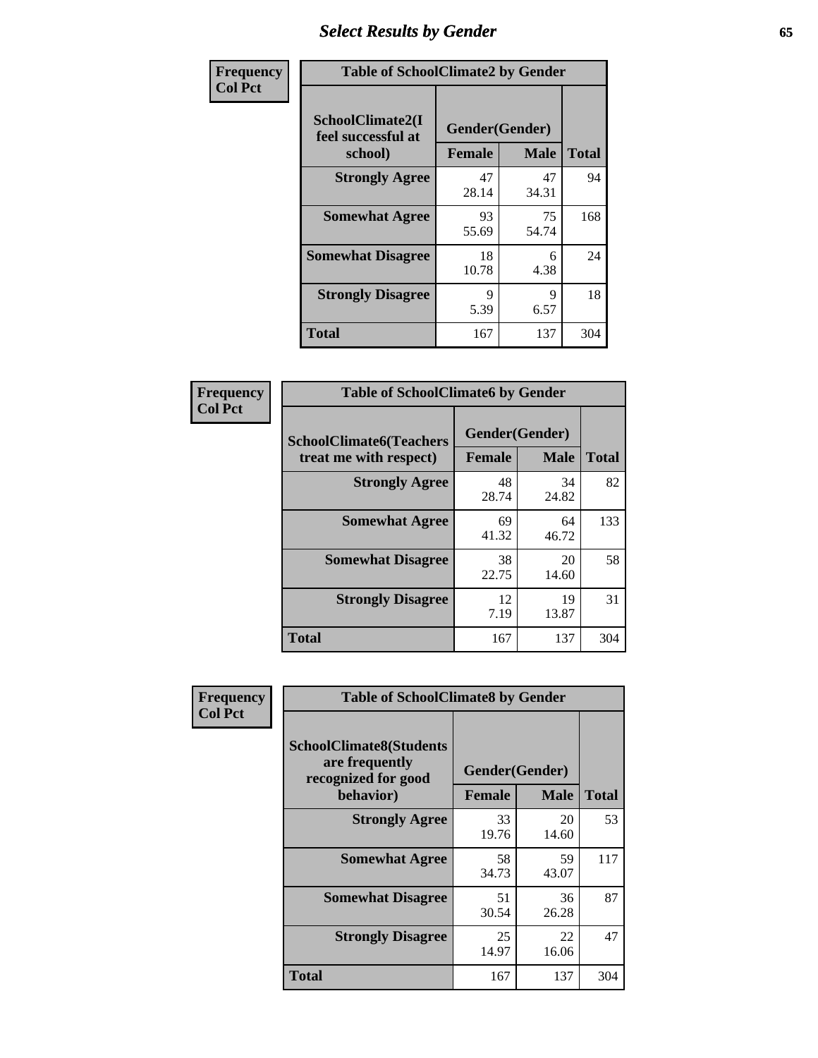# Select Results by Gender

**Frequency / Col Pct**

| SchoolClimate2(I feel successful at school) | Gender(Gender) Female | Male | Total |
|---|---|---|---|
| **Strongly Agree** | 47<br>28.14 | 47<br>34.31 | 94 |
| **Somewhat Agree** | 93<br>55.69 | 75<br>54.74 | 168 |
| **Somewhat Disagree** | 18<br>10.78 | 6<br>4.38 | 24 |
| **Strongly Disagree** | 9<br>5.39 | 9<br>6.57 | 18 |
| **Total** | 167 | 137 | 304 |

Table of SchoolClimate2 by Gender

**Frequency / Col Pct**

| SchoolClimate6(Teachers treat me with respect) | Gender(Gender) Female | Male | Total |
|---|---|---|---|
| **Strongly Agree** | 48<br>28.74 | 34<br>24.82 | 82 |
| **Somewhat Agree** | 69<br>41.32 | 64<br>46.72 | 133 |
| **Somewhat Disagree** | 38<br>22.75 | 20<br>14.60 | 58 |
| **Strongly Disagree** | 12<br>7.19 | 19<br>13.87 | 31 |
| **Total** | 167 | 137 | 304 |

Table of SchoolClimate6 by Gender

**Frequency / Col Pct**

| SchoolClimate8(Students are frequently recognized for good behavior) | Gender(Gender) Female | Male | Total |
|---|---|---|---|
| **Strongly Agree** | 33<br>19.76 | 20<br>14.60 | 53 |
| **Somewhat Agree** | 58<br>34.73 | 59<br>43.07 | 117 |
| **Somewhat Disagree** | 51<br>30.54 | 36<br>26.28 | 87 |
| **Strongly Disagree** | 25<br>14.97 | 22<br>16.06 | 47 |
| **Total** | 167 | 137 | 304 |

Table of SchoolClimate8 by Gender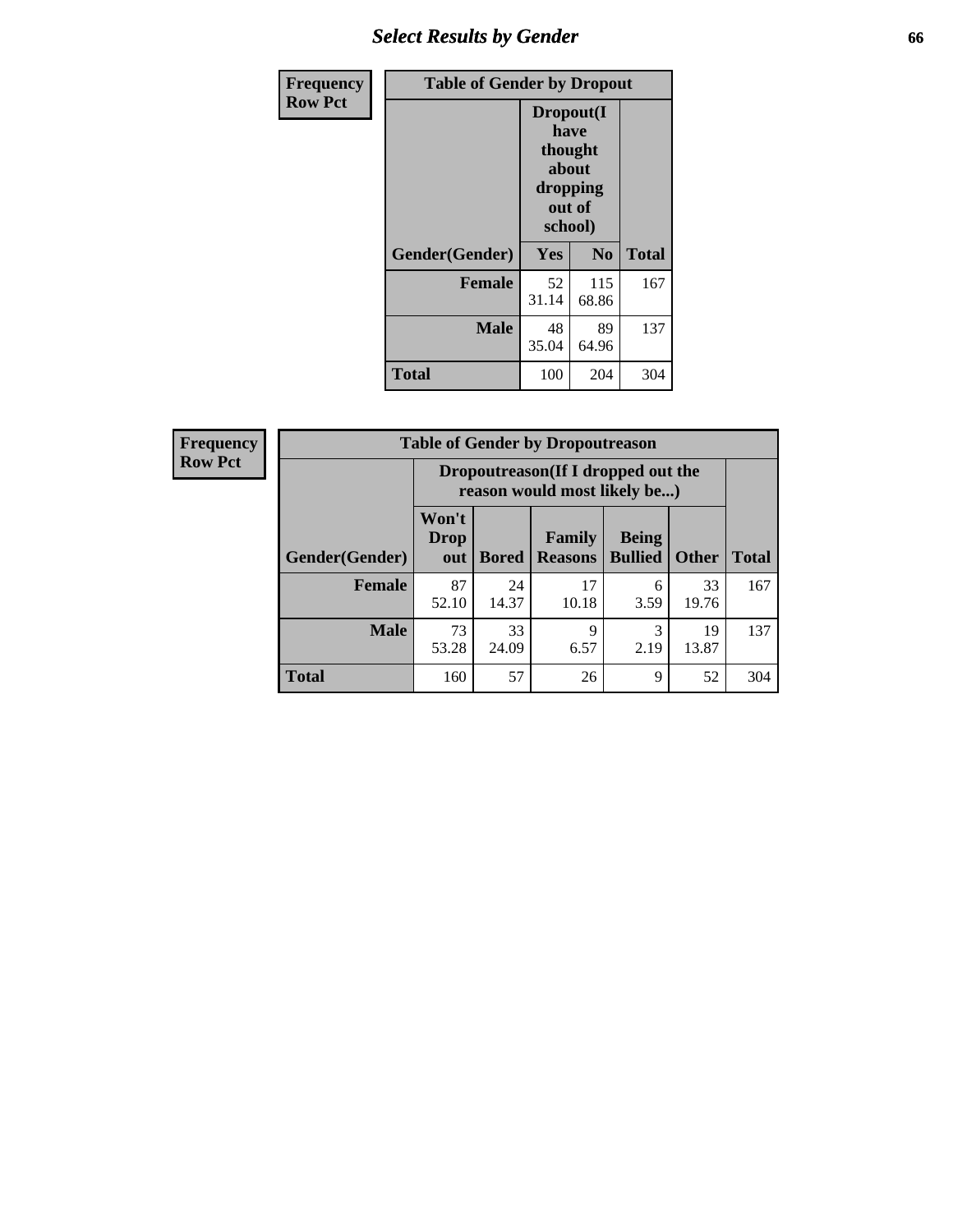# Select Results by Gender

| Frequency Row Pct | Table of Gender by Dropout | | |
|---|---|---|---|
| | Dropout(I have thought about dropping out of school) | | |
| Gender(Gender) | Yes | No | Total |
| Female | 52<br>31.14 | 115<br>68.86 | 167 |
| Male | 48<br>35.04 | 89<br>64.96 | 137 |
| Total | 100 | 204 | 304 |

| Frequency Row Pct | Table of Gender by Dropoutreason | | | | | |
|---|---|---|---|---|---|---|
| | Dropoutreason(If I dropped out the reason would most likely be...) | | | | | |
| Gender(Gender) | Won't Drop out | Bored | Family Reasons | Being Bullied | Other | Total |
| Female | 87<br>52.10 | 24<br>14.37 | 17<br>10.18 | 6<br>3.59 | 33<br>19.76 | 167 |
| Male | 73<br>53.28 | 33<br>24.09 | 9<br>6.57 | 3<br>2.19 | 19<br>13.87 | 137 |
| Total | 160 | 57 | 26 | 9 | 52 | 304 |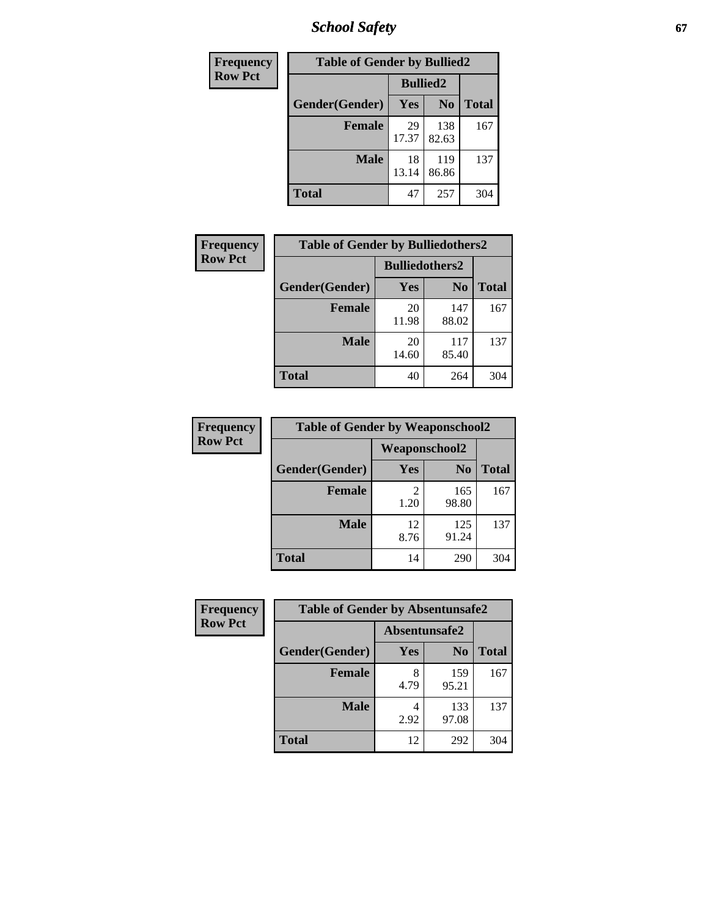# School Safety

**Frequency**
**Row Pct**

**Table of Gender by Bullied2**

| Gender(Gender) | Bullied2 Yes | Bullied2 No | Total |
|---|---|---|---|
| **Female** | 29<br>17.37 | 138<br>82.63 | 167 |
| **Male** | 18<br>13.14 | 119<br>86.86 | 137 |
| **Total** | 47 | 257 | 304 |

**Frequency**
**Row Pct**

**Table of Gender by Bulliedothers2**

| Gender(Gender) | Bulliedothers2 Yes | Bulliedothers2 No | Total |
|---|---|---|---|
| **Female** | 20<br>11.98 | 147<br>88.02 | 167 |
| **Male** | 20<br>14.60 | 117<br>85.40 | 137 |
| **Total** | 40 | 264 | 304 |

**Frequency**
**Row Pct**

**Table of Gender by Weaponschool2**

| Gender(Gender) | Weaponschool2 Yes | Weaponschool2 No | Total |
|---|---|---|---|
| **Female** | 2<br>1.20 | 165<br>98.80 | 167 |
| **Male** | 12<br>8.76 | 125<br>91.24 | 137 |
| **Total** | 14 | 290 | 304 |

**Frequency**
**Row Pct**

**Table of Gender by Absentunsafe2**

| Gender(Gender) | Absentunsafe2 Yes | Absentunsafe2 No | Total |
|---|---|---|---|
| **Female** | 8<br>4.79 | 159<br>95.21 | 167 |
| **Male** | 4<br>2.92 | 133<br>97.08 | 137 |
| **Total** | 12 | 292 | 304 |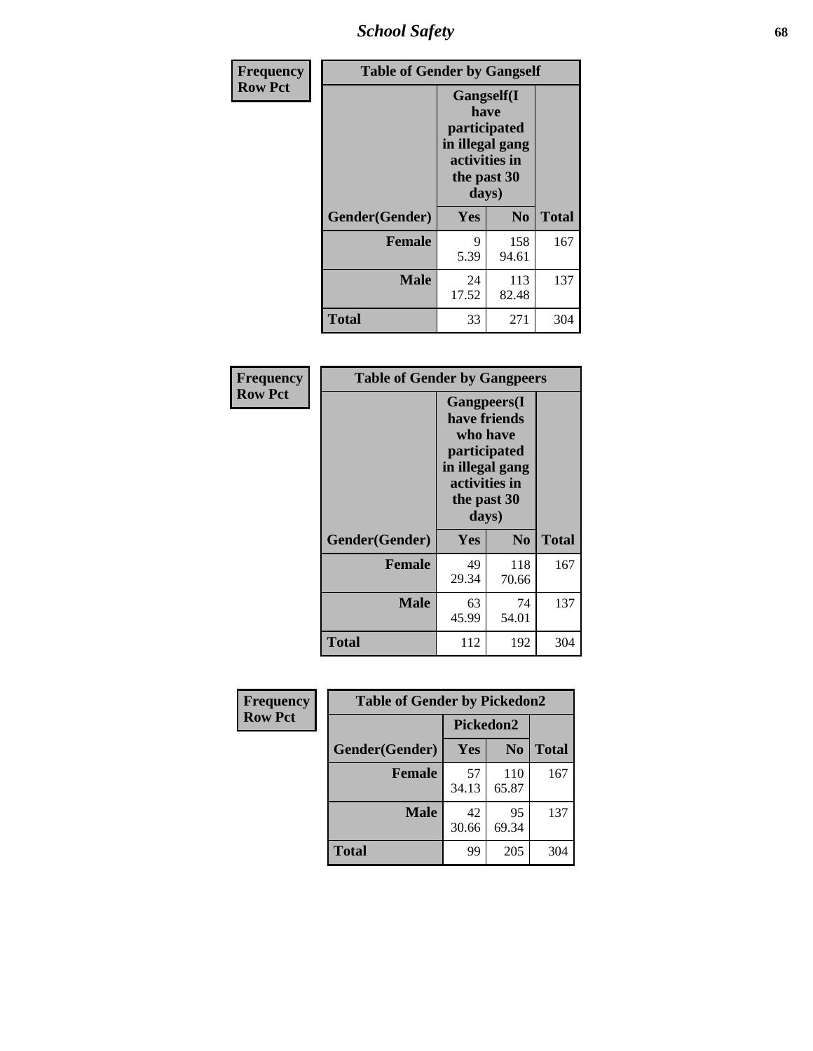| Frequency Row Pct | Table of Gender by Gangself | | |
|---|---|---|---|
| | Gangself(I have participated in illegal gang activities in the past 30 days) | | |
| Gender(Gender) | Yes | No | Total |
| Female | 9 5.39 | 158 94.61 | 167 |
| Male | 24 17.52 | 113 82.48 | 137 |
| Total | 33 | 271 | 304 |

| Frequency Row Pct | Table of Gender by Gangpeers | | |
|---|---|---|---|
| | Gangpeers(I have friends who have participated in illegal gang activities in the past 30 days) | | |
| Gender(Gender) | Yes | No | Total |
| Female | 49 29.34 | 118 70.66 | 167 |
| Male | 63 45.99 | 74 54.01 | 137 |
| Total | 112 | 192 | 304 |

| Frequency Row Pct | Table of Gender by Pickedon2 | | |
|---|---|---|---|
| | Pickedon2 | | |
| Gender(Gender) | Yes | No | Total |
| Female | 57 34.13 | 110 65.87 | 167 |
| Male | 42 30.66 | 95 69.34 | 137 |
| Total | 99 | 205 | 304 |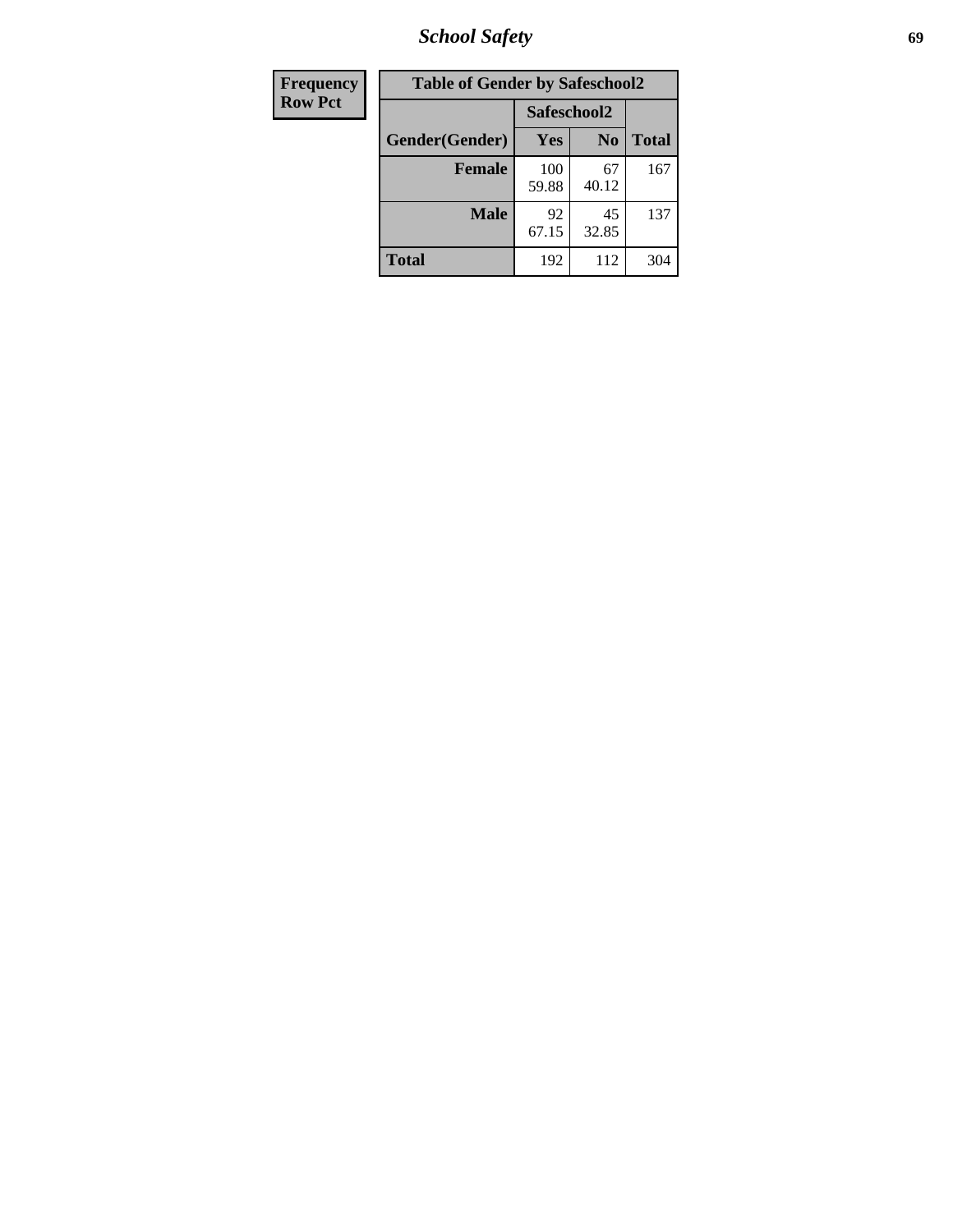| Frequency<br>Row Pct |
|---|

| Table of Gender by Safeschool2 | | | |
|---|---|---|---|
| | Safeschool2 | | |
| Gender(Gender) | Yes | No | Total |
| Female | 100<br>59.88 | 67<br>40.12 | 167 |
| Male | 92<br>67.15 | 45<br>32.85 | 137 |
| Total | 192 | 112 | 304 |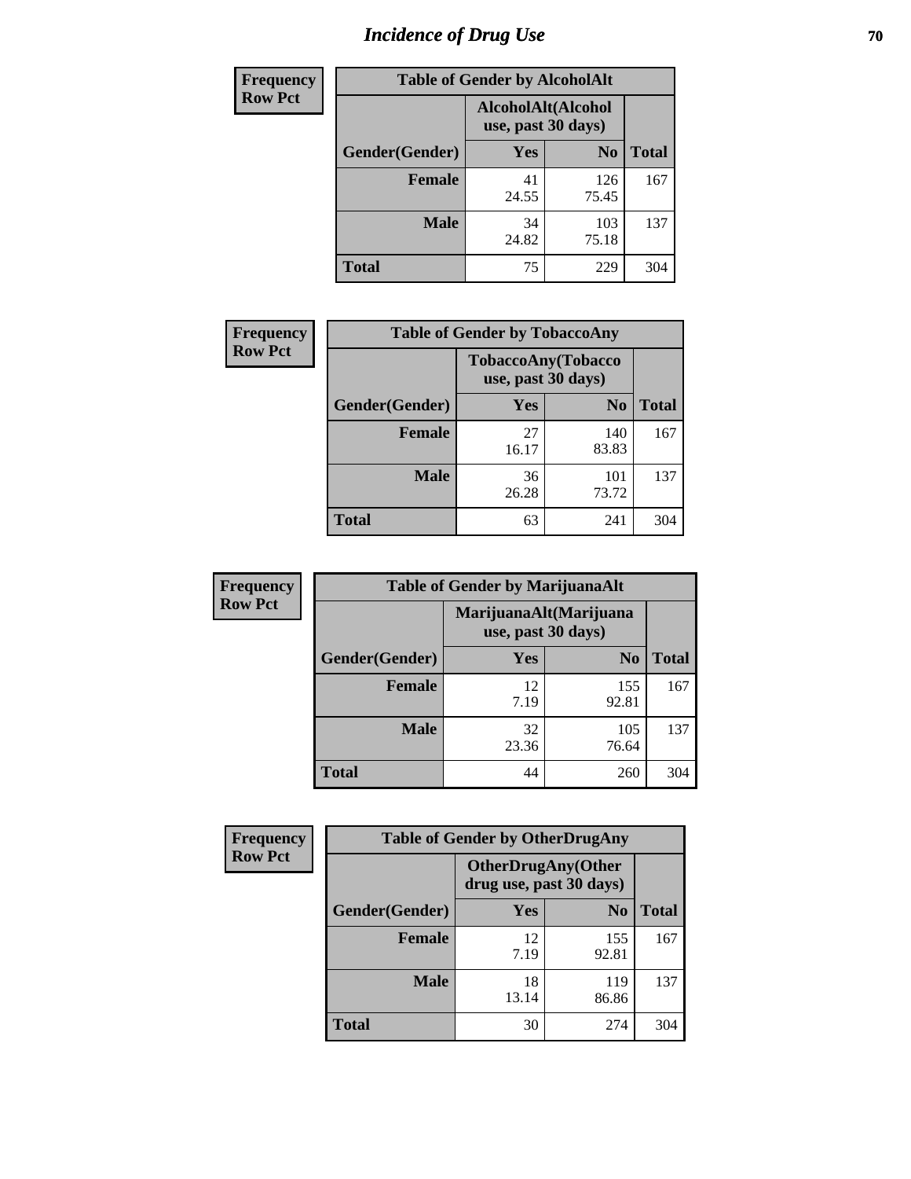# Incidence of Drug Use

| Frequency<br>Row Pct |
|---|

| Table of Gender by AlcoholAlt | | | |
|---|---|---|---|
| | AlcoholAlt(Alcohol use, past 30 days) | | |
| Gender(Gender) | Yes | No | Total |
| Female | 41<br>24.55 | 126<br>75.45 | 167 |
| Male | 34<br>24.82 | 103<br>75.18 | 137 |
| Total | 75 | 229 | 304 |

| Frequency<br>Row Pct |
|---|

| Table of Gender by TobaccoAny | | | |
|---|---|---|---|
| | TobaccoAny(Tobacco use, past 30 days) | | |
| Gender(Gender) | Yes | No | Total |
| Female | 27<br>16.17 | 140<br>83.83 | 167 |
| Male | 36<br>26.28 | 101<br>73.72 | 137 |
| Total | 63 | 241 | 304 |

| Frequency<br>Row Pct |
|---|

| Table of Gender by MarijuanaAlt | | | |
|---|---|---|---|
| | MarijuanaAlt(Marijuana use, past 30 days) | | |
| Gender(Gender) | Yes | No | Total |
| Female | 12<br>7.19 | 155<br>92.81 | 167 |
| Male | 32<br>23.36 | 105<br>76.64 | 137 |
| Total | 44 | 260 | 304 |

| Frequency<br>Row Pct |
|---|

| Table of Gender by OtherDrugAny | | | |
|---|---|---|---|
| | OtherDrugAny(Other drug use, past 30 days) | | |
| Gender(Gender) | Yes | No | Total |
| Female | 12<br>7.19 | 155<br>92.81 | 167 |
| Male | 18<br>13.14 | 119<br>86.86 | 137 |
| Total | 30 | 274 | 304 |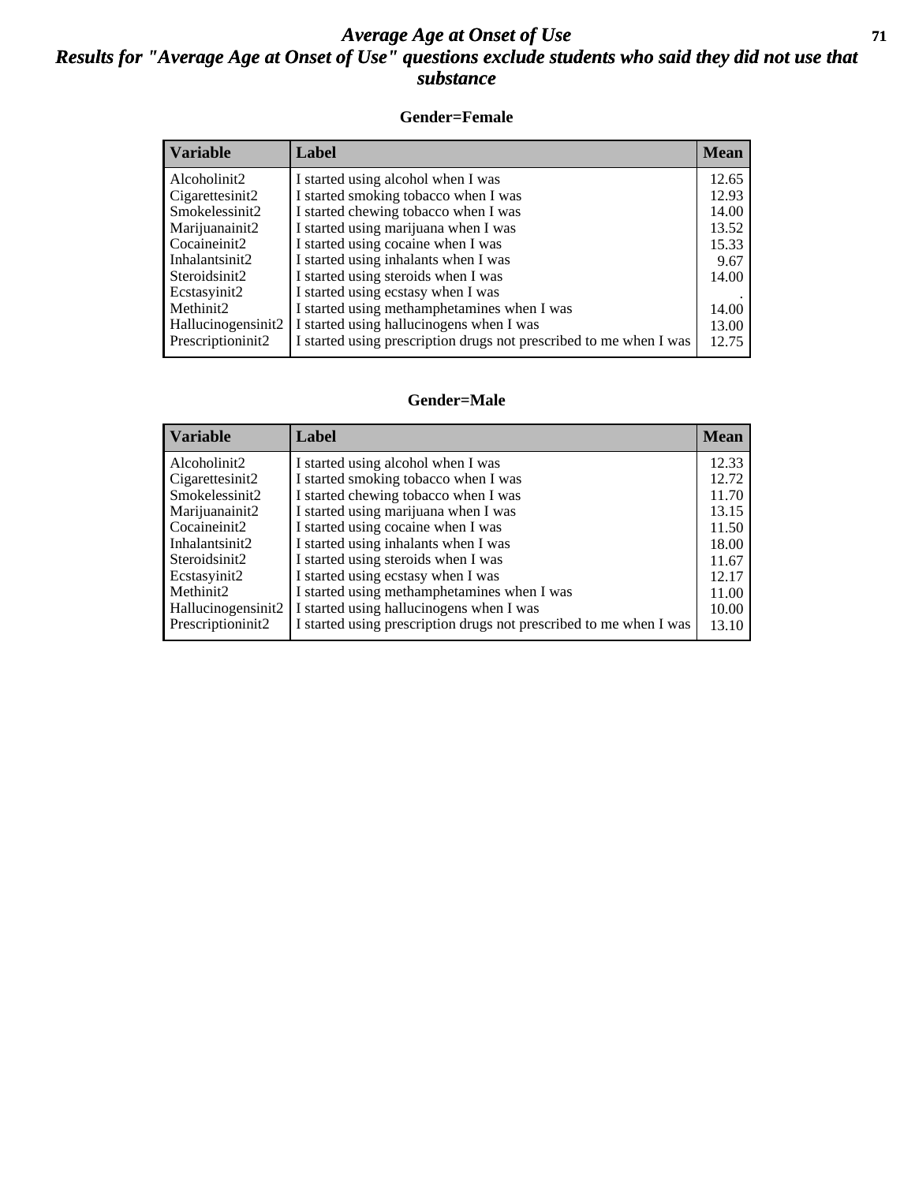# *Average Age at Onset of Use*

## *Results for "Average Age at Onset of Use" questions exclude students who said they did not use that substance*

### Gender=Female

| Variable | Label | Mean |
|---|---|---|
| Alcoholinit2 | I started using alcohol when I was | 12.65 |
| Cigarettesinit2 | I started smoking tobacco when I was | 12.93 |
| Smokelessinit2 | I started chewing tobacco when I was | 14.00 |
| Marijuanainit2 | I started using marijuana when I was | 13.52 |
| Cocaineinit2 | I started using cocaine when I was | 15.33 |
| Inhalantsinit2 | I started using inhalants when I was | 9.67 |
| Steroidsinit2 | I started using steroids when I was | 14.00 |
| Ecstasyinit2 | I started using ecstasy when I was | . |
| Methinit2 | I started using methamphetamines when I was | 14.00 |
| Hallucinogensinit2 | I started using hallucinogens when I was | 13.00 |
| Prescriptioninit2 | I started using prescription drugs not prescribed to me when I was | 12.75 |

### Gender=Male

| Variable | Label | Mean |
|---|---|---|
| Alcoholinit2 | I started using alcohol when I was | 12.33 |
| Cigarettesinit2 | I started smoking tobacco when I was | 12.72 |
| Smokelessinit2 | I started chewing tobacco when I was | 11.70 |
| Marijuanainit2 | I started using marijuana when I was | 13.15 |
| Cocaineinit2 | I started using cocaine when I was | 11.50 |
| Inhalantsinit2 | I started using inhalants when I was | 18.00 |
| Steroidsinit2 | I started using steroids when I was | 11.67 |
| Ecstasyinit2 | I started using ecstasy when I was | 12.17 |
| Methinit2 | I started using methamphetamines when I was | 11.00 |
| Hallucinogensinit2 | I started using hallucinogens when I was | 10.00 |
| Prescriptioninit2 | I started using prescription drugs not prescribed to me when I was | 13.10 |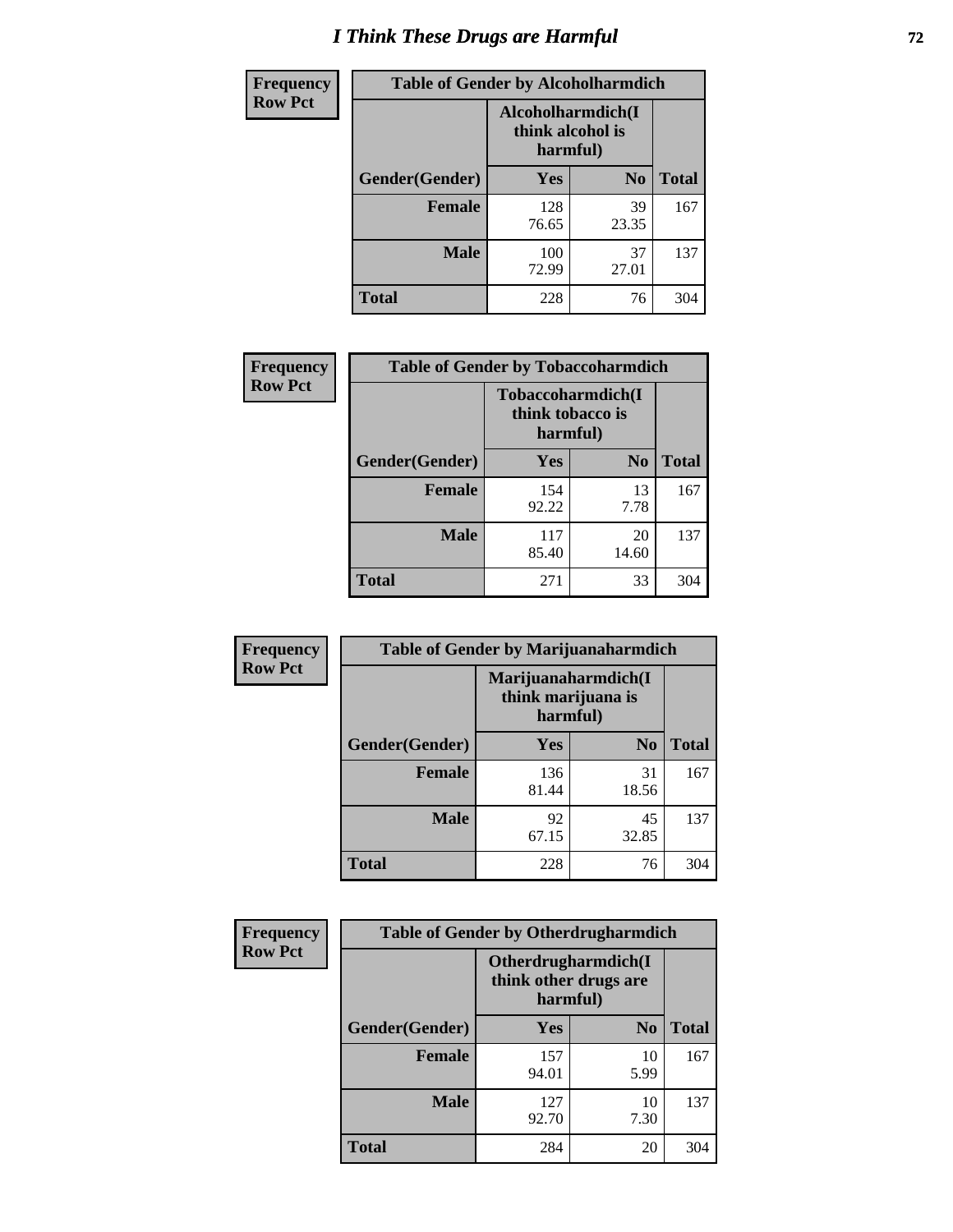# I Think These Drugs are Harmful

| Frequency Row Pct | Table of Gender by Alcoholharmdich | | |
|---|---|---|---|
| | Alcoholharmdich(I think alcohol is harmful) | | |
| Gender(Gender) | Yes | No | Total |
| Female | 128<br>76.65 | 39<br>23.35 | 167 |
| Male | 100<br>72.99 | 37<br>27.01 | 137 |
| Total | 228 | 76 | 304 |

| Frequency Row Pct | Table of Gender by Tobaccoharmdich | | |
|---|---|---|---|
| | Tobaccoharmdich(I think tobacco is harmful) | | |
| Gender(Gender) | Yes | No | Total |
| Female | 154<br>92.22 | 13<br>7.78 | 167 |
| Male | 117<br>85.40 | 20<br>14.60 | 137 |
| Total | 271 | 33 | 304 |

| Frequency Row Pct | Table of Gender by Marijuanaharmdich | | |
|---|---|---|---|
| | Marijuanaharmdich(I think marijuana is harmful) | | |
| Gender(Gender) | Yes | No | Total |
| Female | 136<br>81.44 | 31<br>18.56 | 167 |
| Male | 92<br>67.15 | 45<br>32.85 | 137 |
| Total | 228 | 76 | 304 |

| Frequency Row Pct | Table of Gender by Otherdrugharmdich | | |
|---|---|---|---|
| | Otherdrugharmdich(I think other drugs are harmful) | | |
| Gender(Gender) | Yes | No | Total |
| Female | 157<br>94.01 | 10<br>5.99 | 167 |
| Male | 127<br>92.70 | 10<br>7.30 | 137 |
| Total | 284 | 20 | 304 |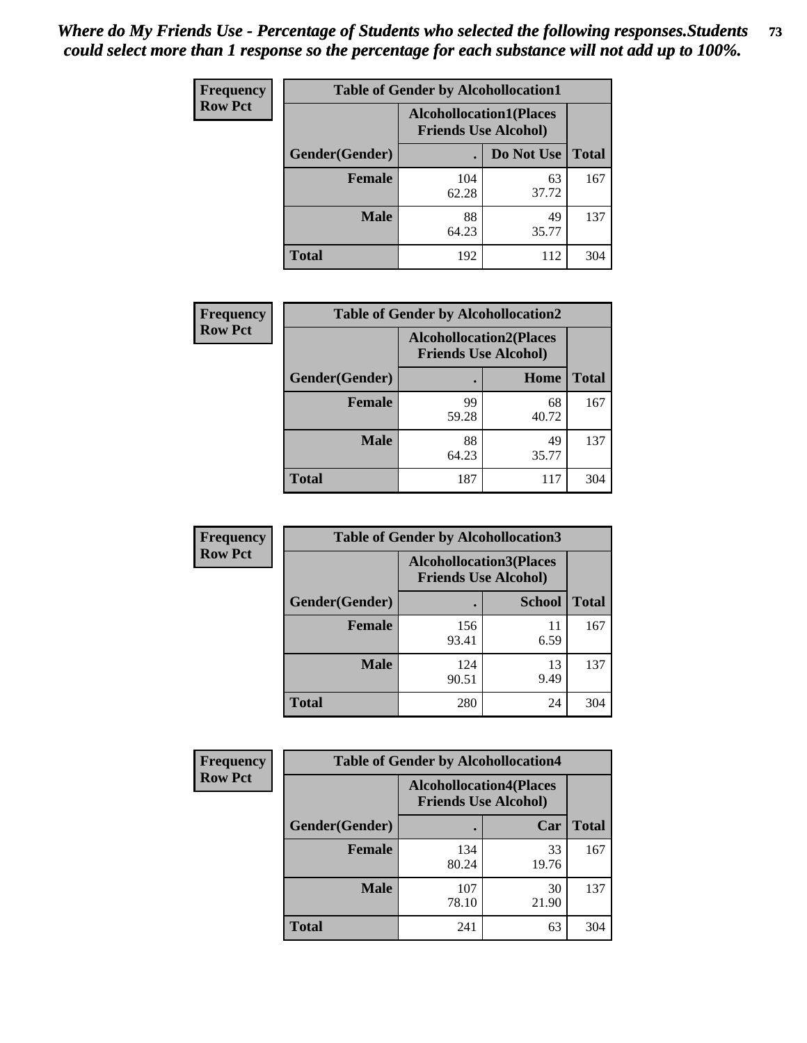*Where do My Friends Use - Percentage of Students who selected the following responses.Students could select more than 1 response so the percentage for each substance will not add up to 100%.*

**Frequency Row Pct**

| Table of Gender by Alcohollocation1 | | | |
|---|---|---|---|
| | Alcohollocation1(Places Friends Use Alcohol) | | |
| Gender(Gender) | . | Do Not Use | Total |
| Female | 104<br>62.28 | 63<br>37.72 | 167 |
| Male | 88<br>64.23 | 49<br>35.77 | 137 |
| Total | 192 | 112 | 304 |

**Frequency Row Pct**

| Table of Gender by Alcohollocation2 | | | |
|---|---|---|---|
| | Alcohollocation2(Places Friends Use Alcohol) | | |
| Gender(Gender) | . | Home | Total |
| Female | 99<br>59.28 | 68<br>40.72 | 167 |
| Male | 88<br>64.23 | 49<br>35.77 | 137 |
| Total | 187 | 117 | 304 |

**Frequency Row Pct**

| Table of Gender by Alcohollocation3 | | | |
|---|---|---|---|
| | Alcohollocation3(Places Friends Use Alcohol) | | |
| Gender(Gender) | . | School | Total |
| Female | 156<br>93.41 | 11<br>6.59 | 167 |
| Male | 124<br>90.51 | 13<br>9.49 | 137 |
| Total | 280 | 24 | 304 |

**Frequency Row Pct**

| Table of Gender by Alcohollocation4 | | | |
|---|---|---|---|
| | Alcohollocation4(Places Friends Use Alcohol) | | |
| Gender(Gender) | . | Car | Total |
| Female | 134<br>80.24 | 33<br>19.76 | 167 |
| Male | 107<br>78.10 | 30<br>21.90 | 137 |
| Total | 241 | 63 | 304 |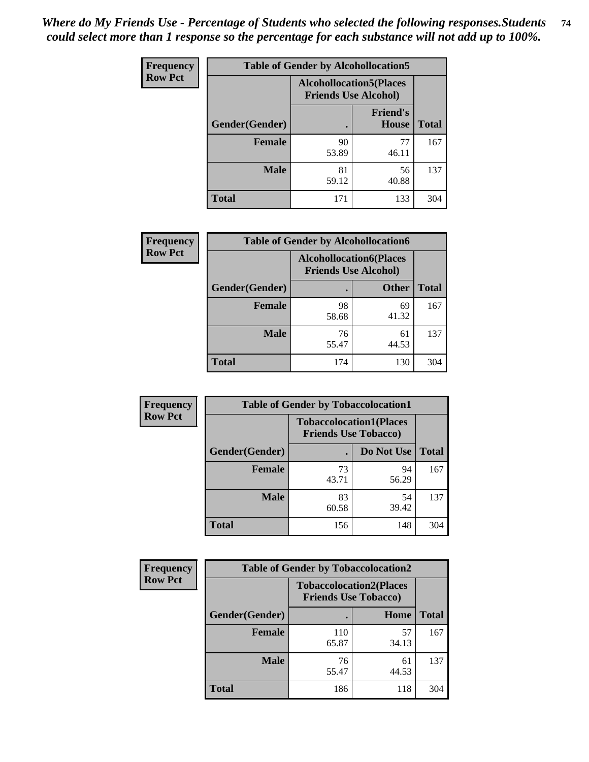*Where do My Friends Use - Percentage of Students who selected the following responses.Students could select more than 1 response so the percentage for each substance will not add up to 100%.*

**Frequency**
**Row Pct**

| Table of Gender by Alcohollocation5 | | | |
|---|---|---|---|
| | Alcohollocation5(Places Friends Use Alcohol) | | |
| Gender(Gender) | . | Friend's House | Total |
| Female | 90<br>53.89 | 77<br>46.11 | 167 |
| Male | 81<br>59.12 | 56<br>40.88 | 137 |
| Total | 171 | 133 | 304 |

**Frequency**
**Row Pct**

| Table of Gender by Alcohollocation6 | | | |
|---|---|---|---|
| | Alcohollocation6(Places Friends Use Alcohol) | | |
| Gender(Gender) | . | Other | Total |
| Female | 98<br>58.68 | 69<br>41.32 | 167 |
| Male | 76<br>55.47 | 61<br>44.53 | 137 |
| Total | 174 | 130 | 304 |

**Frequency**
**Row Pct**

| Table of Gender by Tobaccolocation1 | | | |
|---|---|---|---|
| | Tobaccolocation1(Places Friends Use Tobacco) | | |
| Gender(Gender) | . | Do Not Use | Total |
| Female | 73<br>43.71 | 94<br>56.29 | 167 |
| Male | 83<br>60.58 | 54<br>39.42 | 137 |
| Total | 156 | 148 | 304 |

**Frequency**
**Row Pct**

| Table of Gender by Tobaccolocation2 | | | |
|---|---|---|---|
| | Tobaccolocation2(Places Friends Use Tobacco) | | |
| Gender(Gender) | . | Home | Total |
| Female | 110<br>65.87 | 57<br>34.13 | 167 |
| Male | 76<br>55.47 | 61<br>44.53 | 137 |
| Total | 186 | 118 | 304 |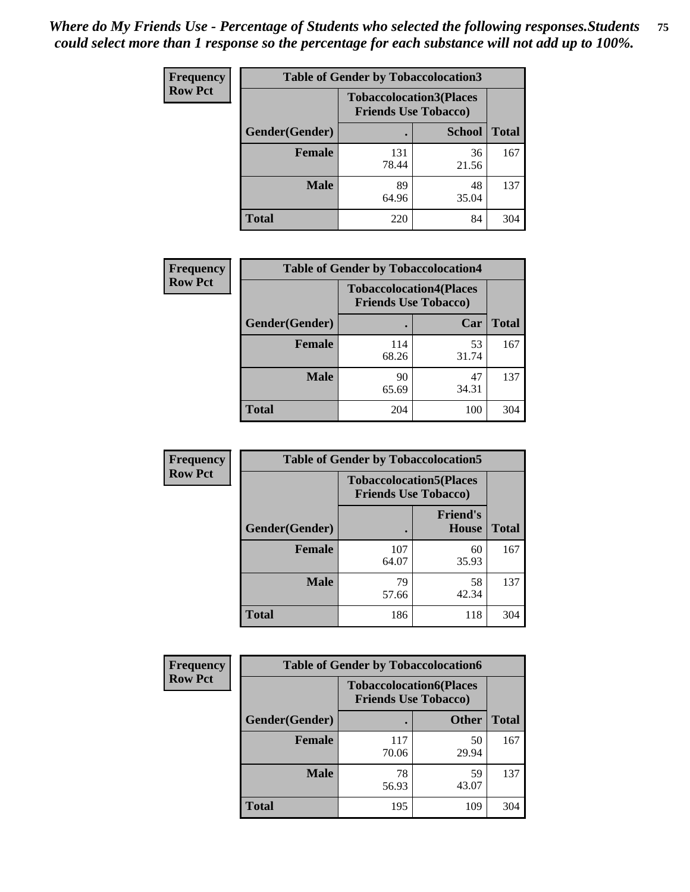*Where do My Friends Use - Percentage of Students who selected the following responses.Students could select more than 1 response so the percentage for each substance will not add up to 100%.*

**Frequency**
**Row Pct**

**Table of Gender by Tobaccolocation3**

| Gender(Gender) | Tobaccolocation3(Places Friends Use Tobacco) . | School | Total |
|---|---|---|---|
| **Female** | 131<br>78.44 | 36<br>21.56 | 167 |
| **Male** | 89<br>64.96 | 48<br>35.04 | 137 |
| **Total** | 220 | 84 | 304 |

**Frequency**
**Row Pct**

**Table of Gender by Tobaccolocation4**

| Gender(Gender) | Tobaccolocation4(Places Friends Use Tobacco) . | Car | Total |
|---|---|---|---|
| **Female** | 114<br>68.26 | 53<br>31.74 | 167 |
| **Male** | 90<br>65.69 | 47<br>34.31 | 137 |
| **Total** | 204 | 100 | 304 |

**Frequency**
**Row Pct**

**Table of Gender by Tobaccolocation5**

| Gender(Gender) | Tobaccolocation5(Places Friends Use Tobacco) . | Friend's House | Total |
|---|---|---|---|
| **Female** | 107<br>64.07 | 60<br>35.93 | 167 |
| **Male** | 79<br>57.66 | 58<br>42.34 | 137 |
| **Total** | 186 | 118 | 304 |

**Frequency**
**Row Pct**

**Table of Gender by Tobaccolocation6**

| Gender(Gender) | Tobaccolocation6(Places Friends Use Tobacco) . | Other | Total |
|---|---|---|---|
| **Female** | 117<br>70.06 | 50<br>29.94 | 167 |
| **Male** | 78<br>56.93 | 59<br>43.07 | 137 |
| **Total** | 195 | 109 | 304 |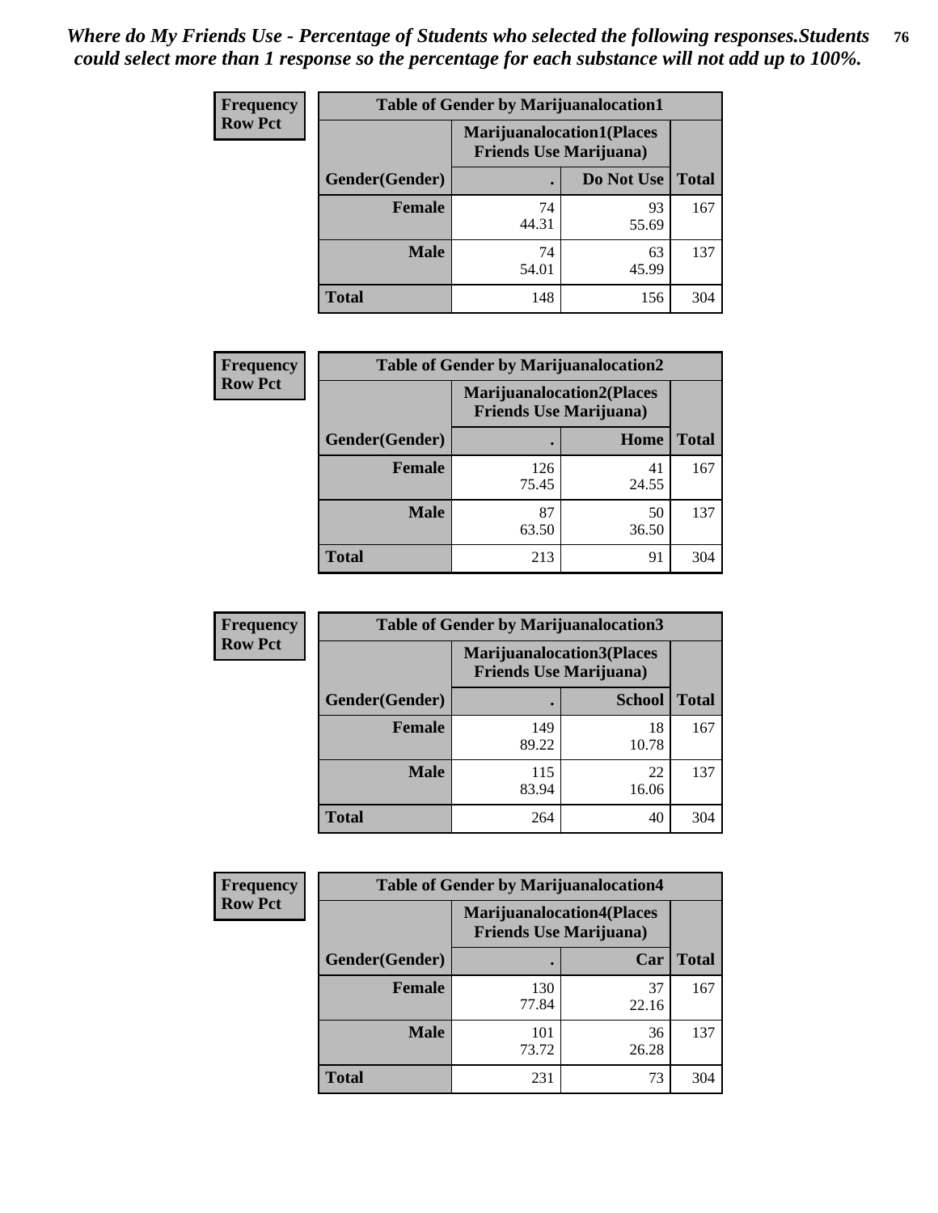*Where do My Friends Use - Percentage of Students who selected the following responses.Students could select more than 1 response so the percentage for each substance will not add up to 100%.*

**Frequency**
**Row Pct**

| Table of Gender by Marijuanalocation1 | | | |
|---|---|---|---|
| | Marijuanalocation1(Places Friends Use Marijuana) | | |
| Gender(Gender) | . | Do Not Use | Total |
| **Female** | 74<br>44.31 | 93<br>55.69 | 167 |
| **Male** | 74<br>54.01 | 63<br>45.99 | 137 |
| **Total** | 148 | 156 | 304 |

**Frequency**
**Row Pct**

| Table of Gender by Marijuanalocation2 | | | |
|---|---|---|---|
| | Marijuanalocation2(Places Friends Use Marijuana) | | |
| Gender(Gender) | . | Home | Total |
| **Female** | 126<br>75.45 | 41<br>24.55 | 167 |
| **Male** | 87<br>63.50 | 50<br>36.50 | 137 |
| **Total** | 213 | 91 | 304 |

**Frequency**
**Row Pct**

| Table of Gender by Marijuanalocation3 | | | |
|---|---|---|---|
| | Marijuanalocation3(Places Friends Use Marijuana) | | |
| Gender(Gender) | . | School | Total |
| **Female** | 149<br>89.22 | 18<br>10.78 | 167 |
| **Male** | 115<br>83.94 | 22<br>16.06 | 137 |
| **Total** | 264 | 40 | 304 |

**Frequency**
**Row Pct**

| Table of Gender by Marijuanalocation4 | | | |
|---|---|---|---|
| | Marijuanalocation4(Places Friends Use Marijuana) | | |
| Gender(Gender) | . | Car | Total |
| **Female** | 130<br>77.84 | 37<br>22.16 | 167 |
| **Male** | 101<br>73.72 | 36<br>26.28 | 137 |
| **Total** | 231 | 73 | 304 |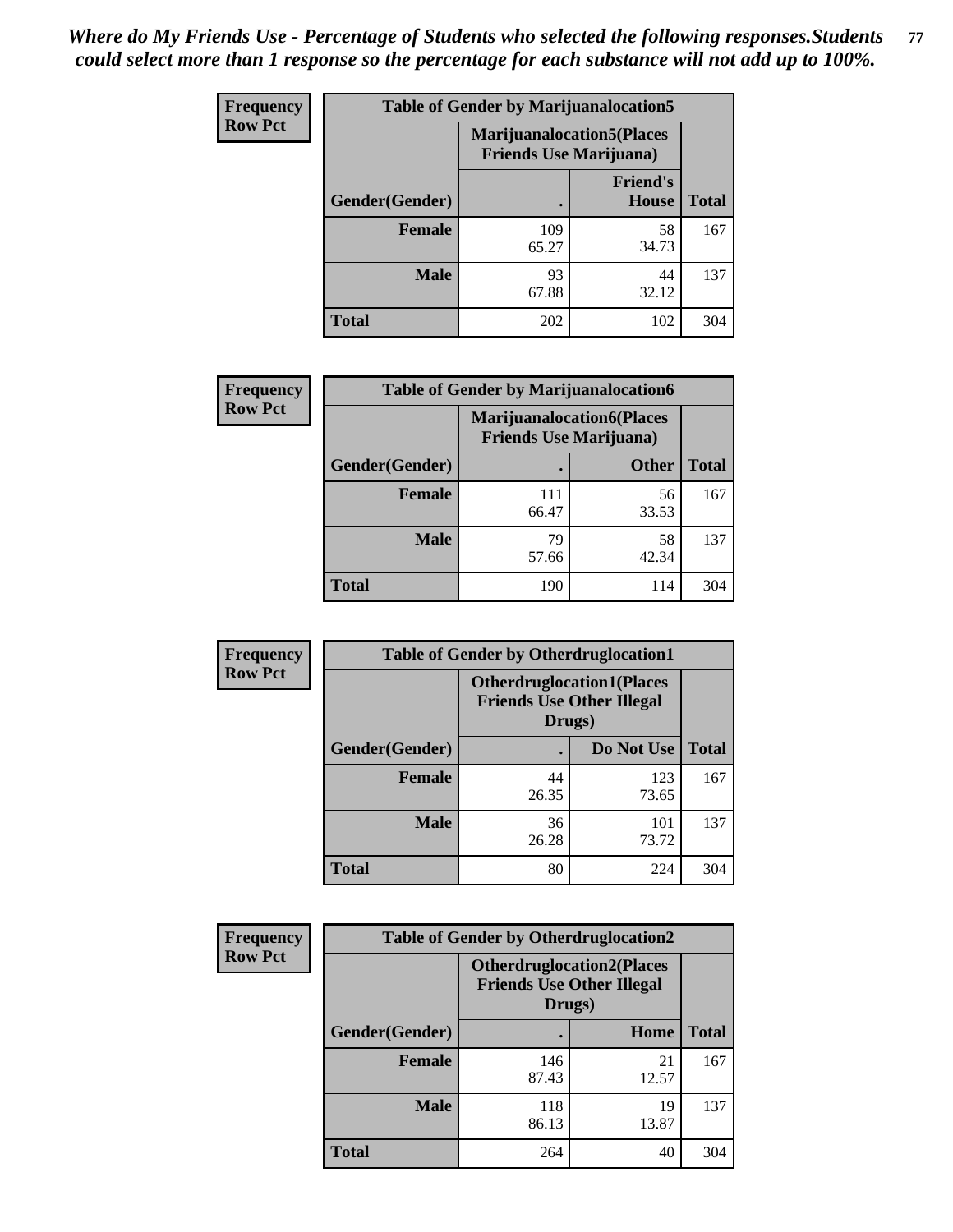*Where do My Friends Use - Percentage of Students who selected the following responses.Students could select more than 1 response so the percentage for each substance will not add up to 100%.*

**Frequency**
**Row Pct**

| Table of Gender by Marijuanalocation5 | | | |
|---|---|---|---|
| | Marijuanalocation5(Places Friends Use Marijuana) | | |
| Gender(Gender) | . | Friend's House | Total |
| **Female** | 109<br>65.27 | 58<br>34.73 | 167 |
| **Male** | 93<br>67.88 | 44<br>32.12 | 137 |
| **Total** | 202 | 102 | 304 |

**Frequency**
**Row Pct**

| Table of Gender by Marijuanalocation6 | | | |
|---|---|---|---|
| | Marijuanalocation6(Places Friends Use Marijuana) | | |
| Gender(Gender) | . | Other | Total |
| **Female** | 111<br>66.47 | 56<br>33.53 | 167 |
| **Male** | 79<br>57.66 | 58<br>42.34 | 137 |
| **Total** | 190 | 114 | 304 |

**Frequency**
**Row Pct**

| Table of Gender by Otherdruglocation1 | | | |
|---|---|---|---|
| | Otherdruglocation1(Places Friends Use Other Illegal Drugs) | | |
| Gender(Gender) | . | Do Not Use | Total |
| **Female** | 44<br>26.35 | 123<br>73.65 | 167 |
| **Male** | 36<br>26.28 | 101<br>73.72 | 137 |
| **Total** | 80 | 224 | 304 |

**Frequency**
**Row Pct**

| Table of Gender by Otherdruglocation2 | | | |
|---|---|---|---|
| | Otherdruglocation2(Places Friends Use Other Illegal Drugs) | | |
| Gender(Gender) | . | Home | Total |
| **Female** | 146<br>87.43 | 21<br>12.57 | 167 |
| **Male** | 118<br>86.13 | 19<br>13.87 | 137 |
| **Total** | 264 | 40 | 304 |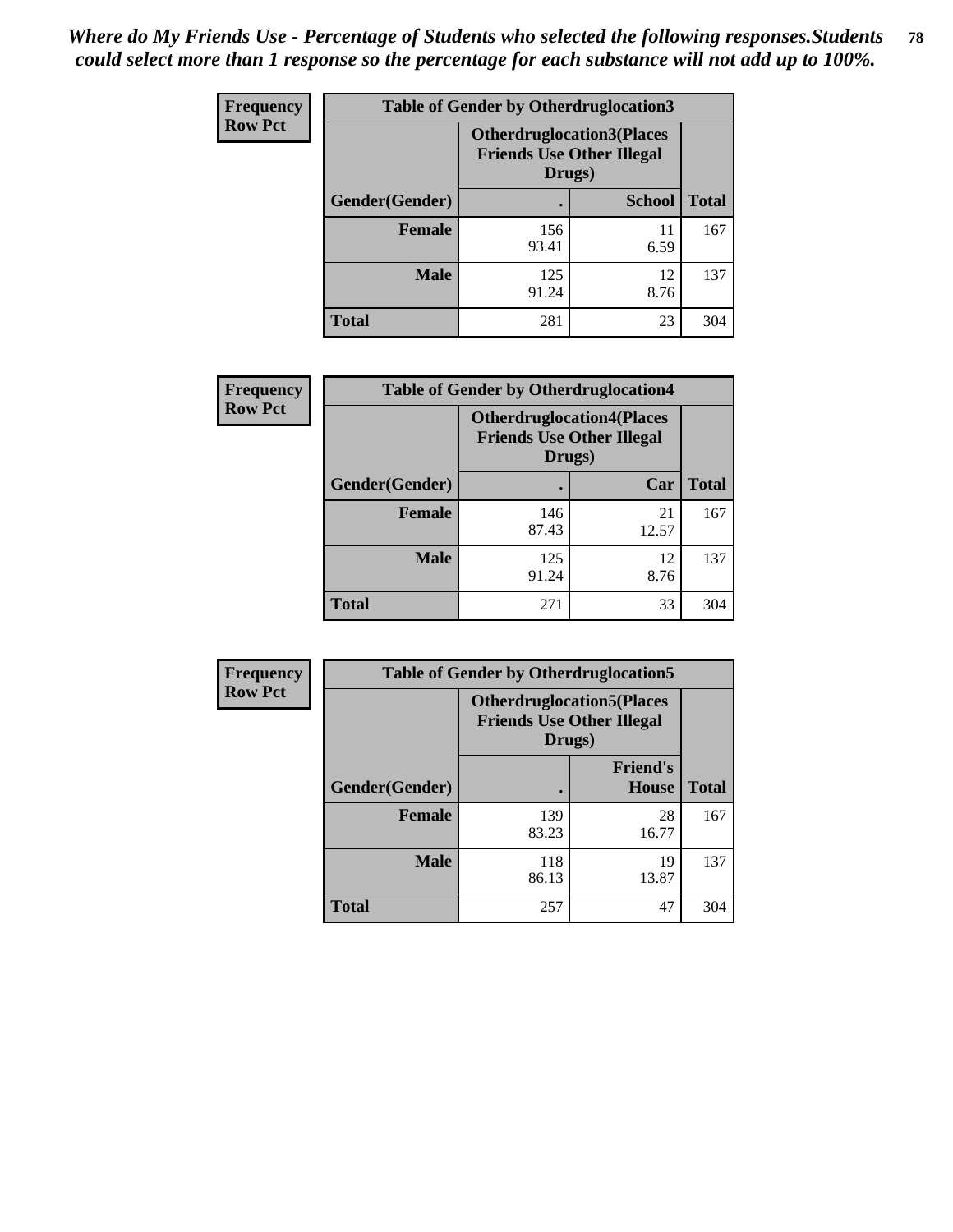*Where do My Friends Use - Percentage of Students who selected the following responses.Students could select more than 1 response so the percentage for each substance will not add up to 100%.*

**Frequency**
**Row Pct**

| Table of Gender by Otherdruglocation3 | | | |
|---|---|---|---|
| | Otherdruglocation3(Places Friends Use Other Illegal Drugs) | | |
| Gender(Gender) | . | School | Total |
| Female | 156<br>93.41 | 11<br>6.59 | 167 |
| Male | 125<br>91.24 | 12<br>8.76 | 137 |
| Total | 281 | 23 | 304 |

**Frequency**
**Row Pct**

| Table of Gender by Otherdruglocation4 | | | |
|---|---|---|---|
| | Otherdruglocation4(Places Friends Use Other Illegal Drugs) | | |
| Gender(Gender) | . | Car | Total |
| Female | 146<br>87.43 | 21<br>12.57 | 167 |
| Male | 125<br>91.24 | 12<br>8.76 | 137 |
| Total | 271 | 33 | 304 |

**Frequency**
**Row Pct**

| Table of Gender by Otherdruglocation5 | | | |
|---|---|---|---|
| | Otherdruglocation5(Places Friends Use Other Illegal Drugs) | | |
| Gender(Gender) | . | Friend's House | Total |
| Female | 139<br>83.23 | 28<br>16.77 | 167 |
| Male | 118<br>86.13 | 19<br>13.87 | 137 |
| Total | 257 | 47 | 304 |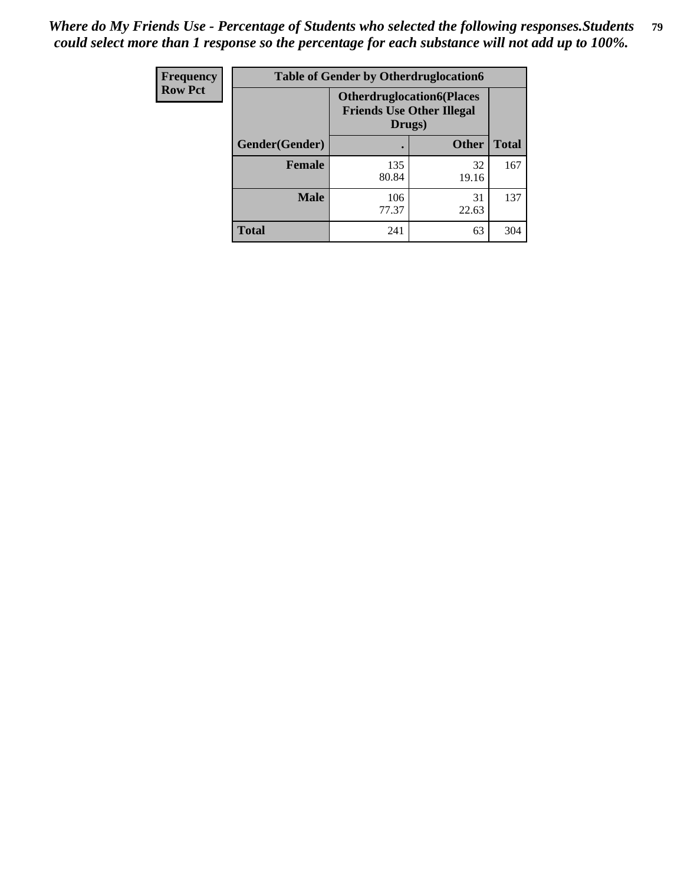*Where do My Friends Use - Percentage of Students who selected the following responses.Students could select more than 1 response so the percentage for each substance will not add up to 100%.*

| Frequency<br>Row Pct | Table of Gender by Otherdruglocation6 | | |
|---|---|---|---|
| | Otherdruglocation6(Places Friends Use Other Illegal Drugs) | | |
| Gender(Gender) | . | Other | Total |
| Female | 135<br>80.84 | 32<br>19.16 | 167 |
| Male | 106<br>77.37 | 31<br>22.63 | 137 |
| Total | 241 | 63 | 304 |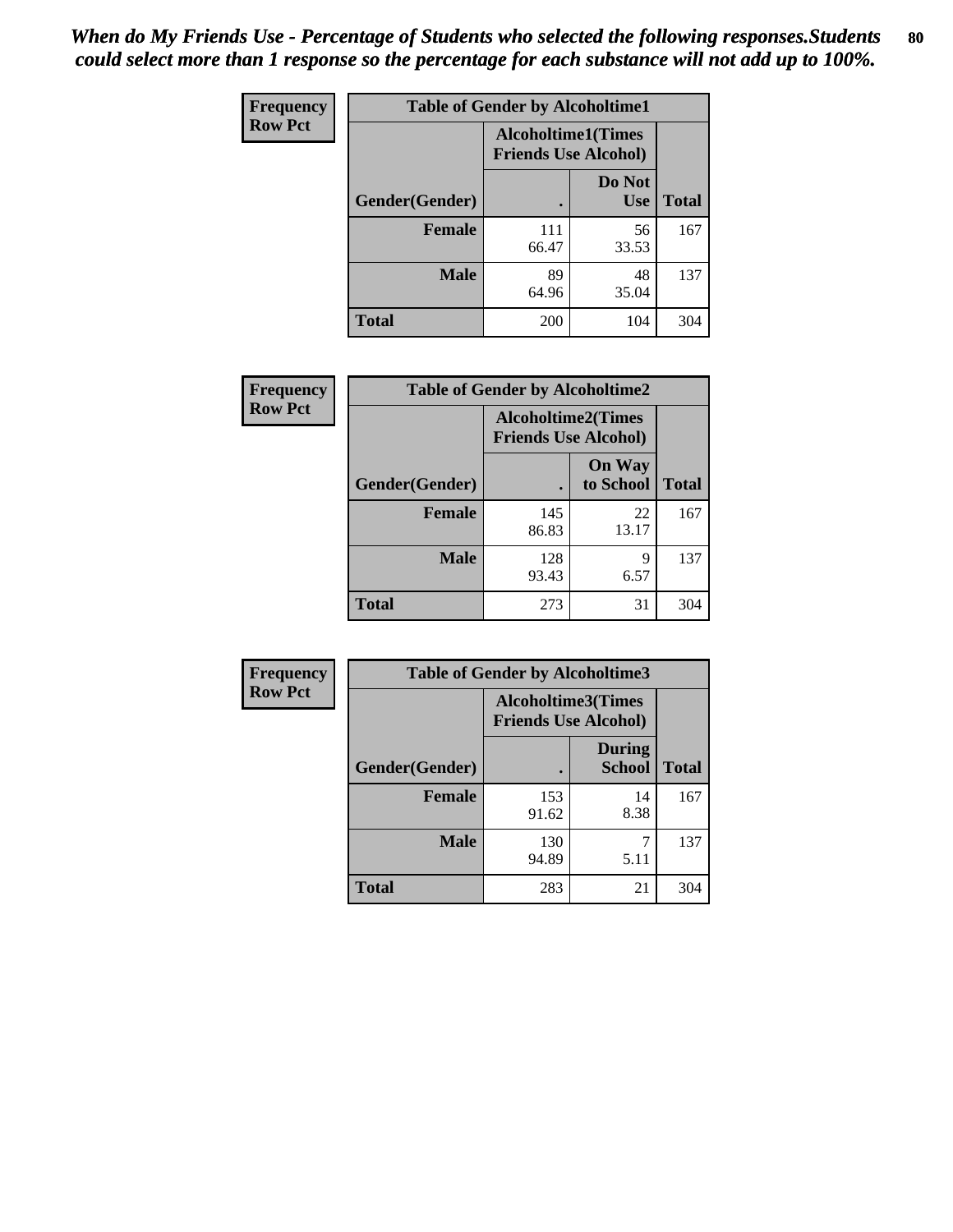***When do My Friends Use - Percentage of Students who selected the following responses.Students could select more than 1 response so the percentage for each substance will not add up to 100%.***

| Frequency<br>Row Pct | Table of Gender by Alcoholtime1 | | |
|---|---|---|---|
| | Alcoholtime1(Times Friends Use Alcohol) | | |
| **Gender(Gender)** | **.** | **Do Not Use** | **Total** |
| **Female** | 111<br>66.47 | 56<br>33.53 | 167 |
| **Male** | 89<br>64.96 | 48<br>35.04 | 137 |
| **Total** | 200 | 104 | 304 |

| Frequency<br>Row Pct | Table of Gender by Alcoholtime2 | | |
|---|---|---|---|
| | Alcoholtime2(Times Friends Use Alcohol) | | |
| **Gender(Gender)** | **.** | **On Way to School** | **Total** |
| **Female** | 145<br>86.83 | 22<br>13.17 | 167 |
| **Male** | 128<br>93.43 | 9<br>6.57 | 137 |
| **Total** | 273 | 31 | 304 |

| Frequency<br>Row Pct | Table of Gender by Alcoholtime3 | | |
|---|---|---|---|
| | Alcoholtime3(Times Friends Use Alcohol) | | |
| **Gender(Gender)** | **.** | **During School** | **Total** |
| **Female** | 153<br>91.62 | 14<br>8.38 | 167 |
| **Male** | 130<br>94.89 | 7<br>5.11 | 137 |
| **Total** | 283 | 21 | 304 |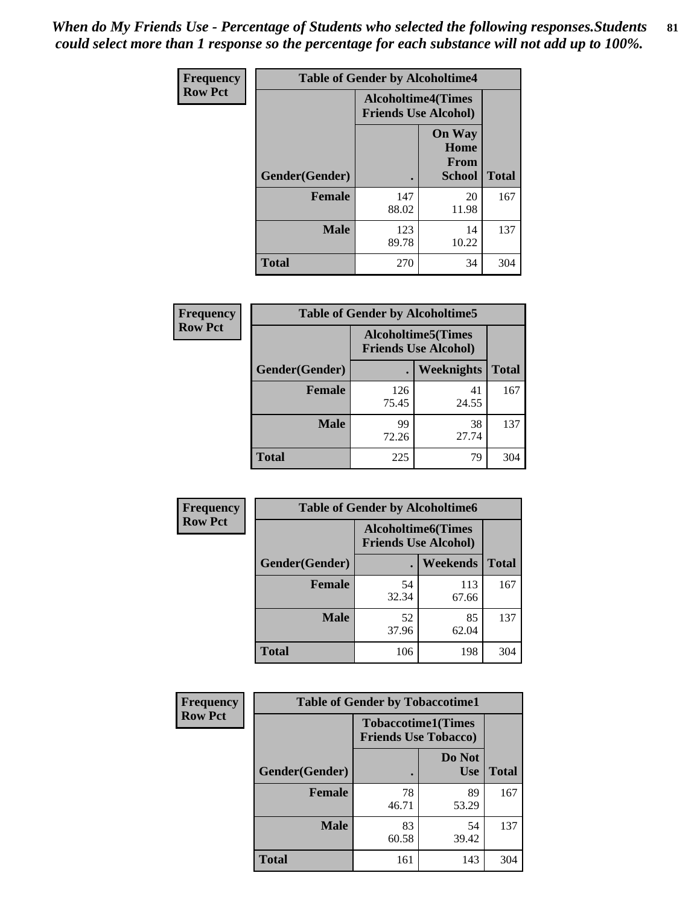*When do My Friends Use - Percentage of Students who selected the following responses.Students could select more than 1 response so the percentage for each substance will not add up to 100%.*

**Frequency**
**Row Pct**

| Table of Gender by Alcoholtime4 | | | |
|---|---|---|---|
| | Alcoholtime4(Times Friends Use Alcohol) | | |
| Gender(Gender) | . | On Way Home From School | Total |
| **Female** | 147<br>88.02 | 20<br>11.98 | 167 |
| **Male** | 123<br>89.78 | 14<br>10.22 | 137 |
| **Total** | 270 | 34 | 304 |

**Frequency**
**Row Pct**

| Table of Gender by Alcoholtime5 | | | |
|---|---|---|---|
| | Alcoholtime5(Times Friends Use Alcohol) | | |
| Gender(Gender) | . | Weeknights | Total |
| **Female** | 126<br>75.45 | 41<br>24.55 | 167 |
| **Male** | 99<br>72.26 | 38<br>27.74 | 137 |
| **Total** | 225 | 79 | 304 |

**Frequency**
**Row Pct**

| Table of Gender by Alcoholtime6 | | | |
|---|---|---|---|
| | Alcoholtime6(Times Friends Use Alcohol) | | |
| Gender(Gender) | . | Weekends | Total |
| **Female** | 54<br>32.34 | 113<br>67.66 | 167 |
| **Male** | 52<br>37.96 | 85<br>62.04 | 137 |
| **Total** | 106 | 198 | 304 |

**Frequency**
**Row Pct**

| Table of Gender by Tobaccotime1 | | | |
|---|---|---|---|
| | Tobaccotime1(Times Friends Use Tobacco) | | |
| Gender(Gender) | . | Do Not Use | Total |
| **Female** | 78<br>46.71 | 89<br>53.29 | 167 |
| **Male** | 83<br>60.58 | 54<br>39.42 | 137 |
| **Total** | 161 | 143 | 304 |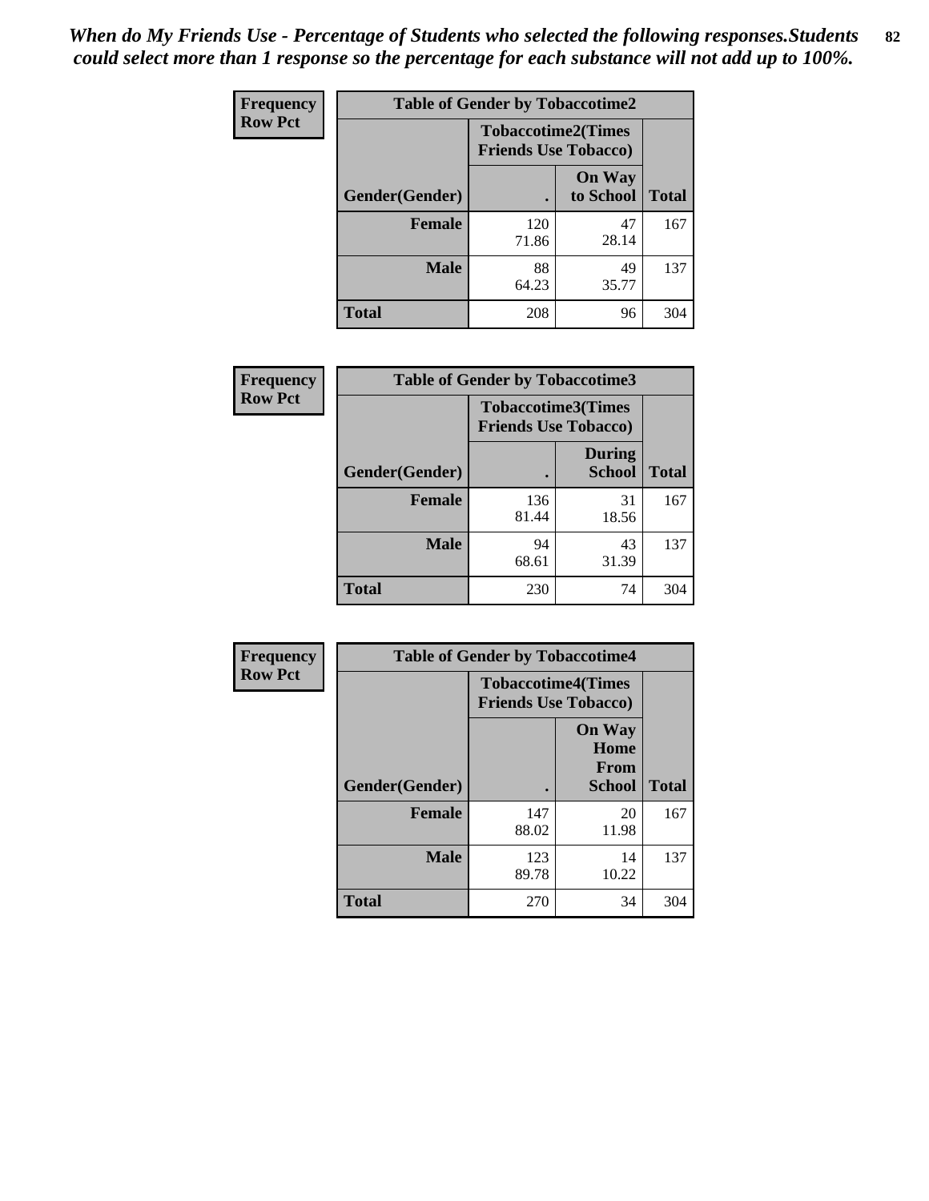*When do My Friends Use - Percentage of Students who selected the following responses.Students could select more than 1 response so the percentage for each substance will not add up to 100%.*

**Frequency**
**Row Pct**

| Table of Gender by Tobaccotime2 | | | |
|---|---|---|---|
| | Tobaccotime2(Times Friends Use Tobacco) | | |
| Gender(Gender) | . | On Way to School | Total |
| **Female** | 120<br>71.86 | 47<br>28.14 | 167 |
| **Male** | 88<br>64.23 | 49<br>35.77 | 137 |
| **Total** | 208 | 96 | 304 |

**Frequency**
**Row Pct**

| Table of Gender by Tobaccotime3 | | | |
|---|---|---|---|
| | Tobaccotime3(Times Friends Use Tobacco) | | |
| Gender(Gender) | . | During School | Total |
| **Female** | 136<br>81.44 | 31<br>18.56 | 167 |
| **Male** | 94<br>68.61 | 43<br>31.39 | 137 |
| **Total** | 230 | 74 | 304 |

**Frequency**
**Row Pct**

| Table of Gender by Tobaccotime4 | | | |
|---|---|---|---|
| | Tobaccotime4(Times Friends Use Tobacco) | | |
| Gender(Gender) | . | On Way Home From School | Total |
| **Female** | 147<br>88.02 | 20<br>11.98 | 167 |
| **Male** | 123<br>89.78 | 14<br>10.22 | 137 |
| **Total** | 270 | 34 | 304 |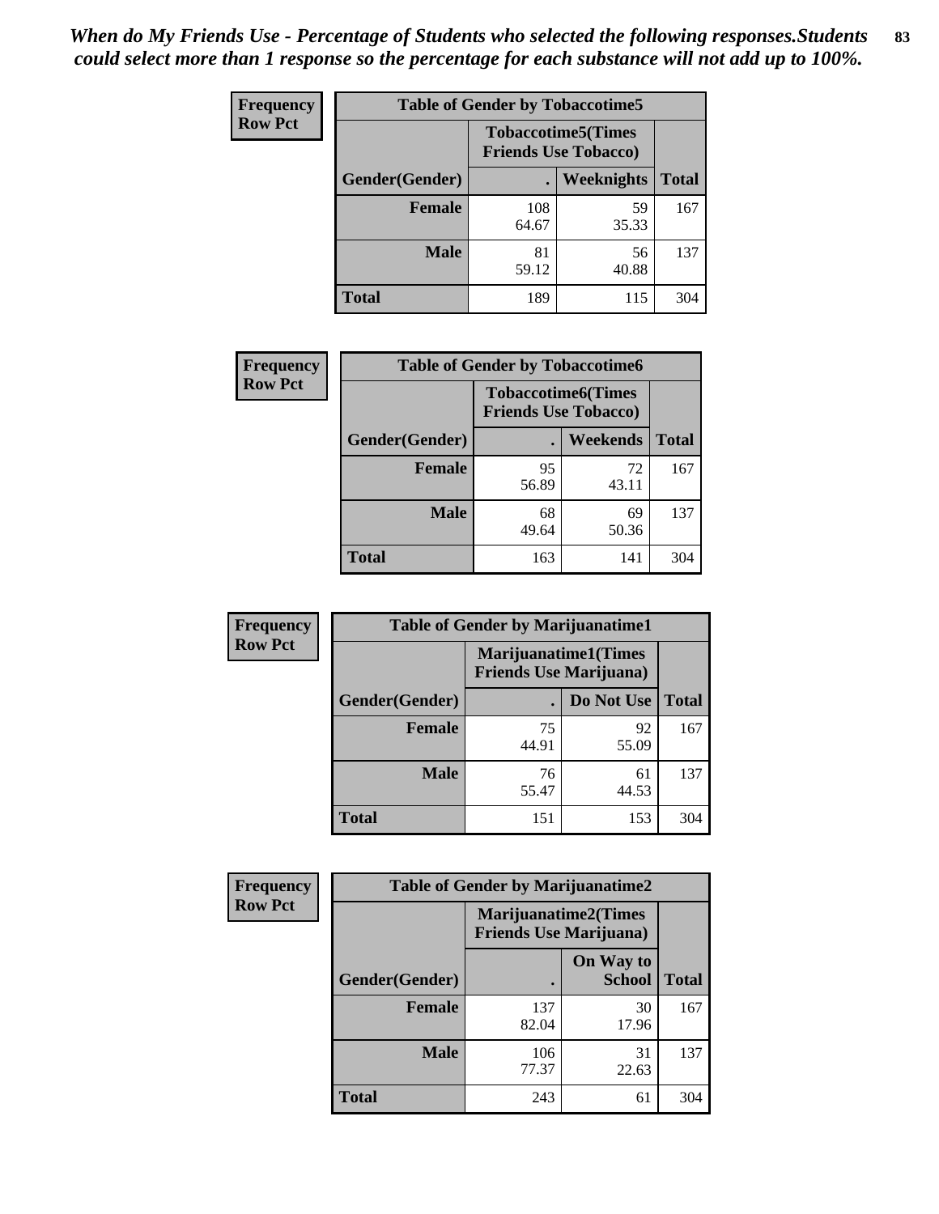*When do My Friends Use - Percentage of Students who selected the following responses.Students could select more than 1 response so the percentage for each substance will not add up to 100%.*

**Frequency**
**Row Pct**

| Table of Gender by Tobaccotime5 | | | |
|---|---|---|---|
| | Tobaccotime5(Times Friends Use Tobacco) | | |
| Gender(Gender) | . | Weeknights | Total |
| **Female** | 108<br>64.67 | 59<br>35.33 | 167 |
| **Male** | 81<br>59.12 | 56<br>40.88 | 137 |
| **Total** | 189 | 115 | 304 |

**Frequency**
**Row Pct**

| Table of Gender by Tobaccotime6 | | | |
|---|---|---|---|
| | Tobaccotime6(Times Friends Use Tobacco) | | |
| Gender(Gender) | . | Weekends | Total |
| **Female** | 95<br>56.89 | 72<br>43.11 | 167 |
| **Male** | 68<br>49.64 | 69<br>50.36 | 137 |
| **Total** | 163 | 141 | 304 |

**Frequency**
**Row Pct**

| Table of Gender by Marijuanatime1 | | | |
|---|---|---|---|
| | Marijuanatime1(Times Friends Use Marijuana) | | |
| Gender(Gender) | . | Do Not Use | Total |
| **Female** | 75<br>44.91 | 92<br>55.09 | 167 |
| **Male** | 76<br>55.47 | 61<br>44.53 | 137 |
| **Total** | 151 | 153 | 304 |

**Frequency**
**Row Pct**

| Table of Gender by Marijuanatime2 | | | |
|---|---|---|---|
| | Marijuanatime2(Times Friends Use Marijuana) | | |
| Gender(Gender) | . | On Way to School | Total |
| **Female** | 137<br>82.04 | 30<br>17.96 | 167 |
| **Male** | 106<br>77.37 | 31<br>22.63 | 137 |
| **Total** | 243 | 61 | 304 |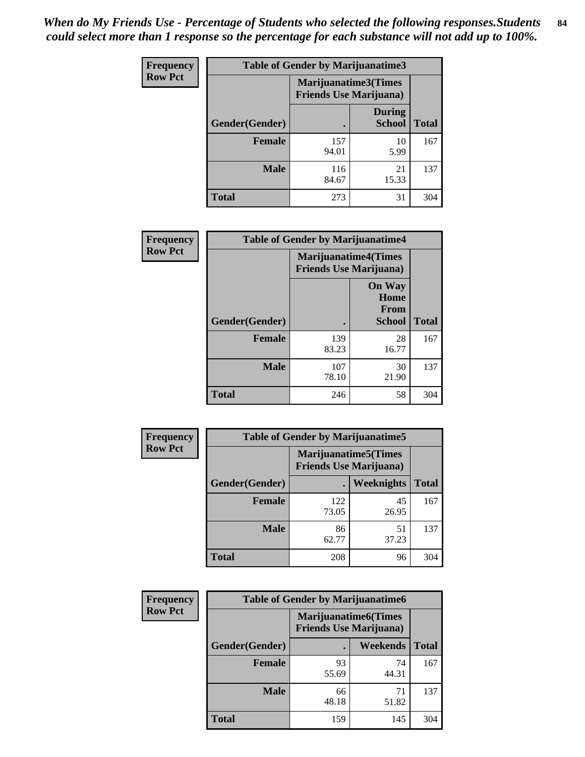*When do My Friends Use - Percentage of Students who selected the following responses.Students could select more than 1 response so the percentage for each substance will not add up to 100%.*

**Frequency**
**Row Pct**

| Table of Gender by Marijuanatime3 | | | |
|---|---|---|---|
| | Marijuanatime3(Times Friends Use Marijuana) | | |
| Gender(Gender) | . | During School | Total |
| **Female** | 157<br>94.01 | 10<br>5.99 | 167 |
| **Male** | 116<br>84.67 | 21<br>15.33 | 137 |
| **Total** | 273 | 31 | 304 |

**Frequency**
**Row Pct**

| Table of Gender by Marijuanatime4 | | | |
|---|---|---|---|
| | Marijuanatime4(Times Friends Use Marijuana) | | |
| Gender(Gender) | . | On Way Home From School | Total |
| **Female** | 139<br>83.23 | 28<br>16.77 | 167 |
| **Male** | 107<br>78.10 | 30<br>21.90 | 137 |
| **Total** | 246 | 58 | 304 |

**Frequency**
**Row Pct**

| Table of Gender by Marijuanatime5 | | | |
|---|---|---|---|
| | Marijuanatime5(Times Friends Use Marijuana) | | |
| Gender(Gender) | . | Weeknights | Total |
| **Female** | 122<br>73.05 | 45<br>26.95 | 167 |
| **Male** | 86<br>62.77 | 51<br>37.23 | 137 |
| **Total** | 208 | 96 | 304 |

**Frequency**
**Row Pct**

| Table of Gender by Marijuanatime6 | | | |
|---|---|---|---|
| | Marijuanatime6(Times Friends Use Marijuana) | | |
| Gender(Gender) | . | Weekends | Total |
| **Female** | 93<br>55.69 | 74<br>44.31 | 167 |
| **Male** | 66<br>48.18 | 71<br>51.82 | 137 |
| **Total** | 159 | 145 | 304 |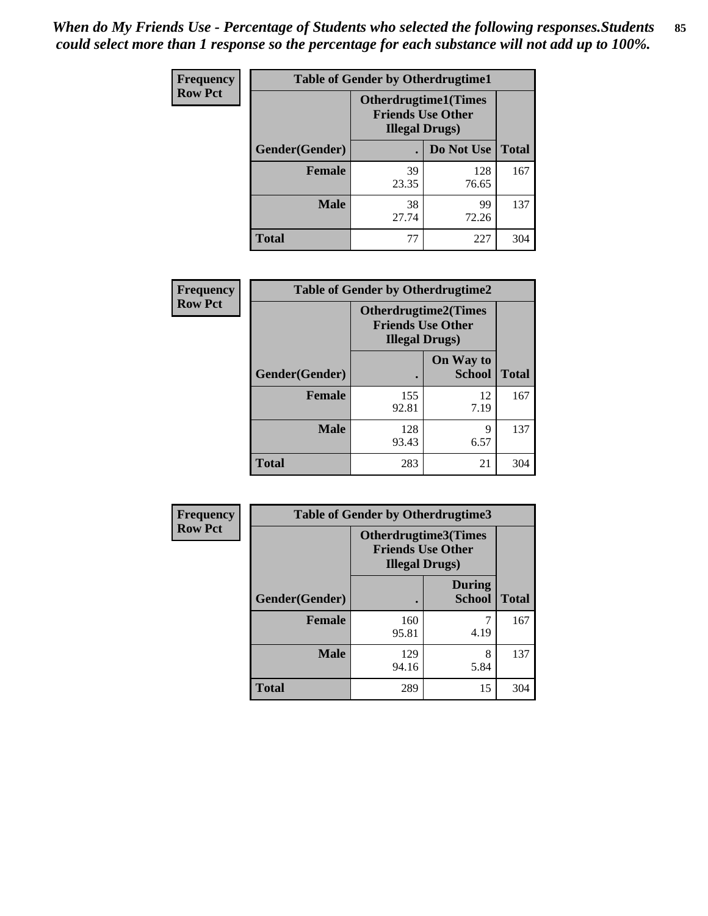*When do My Friends Use - Percentage of Students who selected the following responses.Students could select more than 1 response so the percentage for each substance will not add up to 100%.*

**Frequency**
**Row Pct**

| Table of Gender by Otherdrugtime1 | | | |
|---|---|---|---|
| | Otherdrugtime1(Times Friends Use Other Illegal Drugs) | | |
| Gender(Gender) | . | Do Not Use | Total |
| **Female** | 39<br>23.35 | 128<br>76.65 | 167 |
| **Male** | 38<br>27.74 | 99<br>72.26 | 137 |
| **Total** | 77 | 227 | 304 |

**Frequency**
**Row Pct**

| Table of Gender by Otherdrugtime2 | | | |
|---|---|---|---|
| | Otherdrugtime2(Times Friends Use Other Illegal Drugs) | | |
| Gender(Gender) | . | On Way to School | Total |
| **Female** | 155<br>92.81 | 12<br>7.19 | 167 |
| **Male** | 128<br>93.43 | 9<br>6.57 | 137 |
| **Total** | 283 | 21 | 304 |

**Frequency**
**Row Pct**

| Table of Gender by Otherdrugtime3 | | | |
|---|---|---|---|
| | Otherdrugtime3(Times Friends Use Other Illegal Drugs) | | |
| Gender(Gender) | . | During School | Total |
| **Female** | 160<br>95.81 | 7<br>4.19 | 167 |
| **Male** | 129<br>94.16 | 8<br>5.84 | 137 |
| **Total** | 289 | 15 | 304 |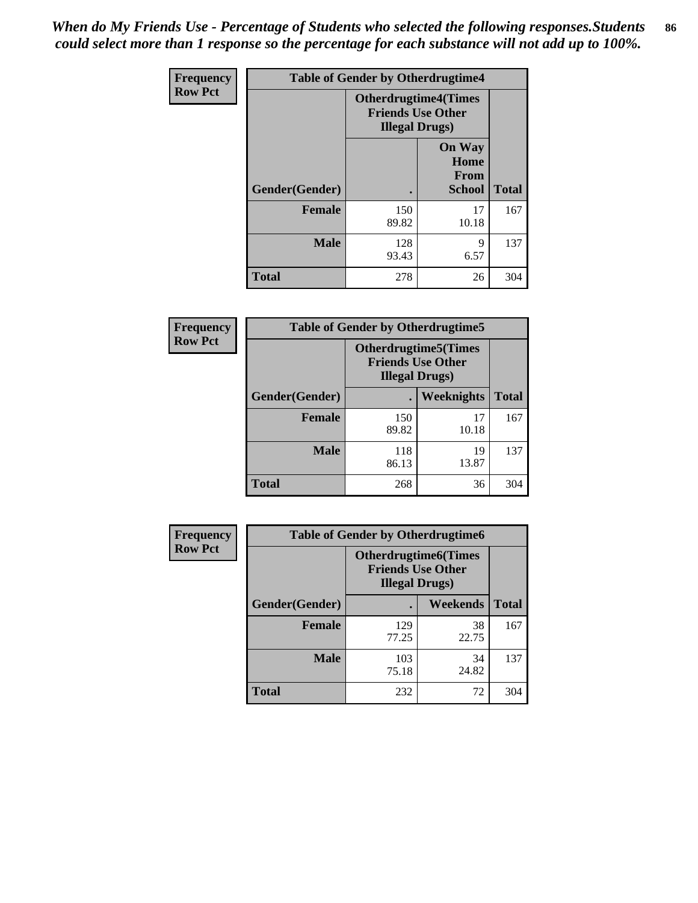*When do My Friends Use - Percentage of Students who selected the following responses.Students could select more than 1 response so the percentage for each substance will not add up to 100%.*

| Frequency Row Pct | Table of Gender by Otherdrugtime4 | | |
|---|---|---|---|
| | Otherdrugtime4(Times Friends Use Other Illegal Drugs) | | |
| Gender(Gender) | . | On Way Home From School | Total |
| Female | 150<br>89.82 | 17<br>10.18 | 167 |
| Male | 128<br>93.43 | 9<br>6.57 | 137 |
| Total | 278 | 26 | 304 |

| Frequency Row Pct | Table of Gender by Otherdrugtime5 | | |
|---|---|---|---|
| | Otherdrugtime5(Times Friends Use Other Illegal Drugs) | | |
| Gender(Gender) | . | Weeknights | Total |
| Female | 150<br>89.82 | 17<br>10.18 | 167 |
| Male | 118<br>86.13 | 19<br>13.87 | 137 |
| Total | 268 | 36 | 304 |

| Frequency Row Pct | Table of Gender by Otherdrugtime6 | | |
|---|---|---|---|
| | Otherdrugtime6(Times Friends Use Other Illegal Drugs) | | |
| Gender(Gender) | . | Weekends | Total |
| Female | 129<br>77.25 | 38<br>22.75 | 167 |
| Male | 103<br>75.18 | 34<br>24.82 | 137 |
| Total | 232 | 72 | 304 |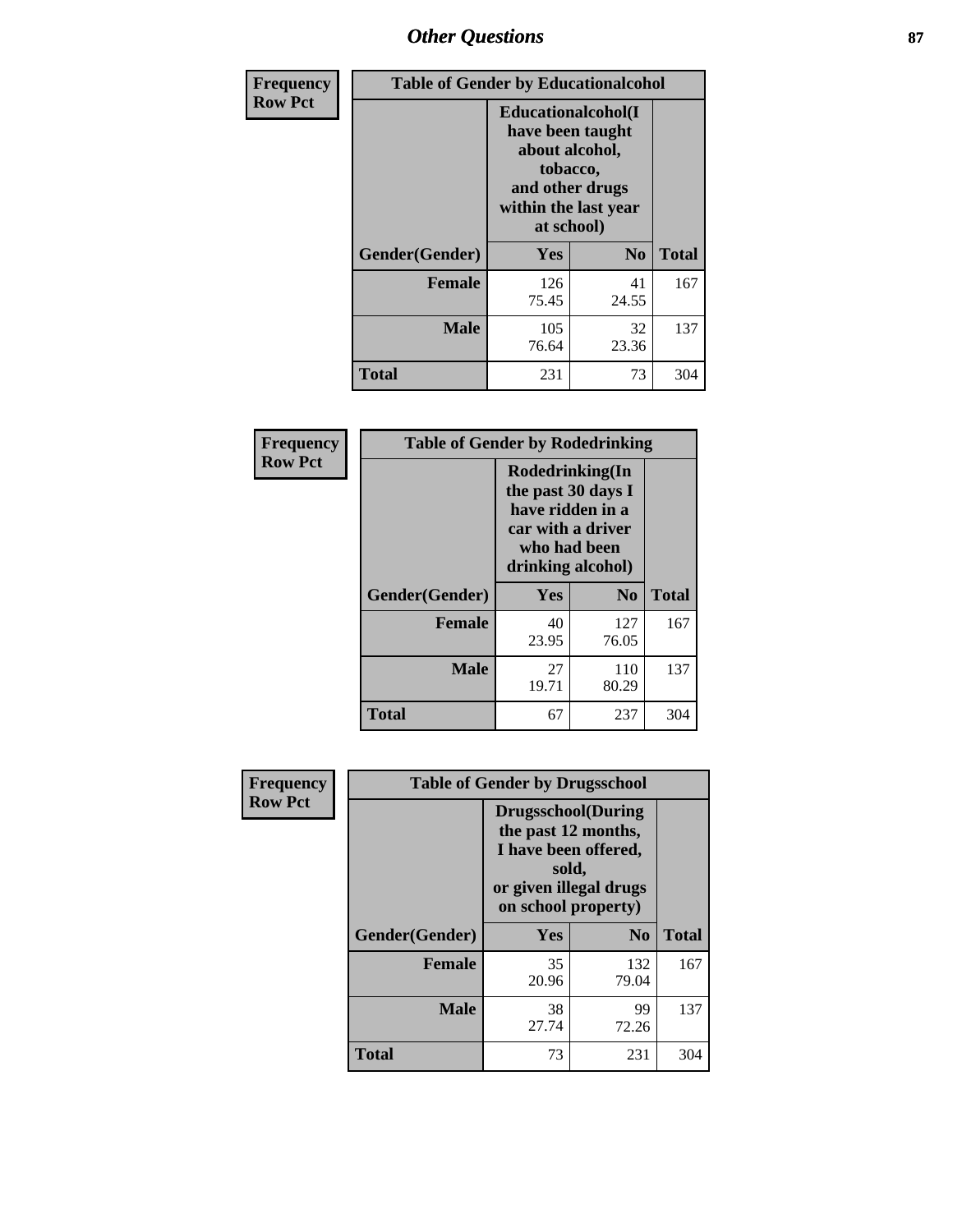| Frequency<br>Row Pct | Table of Gender by Educationalcohol | | |
|---|---|---|---|
| | Educationalcohol(I have been taught about alcohol, tobacco, and other drugs within the last year at school) | | |
| Gender(Gender) | Yes | No | Total |
| Female | 126<br>75.45 | 41<br>24.55 | 167 |
| Male | 105<br>76.64 | 32<br>23.36 | 137 |
| Total | 231 | 73 | 304 |

| Frequency<br>Row Pct | Table of Gender by Rodedrinking | | |
|---|---|---|---|
| | Rodedrinking(In the past 30 days I have ridden in a car with a driver who had been drinking alcohol) | | |
| Gender(Gender) | Yes | No | Total |
| Female | 40<br>23.95 | 127<br>76.05 | 167 |
| Male | 27<br>19.71 | 110<br>80.29 | 137 |
| Total | 67 | 237 | 304 |

| Frequency<br>Row Pct | Table of Gender by Drugsschool | | |
|---|---|---|---|
| | Drugsschool(During the past 12 months, I have been offered, sold, or given illegal drugs on school property) | | |
| Gender(Gender) | Yes | No | Total |
| Female | 35<br>20.96 | 132<br>79.04 | 167 |
| Male | 38<br>27.74 | 99<br>72.26 | 137 |
| Total | 73 | 231 | 304 |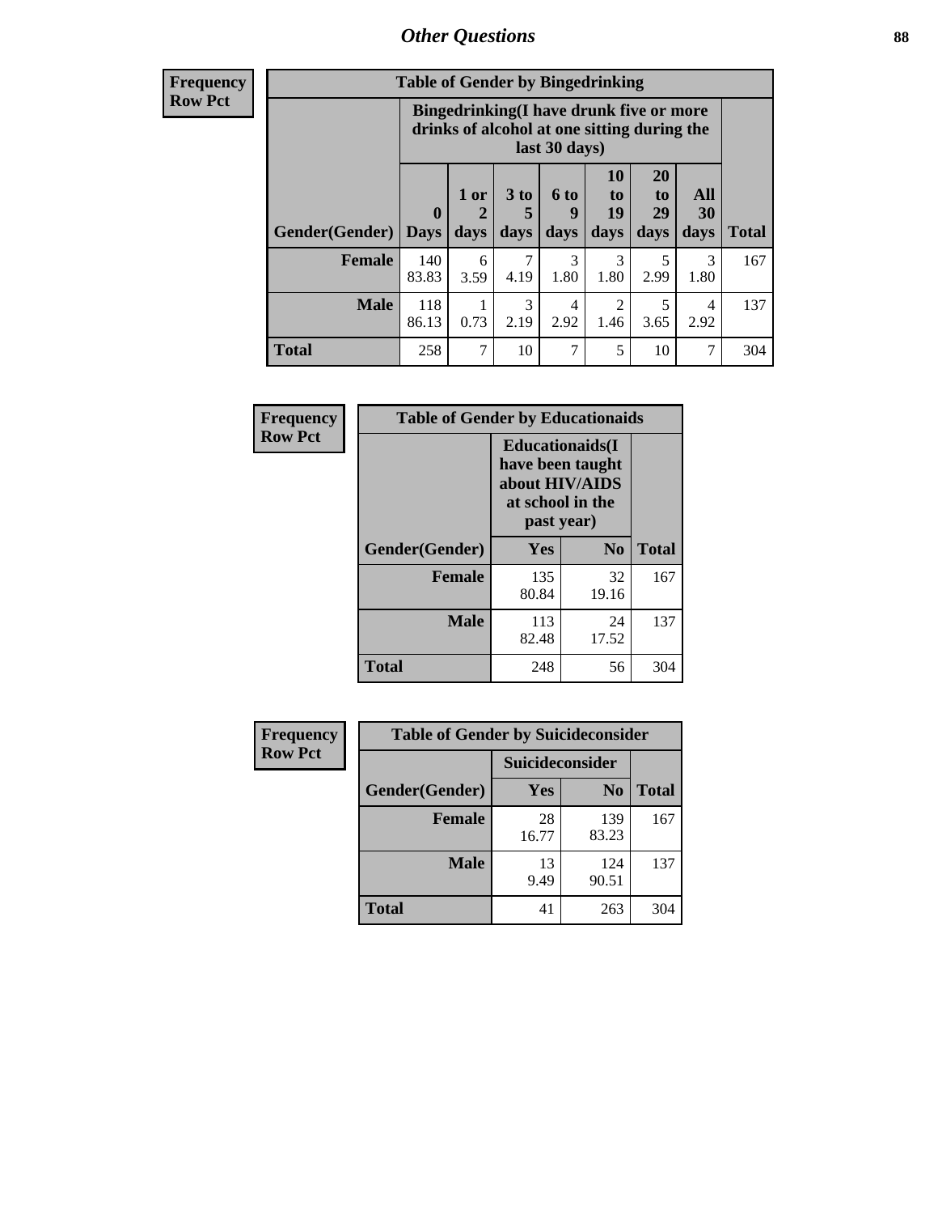# Other Questions

| Frequency<br>Row Pct | Table of Gender by Bingedrinking | | | | | | | |
|---|---|---|---|---|---|---|---|---|
| | Bingedrinking(I have drunk five or more drinks of alcohol at one sitting during the last 30 days) | | | | | | | |
| Gender(Gender) | 0 Days | 1 or 2 days | 3 to 5 days | 6 to 9 days | 10 to 19 days | 20 to 29 days | All 30 days | Total |
| Female | 140<br>83.83 | 6<br>3.59 | 7<br>4.19 | 3<br>1.80 | 3<br>1.80 | 5<br>2.99 | 3<br>1.80 | 167 |
| Male | 118<br>86.13 | 1<br>0.73 | 3<br>2.19 | 4<br>2.92 | 2<br>1.46 | 5<br>3.65 | 4<br>2.92 | 137 |
| Total | 258 | 7 | 10 | 7 | 5 | 10 | 7 | 304 |

| Frequency<br>Row Pct | Table of Gender by Educationaids | | |
|---|---|---|---|
| | Educationaids(I have been taught about HIV/AIDS at school in the past year) | | |
| Gender(Gender) | Yes | No | Total |
| Female | 135<br>80.84 | 32<br>19.16 | 167 |
| Male | 113<br>82.48 | 24<br>17.52 | 137 |
| Total | 248 | 56 | 304 |

| Frequency<br>Row Pct | Table of Gender by Suicideconsider | | |
|---|---|---|---|
| | Suicideconsider | | |
| Gender(Gender) | Yes | No | Total |
| Female | 28<br>16.77 | 139<br>83.23 | 167 |
| Male | 13<br>9.49 | 124<br>90.51 | 137 |
| Total | 41 | 263 | 304 |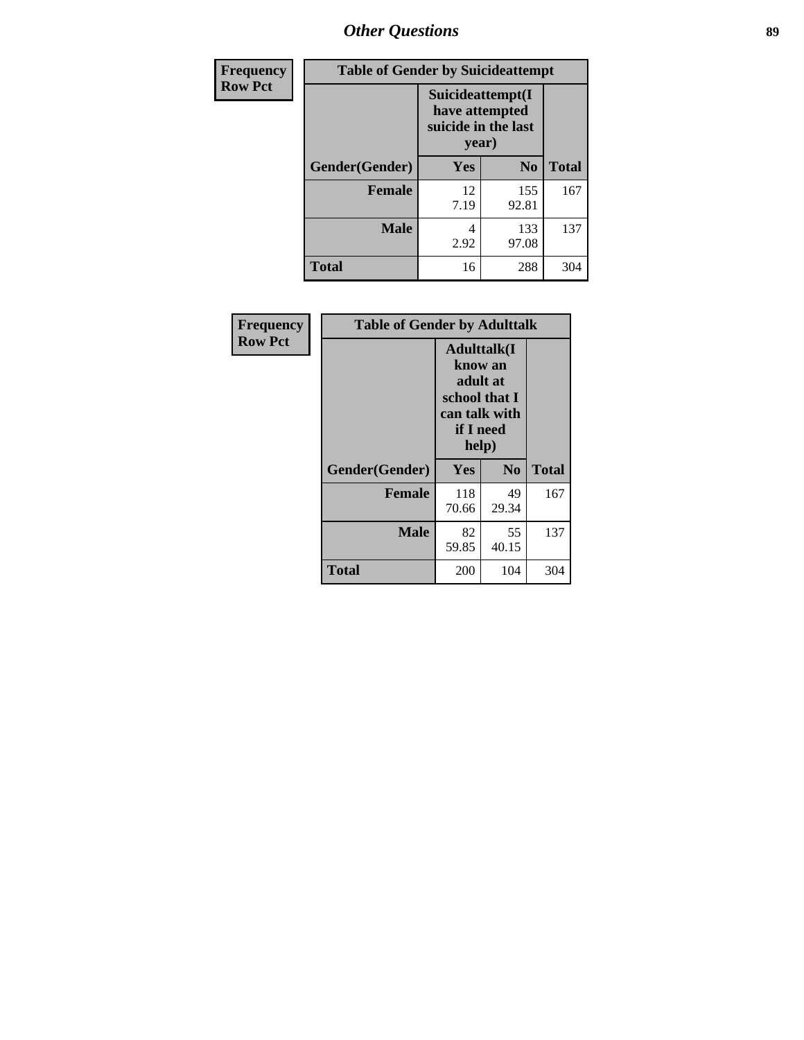## Other Questions

**Frequency Row Pct**

**Table of Gender by Suicideattempt**

| | Suicideattempt(I have attempted suicide in the last year) | | |
|---|---|---|---|
| Gender(Gender) | Yes | No | Total |
| **Female** | 12<br>7.19 | 155<br>92.81 | 167 |
| **Male** | 4<br>2.92 | 133<br>97.08 | 137 |
| **Total** | 16 | 288 | 304 |

**Frequency Row Pct**

**Table of Gender by Adulttalk**

| | Adulttalk(I know an adult at school that I can talk with if I need help) | | |
|---|---|---|---|
| Gender(Gender) | Yes | No | Total |
| **Female** | 118<br>70.66 | 49<br>29.34 | 167 |
| **Male** | 82<br>59.85 | 55<br>40.15 | 137 |
| **Total** | 200 | 104 | 304 |